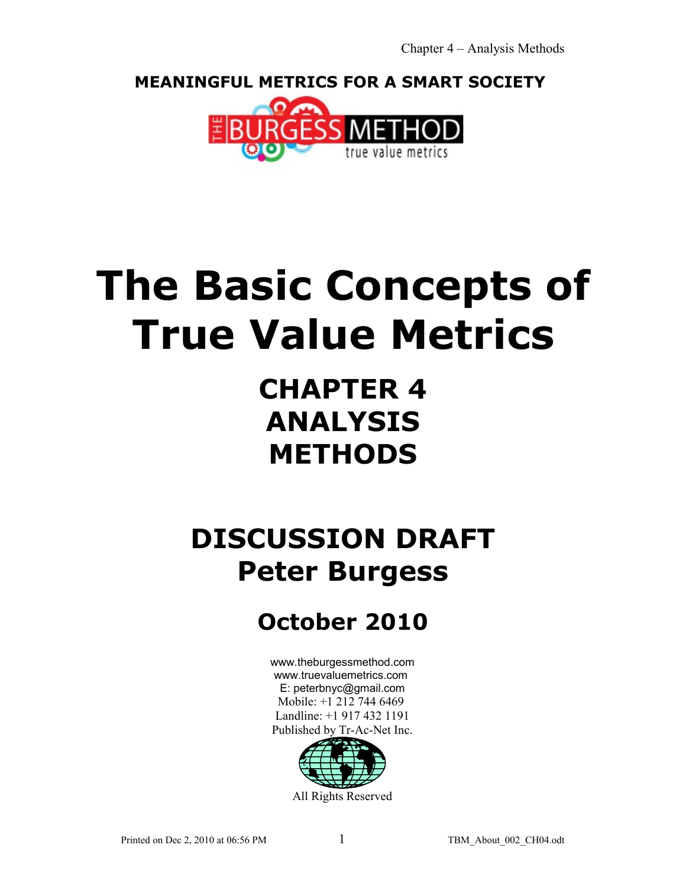**MEANINGFUL METRICS FOR A SMART SOCIETY**

THE BURGESS METHOD
true value metrics

# The Basic Concepts of True Value Metrics

## CHAPTER 4
## ANALYSIS
## METHODS

## DISCUSSION DRAFT
## Peter Burgess

## October 2010

www.theburgessmethod.com
www.truevaluemetrics.com
E: peterbnyc@gmail.com
Mobile: +1 212 744 6469
Landline: +1 917 432 1191
Published by Tr-Ac-Net Inc.

All Rights Reserved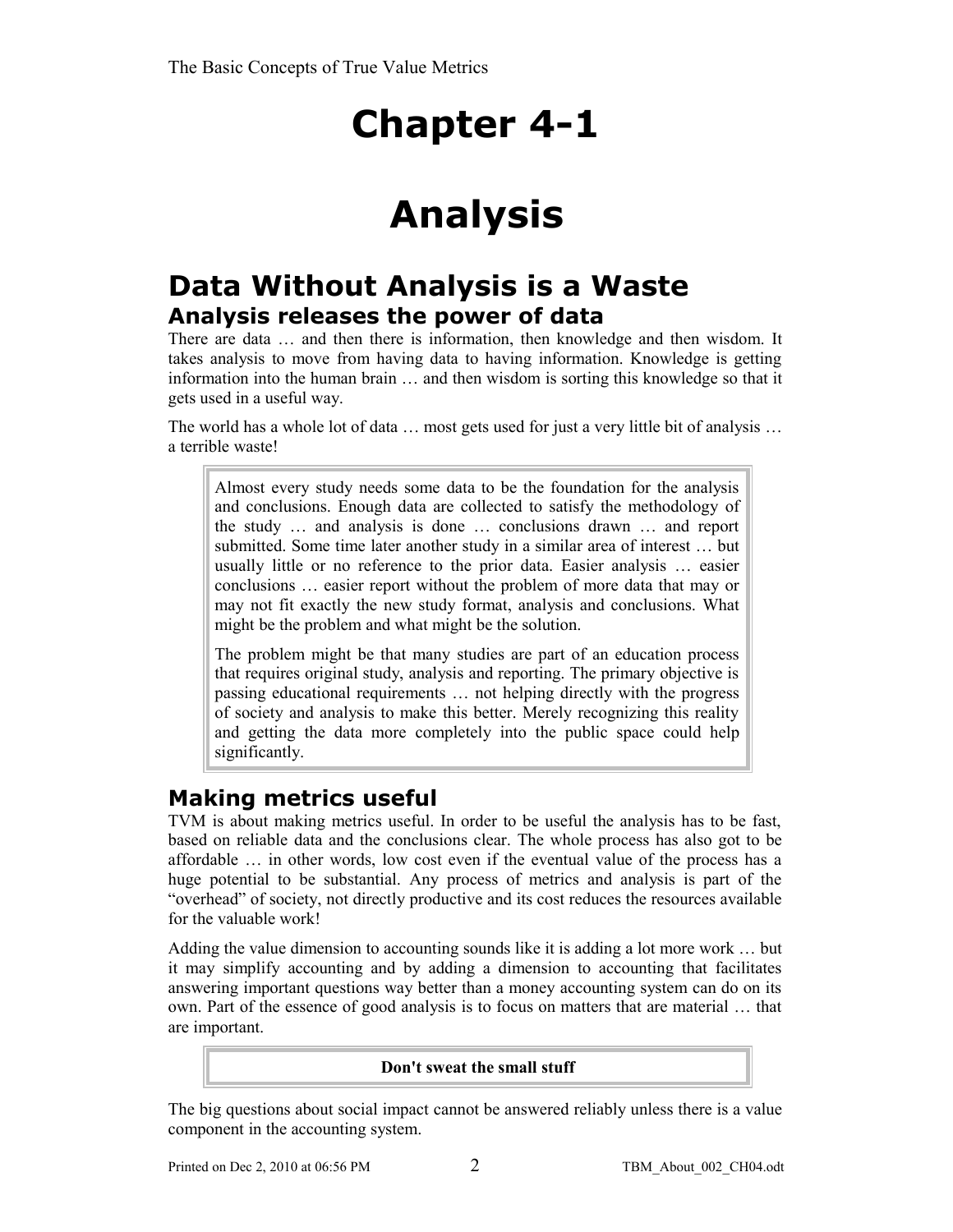# Chapter 4-1

# Analysis

## Data Without Analysis is a Waste

### Analysis releases the power of data

There are data … and then there is information, then knowledge and then wisdom. It takes analysis to move from having data to having information. Knowledge is getting information into the human brain … and then wisdom is sorting this knowledge so that it gets used in a useful way.

The world has a whole lot of data … most gets used for just a very little bit of analysis … a terrible waste!

> Almost every study needs some data to be the foundation for the analysis and conclusions. Enough data are collected to satisfy the methodology of the study … and analysis is done … conclusions drawn … and report submitted. Some time later another study in a similar area of interest … but usually little or no reference to the prior data. Easier analysis … easier conclusions … easier report without the problem of more data that may or may not fit exactly the new study format, analysis and conclusions. What might be the problem and what might be the solution.
>
> The problem might be that many studies are part of an education process that requires original study, analysis and reporting. The primary objective is passing educational requirements … not helping directly with the progress of society and analysis to make this better. Merely recognizing this reality and getting the data more completely into the public space could help significantly.

### Making metrics useful

TVM is about making metrics useful. In order to be useful the analysis has to be fast, based on reliable data and the conclusions clear. The whole process has also got to be affordable … in other words, low cost even if the eventual value of the process has a huge potential to be substantial. Any process of metrics and analysis is part of the "overhead" of society, not directly productive and its cost reduces the resources available for the valuable work!

Adding the value dimension to accounting sounds like it is adding a lot more work … but it may simplify accounting and by adding a dimension to accounting that facilitates answering important questions way better than a money accounting system can do on its own. Part of the essence of good analysis is to focus on matters that are material … that are important.

> **Don't sweat the small stuff**

The big questions about social impact cannot be answered reliably unless there is a value component in the accounting system.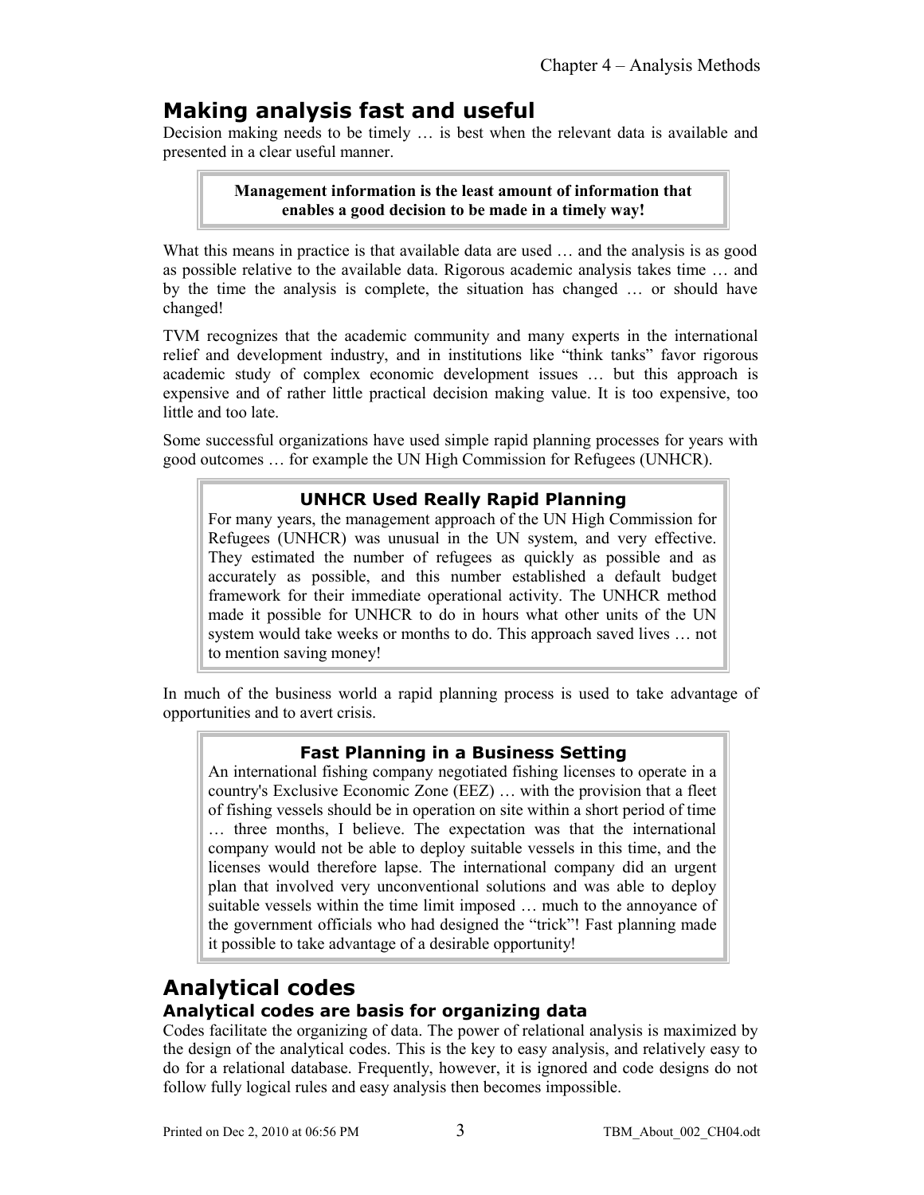## Making analysis fast and useful

Decision making needs to be timely … is best when the relevant data is available and presented in a clear useful manner.

> **Management information is the least amount of information that enables a good decision to be made in a timely way!**

What this means in practice is that available data are used … and the analysis is as good as possible relative to the available data. Rigorous academic analysis takes time … and by the time the analysis is complete, the situation has changed … or should have changed!

TVM recognizes that the academic community and many experts in the international relief and development industry, and in institutions like "think tanks" favor rigorous academic study of complex economic development issues … but this approach is expensive and of rather little practical decision making value. It is too expensive, too little and too late.

Some successful organizations have used simple rapid planning processes for years with good outcomes … for example the UN High Commission for Refugees (UNHCR).

> **UNHCR Used Really Rapid Planning**
>
> For many years, the management approach of the UN High Commission for Refugees (UNHCR) was unusual in the UN system, and very effective. They estimated the number of refugees as quickly as possible and as accurately as possible, and this number established a default budget framework for their immediate operational activity. The UNHCR method made it possible for UNHCR to do in hours what other units of the UN system would take weeks or months to do. This approach saved lives … not to mention saving money!

In much of the business world a rapid planning process is used to take advantage of opportunities and to avert crisis.

> **Fast Planning in a Business Setting**
>
> An international fishing company negotiated fishing licenses to operate in a country's Exclusive Economic Zone (EEZ) … with the provision that a fleet of fishing vessels should be in operation on site within a short period of time … three months, I believe. The expectation was that the international company would not be able to deploy suitable vessels in this time, and the licenses would therefore lapse. The international company did an urgent plan that involved very unconventional solutions and was able to deploy suitable vessels within the time limit imposed … much to the annoyance of the government officials who had designed the "trick"! Fast planning made it possible to take advantage of a desirable opportunity!

## Analytical codes

### Analytical codes are basis for organizing data

Codes facilitate the organizing of data. The power of relational analysis is maximized by the design of the analytical codes. This is the key to easy analysis, and relatively easy to do for a relational database. Frequently, however, it is ignored and code designs do not follow fully logical rules and easy analysis then becomes impossible.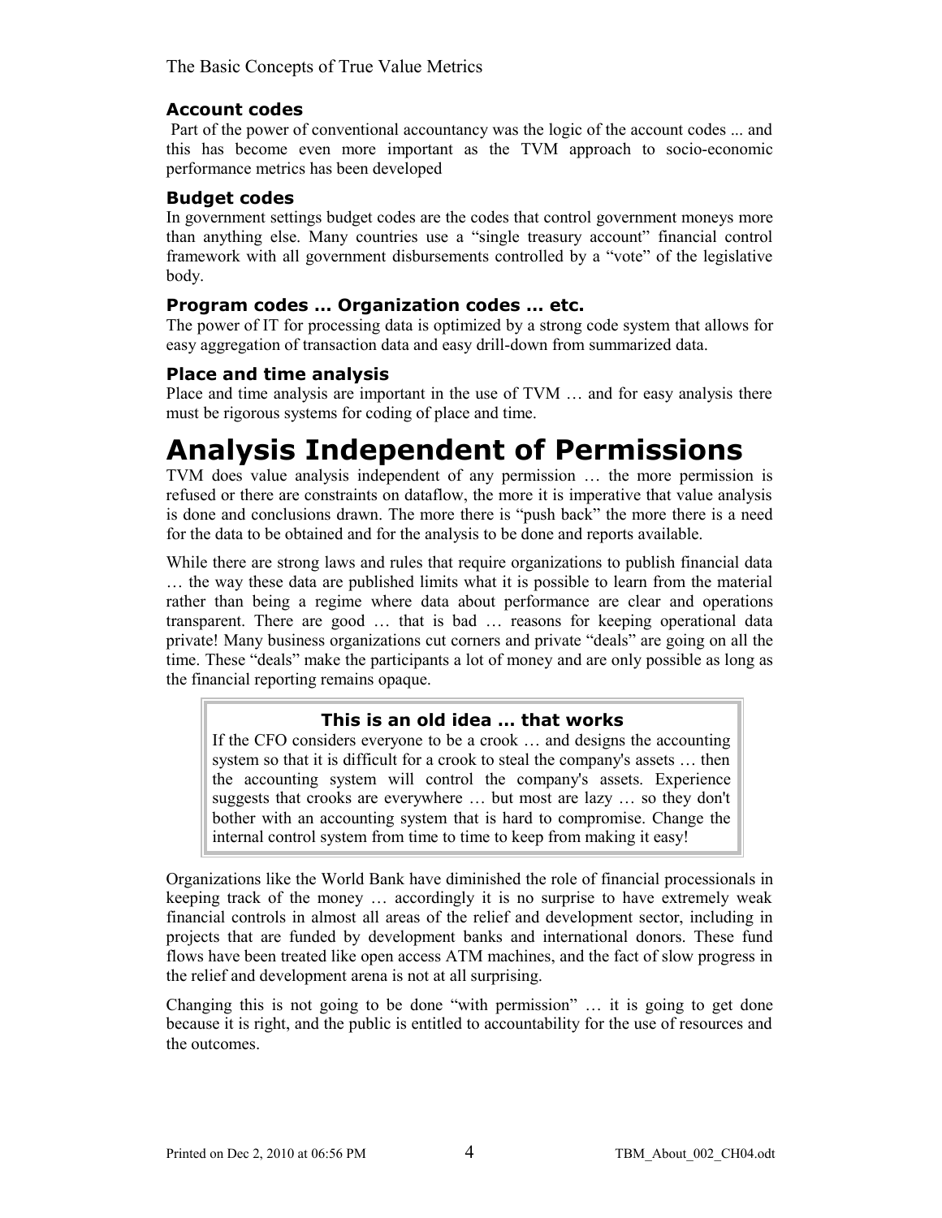### Account codes

Part of the power of conventional accountancy was the logic of the account codes ... and this has become even more important as the TVM approach to socio-economic performance metrics has been developed

### Budget codes

In government settings budget codes are the codes that control government moneys more than anything else. Many countries use a "single treasury account" financial control framework with all government disbursements controlled by a "vote" of the legislative body.

### Program codes … Organization codes … etc.

The power of IT for processing data is optimized by a strong code system that allows for easy aggregation of transaction data and easy drill-down from summarized data.

### Place and time analysis

Place and time analysis are important in the use of TVM … and for easy analysis there must be rigorous systems for coding of place and time.

# Analysis Independent of Permissions

TVM does value analysis independent of any permission … the more permission is refused or there are constraints on dataflow, the more it is imperative that value analysis is done and conclusions drawn. The more there is "push back" the more there is a need for the data to be obtained and for the analysis to be done and reports available.

While there are strong laws and rules that require organizations to publish financial data … the way these data are published limits what it is possible to learn from the material rather than being a regime where data about performance are clear and operations transparent. There are good … that is bad … reasons for keeping operational data private! Many business organizations cut corners and private "deals" are going on all the time. These "deals" make the participants a lot of money and are only possible as long as the financial reporting remains opaque.

> **This is an old idea … that works**
>
> If the CFO considers everyone to be a crook … and designs the accounting system so that it is difficult for a crook to steal the company's assets … then the accounting system will control the company's assets. Experience suggests that crooks are everywhere … but most are lazy … so they don't bother with an accounting system that is hard to compromise. Change the internal control system from time to time to keep from making it easy!

Organizations like the World Bank have diminished the role of financial processionals in keeping track of the money … accordingly it is no surprise to have extremely weak financial controls in almost all areas of the relief and development sector, including in projects that are funded by development banks and international donors. These fund flows have been treated like open access ATM machines, and the fact of slow progress in the relief and development arena is not at all surprising.

Changing this is not going to be done "with permission" … it is going to get done because it is right, and the public is entitled to accountability for the use of resources and the outcomes.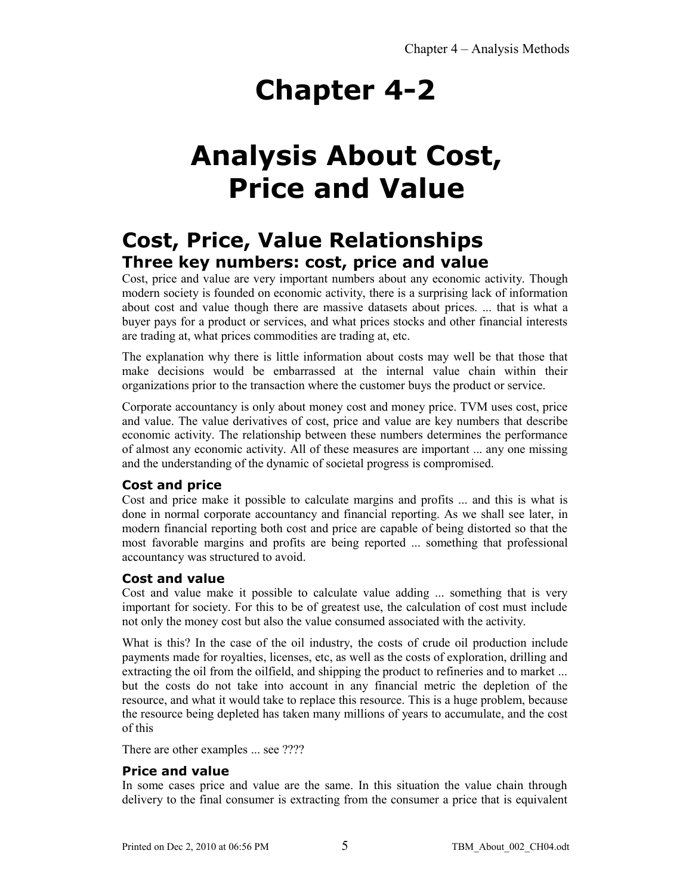# Chapter 4-2

# Analysis About Cost, Price and Value

## Cost, Price, Value Relationships

### Three key numbers: cost, price and value

Cost, price and value are very important numbers about any economic activity. Though modern society is founded on economic activity, there is a surprising lack of information about cost and value though there are massive datasets about prices. ... that is what a buyer pays for a product or services, and what prices stocks and other financial interests are trading at, what prices commodities are trading at, etc.

The explanation why there is little information about costs may well be that those that make decisions would be embarrassed at the internal value chain within their organizations prior to the transaction where the customer buys the product or service.

Corporate accountancy is only about money cost and money price. TVM uses cost, price and value. The value derivatives of cost, price and value are key numbers that describe economic activity. The relationship between these numbers determines the performance of almost any economic activity. All of these measures are important ... any one missing and the understanding of the dynamic of societal progress is compromised.

#### Cost and price

Cost and price make it possible to calculate margins and profits ... and this is what is done in normal corporate accountancy and financial reporting. As we shall see later, in modern financial reporting both cost and price are capable of being distorted so that the most favorable margins and profits are being reported ... something that professional accountancy was structured to avoid.

#### Cost and value

Cost and value make it possible to calculate value adding ... something that is very important for society. For this to be of greatest use, the calculation of cost must include not only the money cost but also the value consumed associated with the activity.

What is this? In the case of the oil industry, the costs of crude oil production include payments made for royalties, licenses, etc, as well as the costs of exploration, drilling and extracting the oil from the oilfield, and shipping the product to refineries and to market ... but the costs do not take into account in any financial metric the depletion of the resource, and what it would take to replace this resource. This is a huge problem, because the resource being depleted has taken many millions of years to accumulate, and the cost of this

There are other examples ... see ????

#### Price and value

In some cases price and value are the same. In this situation the value chain through delivery to the final consumer is extracting from the consumer a price that is equivalent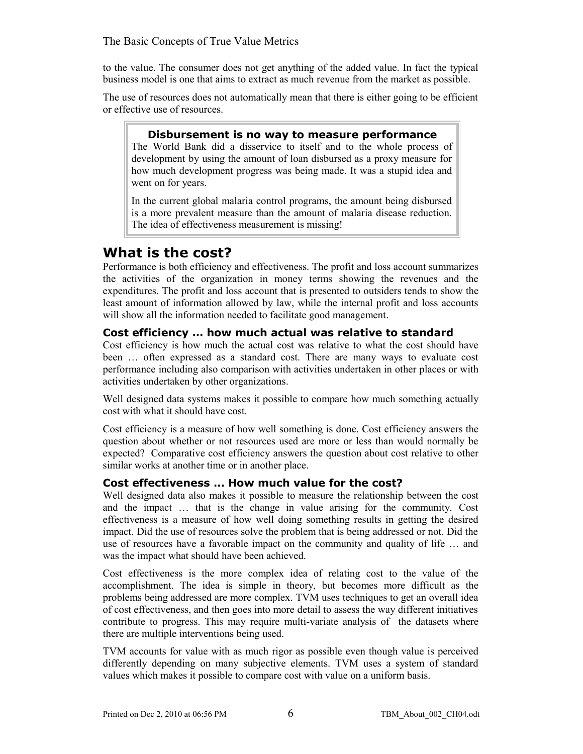to the value. The consumer does not get anything of the added value. In fact the typical business model is one that aims to extract as much revenue from the market as possible.

The use of resources does not automatically mean that there is either going to be efficient or effective use of resources.

> **Disbursement is no way to measure performance**
>
> The World Bank did a disservice to itself and to the whole process of development by using the amount of loan disbursed as a proxy measure for how much development progress was being made. It was a stupid idea and went on for years.
>
> In the current global malaria control programs, the amount being disbursed is a more prevalent measure than the amount of malaria disease reduction. The idea of effectiveness measurement is missing!

## What is the cost?

Performance is both efficiency and effectiveness. The profit and loss account summarizes the activities of the organization in money terms showing the revenues and the expenditures. The profit and loss account that is presented to outsiders tends to show the least amount of information allowed by law, while the internal profit and loss accounts will show all the information needed to facilitate good management.

### Cost efficiency … how much actual was relative to standard

Cost efficiency is how much the actual cost was relative to what the cost should have been … often expressed as a standard cost. There are many ways to evaluate cost performance including also comparison with activities undertaken in other places or with activities undertaken by other organizations.

Well designed data systems makes it possible to compare how much something actually cost with what it should have cost.

Cost efficiency is a measure of how well something is done. Cost efficiency answers the question about whether or not resources used are more or less than would normally be expected? Comparative cost efficiency answers the question about cost relative to other similar works at another time or in another place.

### Cost effectiveness … How much value for the cost?

Well designed data also makes it possible to measure the relationship between the cost and the impact … that is the change in value arising for the community. Cost effectiveness is a measure of how well doing something results in getting the desired impact. Did the use of resources solve the problem that is being addressed or not. Did the use of resources have a favorable impact on the community and quality of life … and was the impact what should have been achieved.

Cost effectiveness is the more complex idea of relating cost to the value of the accomplishment. The idea is simple in theory, but becomes more difficult as the problems being addressed are more complex. TVM uses techniques to get an overall idea of cost effectiveness, and then goes into more detail to assess the way different initiatives contribute to progress. This may require multi-variate analysis of the datasets where there are multiple interventions being used.

TVM accounts for value with as much rigor as possible even though value is perceived differently depending on many subjective elements. TVM uses a system of standard values which makes it possible to compare cost with value on a uniform basis.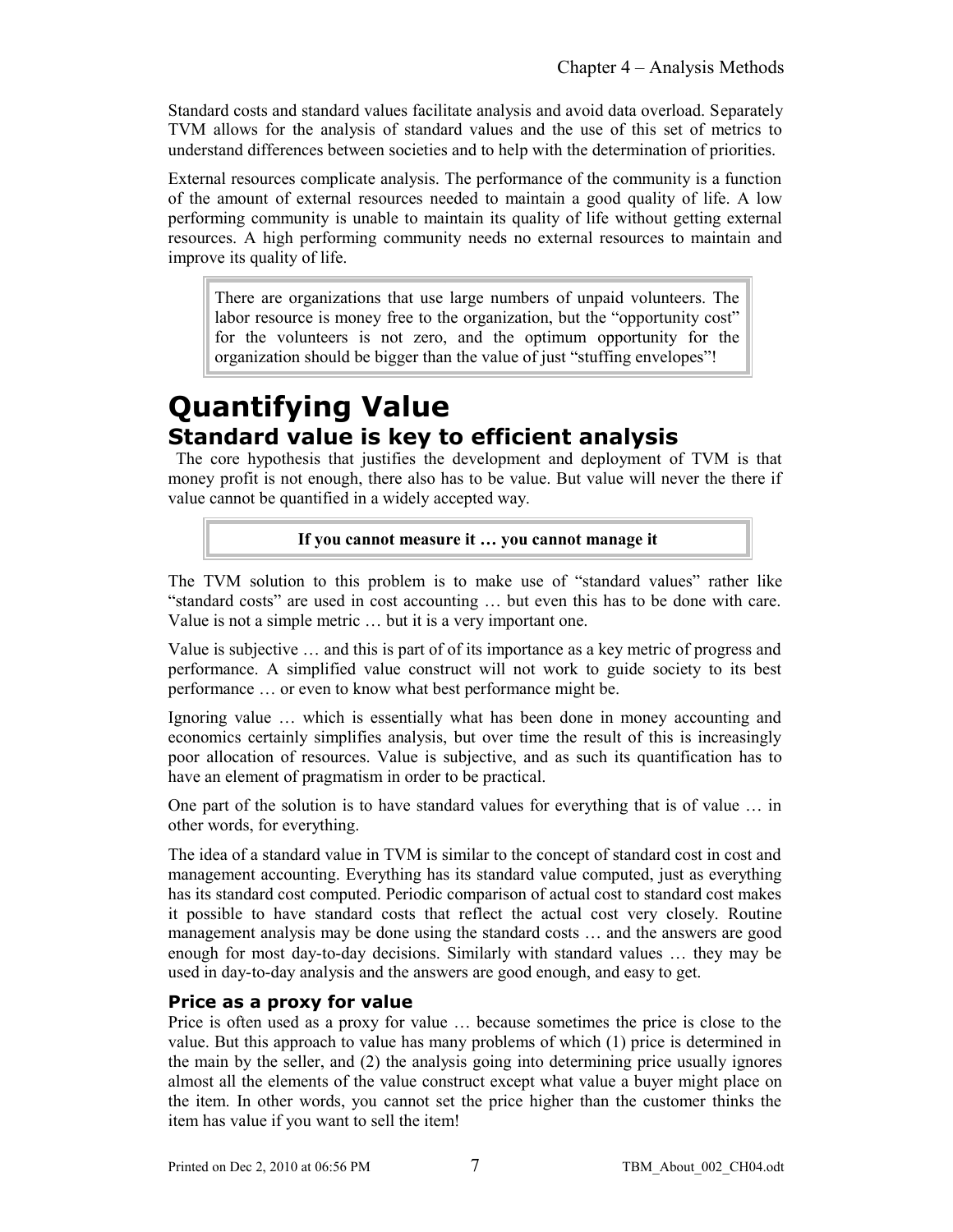Standard costs and standard values facilitate analysis and avoid data overload. Separately TVM allows for the analysis of standard values and the use of this set of metrics to understand differences between societies and to help with the determination of priorities.

External resources complicate analysis. The performance of the community is a function of the amount of external resources needed to maintain a good quality of life. A low performing community is unable to maintain its quality of life without getting external resources. A high performing community needs no external resources to maintain and improve its quality of life.

> There are organizations that use large numbers of unpaid volunteers. The labor resource is money free to the organization, but the "opportunity cost" for the volunteers is not zero, and the optimum opportunity for the organization should be bigger than the value of just "stuffing envelopes"!

# Quantifying Value

## Standard value is key to efficient analysis

The core hypothesis that justifies the development and deployment of TVM is that money profit is not enough, there also has to be value. But value will never the there if value cannot be quantified in a widely accepted way.

> **If you cannot measure it … you cannot manage it**

The TVM solution to this problem is to make use of "standard values" rather like "standard costs" are used in cost accounting … but even this has to be done with care. Value is not a simple metric … but it is a very important one.

Value is subjective … and this is part of of its importance as a key metric of progress and performance. A simplified value construct will not work to guide society to its best performance … or even to know what best performance might be.

Ignoring value … which is essentially what has been done in money accounting and economics certainly simplifies analysis, but over time the result of this is increasingly poor allocation of resources. Value is subjective, and as such its quantification has to have an element of pragmatism in order to be practical.

One part of the solution is to have standard values for everything that is of value … in other words, for everything.

The idea of a standard value in TVM is similar to the concept of standard cost in cost and management accounting. Everything has its standard value computed, just as everything has its standard cost computed. Periodic comparison of actual cost to standard cost makes it possible to have standard costs that reflect the actual cost very closely. Routine management analysis may be done using the standard costs … and the answers are good enough for most day-to-day decisions. Similarly with standard values … they may be used in day-to-day analysis and the answers are good enough, and easy to get.

### Price as a proxy for value

Price is often used as a proxy for value … because sometimes the price is close to the value. But this approach to value has many problems of which (1) price is determined in the main by the seller, and (2) the analysis going into determining price usually ignores almost all the elements of the value construct except what value a buyer might place on the item. In other words, you cannot set the price higher than the customer thinks the item has value if you want to sell the item!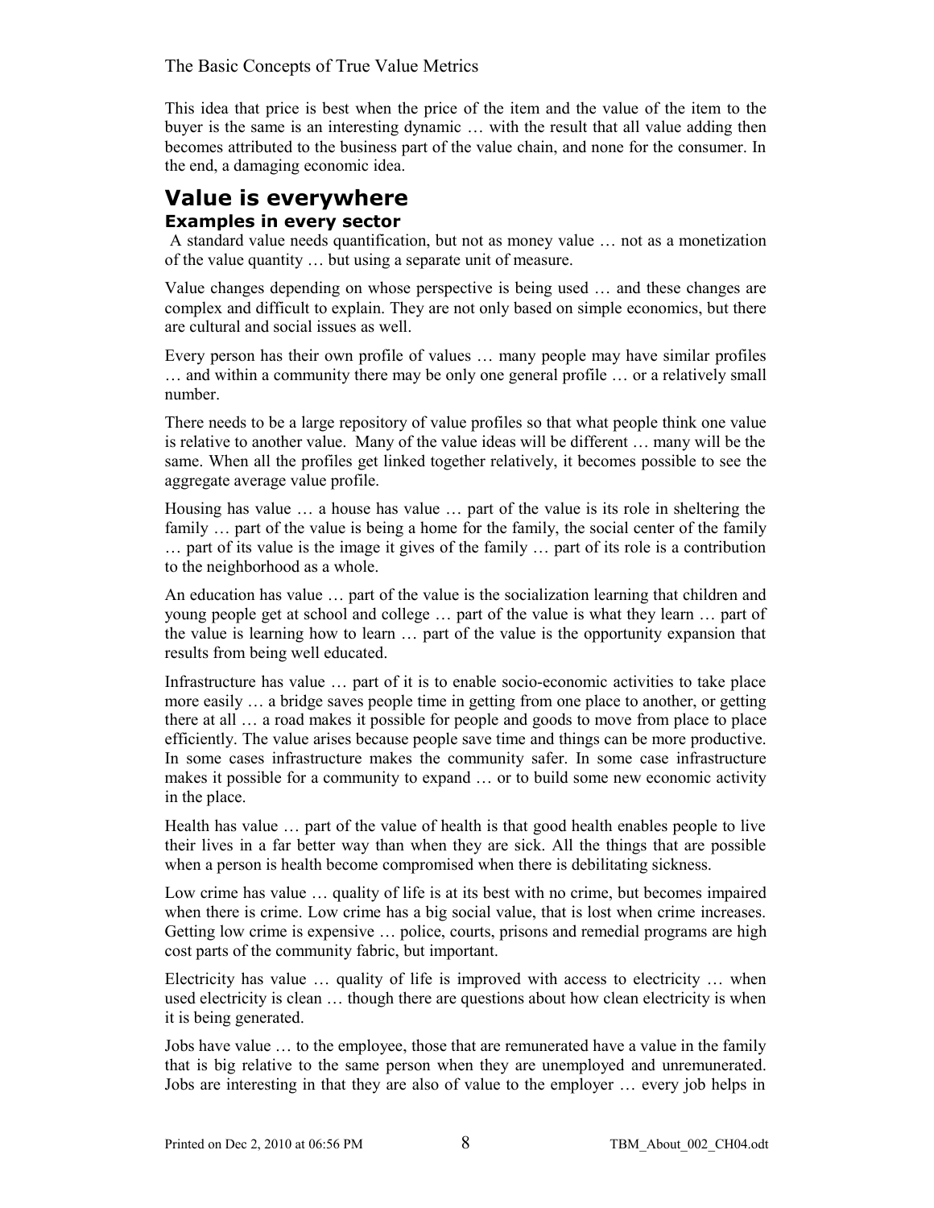This idea that price is best when the price of the item and the value of the item to the buyer is the same is an interesting dynamic … with the result that all value adding then becomes attributed to the business part of the value chain, and none for the consumer. In the end, a damaging economic idea.

## Value is everywhere

### Examples in every sector

A standard value needs quantification, but not as money value … not as a monetization of the value quantity … but using a separate unit of measure.

Value changes depending on whose perspective is being used … and these changes are complex and difficult to explain. They are not only based on simple economics, but there are cultural and social issues as well.

Every person has their own profile of values … many people may have similar profiles … and within a community there may be only one general profile … or a relatively small number.

There needs to be a large repository of value profiles so that what people think one value is relative to another value. Many of the value ideas will be different … many will be the same. When all the profiles get linked together relatively, it becomes possible to see the aggregate average value profile.

Housing has value … a house has value … part of the value is its role in sheltering the family … part of the value is being a home for the family, the social center of the family … part of its value is the image it gives of the family … part of its role is a contribution to the neighborhood as a whole.

An education has value … part of the value is the socialization learning that children and young people get at school and college … part of the value is what they learn … part of the value is learning how to learn … part of the value is the opportunity expansion that results from being well educated.

Infrastructure has value … part of it is to enable socio-economic activities to take place more easily … a bridge saves people time in getting from one place to another, or getting there at all … a road makes it possible for people and goods to move from place to place efficiently. The value arises because people save time and things can be more productive. In some cases infrastructure makes the community safer. In some case infrastructure makes it possible for a community to expand … or to build some new economic activity in the place.

Health has value … part of the value of health is that good health enables people to live their lives in a far better way than when they are sick. All the things that are possible when a person is health become compromised when there is debilitating sickness.

Low crime has value … quality of life is at its best with no crime, but becomes impaired when there is crime. Low crime has a big social value, that is lost when crime increases. Getting low crime is expensive … police, courts, prisons and remedial programs are high cost parts of the community fabric, but important.

Electricity has value … quality of life is improved with access to electricity … when used electricity is clean … though there are questions about how clean electricity is when it is being generated.

Jobs have value … to the employee, those that are remunerated have a value in the family that is big relative to the same person when they are unemployed and unremunerated. Jobs are interesting in that they are also of value to the employer … every job helps in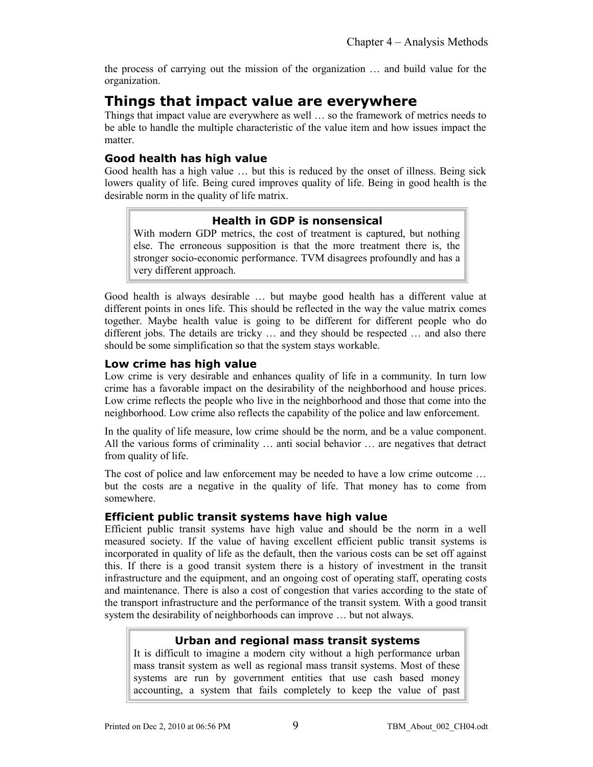the process of carrying out the mission of the organization … and build value for the organization.

## Things that impact value are everywhere

Things that impact value are everywhere as well … so the framework of metrics needs to be able to handle the multiple characteristic of the value item and how issues impact the matter.

### Good health has high value

Good health has a high value … but this is reduced by the onset of illness. Being sick lowers quality of life. Being cured improves quality of life. Being in good health is the desirable norm in the quality of life matrix.

> **Health in GDP is nonsensical**
>
> With modern GDP metrics, the cost of treatment is captured, but nothing else. The erroneous supposition is that the more treatment there is, the stronger socio-economic performance. TVM disagrees profoundly and has a very different approach.

Good health is always desirable … but maybe good health has a different value at different points in ones life. This should be reflected in the way the value matrix comes together. Maybe health value is going to be different for different people who do different jobs. The details are tricky … and they should be respected … and also there should be some simplification so that the system stays workable.

### Low crime has high value

Low crime is very desirable and enhances quality of life in a community. In turn low crime has a favorable impact on the desirability of the neighborhood and house prices. Low crime reflects the people who live in the neighborhood and those that come into the neighborhood. Low crime also reflects the capability of the police and law enforcement.

In the quality of life measure, low crime should be the norm, and be a value component. All the various forms of criminality … anti social behavior … are negatives that detract from quality of life.

The cost of police and law enforcement may be needed to have a low crime outcome … but the costs are a negative in the quality of life. That money has to come from somewhere.

### Efficient public transit systems have high value

Efficient public transit systems have high value and should be the norm in a well measured society. If the value of having excellent efficient public transit systems is incorporated in quality of life as the default, then the various costs can be set off against this. If there is a good transit system there is a history of investment in the transit infrastructure and the equipment, and an ongoing cost of operating staff, operating costs and maintenance. There is also a cost of congestion that varies according to the state of the transport infrastructure and the performance of the transit system. With a good transit system the desirability of neighborhoods can improve … but not always.

> **Urban and regional mass transit systems**
>
> It is difficult to imagine a modern city without a high performance urban mass transit system as well as regional mass transit systems. Most of these systems are run by government entities that use cash based money accounting, a system that fails completely to keep the value of past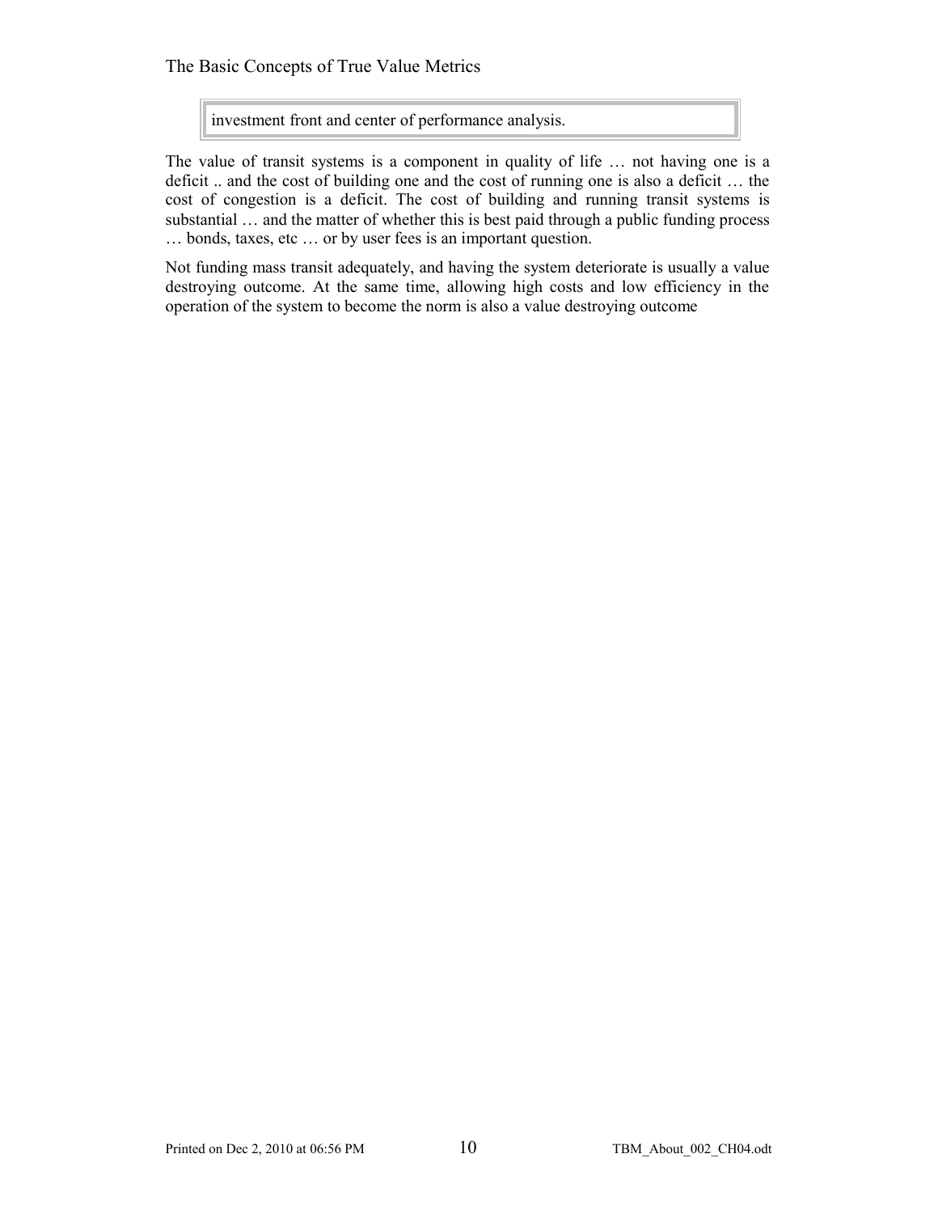investment front and center of performance analysis.

The value of transit systems is a component in quality of life … not having one is a deficit .. and the cost of building one and the cost of running one is also a deficit … the cost of congestion is a deficit. The cost of building and running transit systems is substantial … and the matter of whether this is best paid through a public funding process … bonds, taxes, etc … or by user fees is an important question.

Not funding mass transit adequately, and having the system deteriorate is usually a value destroying outcome. At the same time, allowing high costs and low efficiency in the operation of the system to become the norm is also a value destroying outcome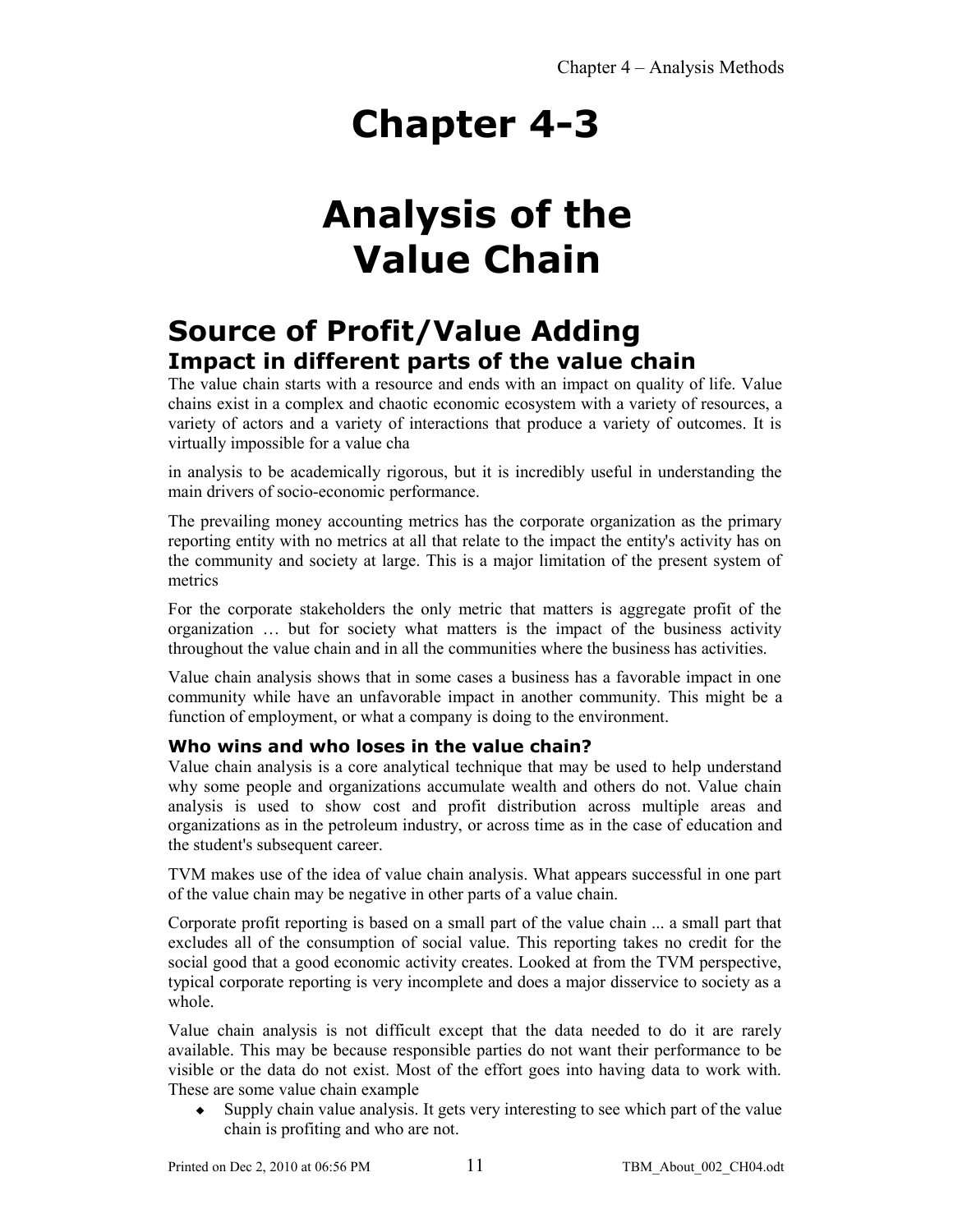# Chapter 4-3

# Analysis of the Value Chain

## Source of Profit/Value Adding

### Impact in different parts of the value chain

The value chain starts with a resource and ends with an impact on quality of life. Value chains exist in a complex and chaotic economic ecosystem with a variety of resources, a variety of actors and a variety of interactions that produce a variety of outcomes. It is virtually impossible for a value cha

in analysis to be academically rigorous, but it is incredibly useful in understanding the main drivers of socio-economic performance.

The prevailing money accounting metrics has the corporate organization as the primary reporting entity with no metrics at all that relate to the impact the entity's activity has on the community and society at large. This is a major limitation of the present system of metrics

For the corporate stakeholders the only metric that matters is aggregate profit of the organization … but for society what matters is the impact of the business activity throughout the value chain and in all the communities where the business has activities.

Value chain analysis shows that in some cases a business has a favorable impact in one community while have an unfavorable impact in another community. This might be a function of employment, or what a company is doing to the environment.

#### Who wins and who loses in the value chain?

Value chain analysis is a core analytical technique that may be used to help understand why some people and organizations accumulate wealth and others do not. Value chain analysis is used to show cost and profit distribution across multiple areas and organizations as in the petroleum industry, or across time as in the case of education and the student's subsequent career.

TVM makes use of the idea of value chain analysis. What appears successful in one part of the value chain may be negative in other parts of a value chain.

Corporate profit reporting is based on a small part of the value chain ... a small part that excludes all of the consumption of social value. This reporting takes no credit for the social good that a good economic activity creates. Looked at from the TVM perspective, typical corporate reporting is very incomplete and does a major disservice to society as a whole.

Value chain analysis is not difficult except that the data needed to do it are rarely available. This may be because responsible parties do not want their performance to be visible or the data do not exist. Most of the effort goes into having data to work with. These are some value chain example

- Supply chain value analysis. It gets very interesting to see which part of the value chain is profiting and who are not.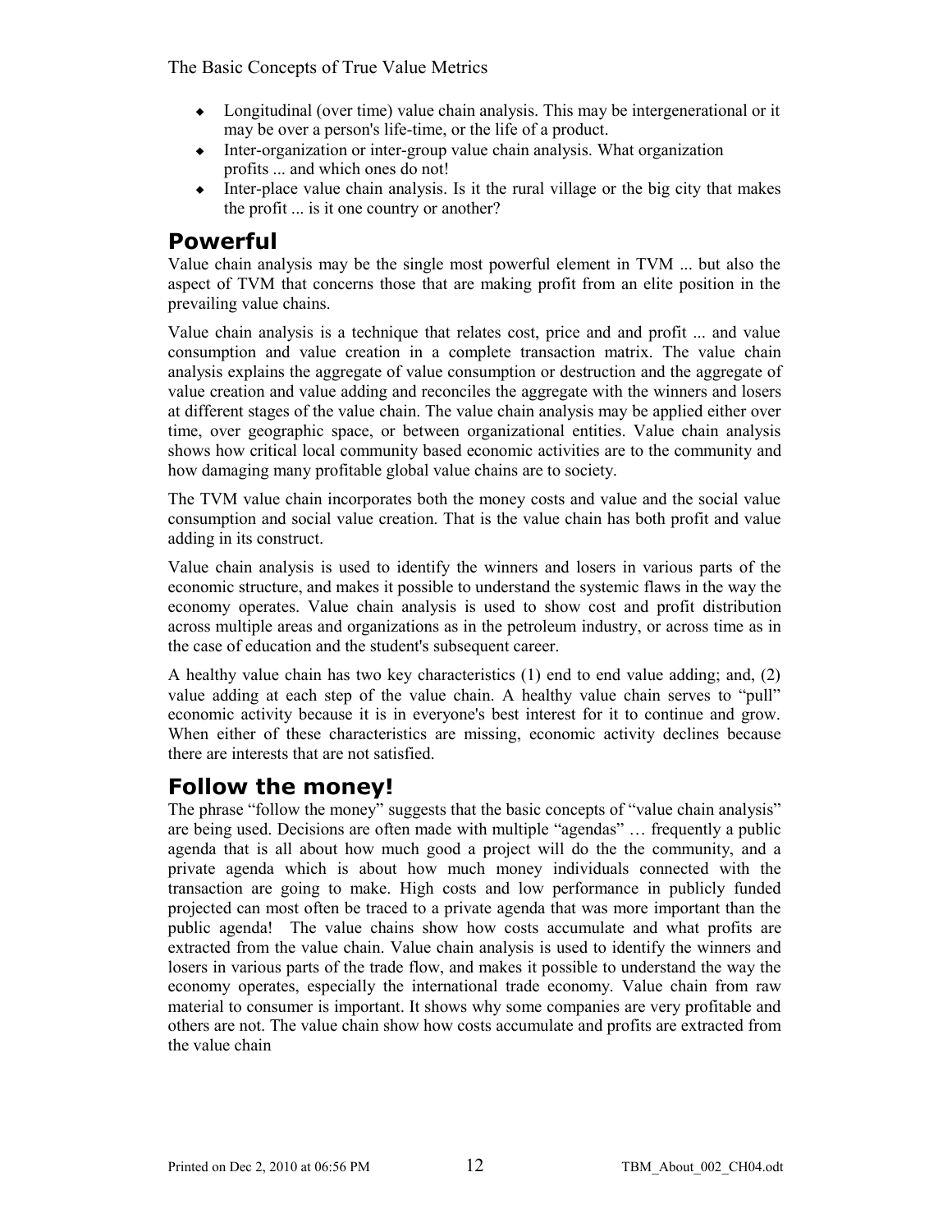- Longitudinal (over time) value chain analysis. This may be intergenerational or it may be over a person's life-time, or the life of a product.
- Inter-organization or inter-group value chain analysis. What organization profits ... and which ones do not!
- Inter-place value chain analysis. Is it the rural village or the big city that makes the profit ... is it one country or another?

## Powerful

Value chain analysis may be the single most powerful element in TVM ... but also the aspect of TVM that concerns those that are making profit from an elite position in the prevailing value chains.

Value chain analysis is a technique that relates cost, price and and profit ... and value consumption and value creation in a complete transaction matrix. The value chain analysis explains the aggregate of value consumption or destruction and the aggregate of value creation and value adding and reconciles the aggregate with the winners and losers at different stages of the value chain. The value chain analysis may be applied either over time, over geographic space, or between organizational entities. Value chain analysis shows how critical local community based economic activities are to the community and how damaging many profitable global value chains are to society.

The TVM value chain incorporates both the money costs and value and the social value consumption and social value creation. That is the value chain has both profit and value adding in its construct.

Value chain analysis is used to identify the winners and losers in various parts of the economic structure, and makes it possible to understand the systemic flaws in the way the economy operates. Value chain analysis is used to show cost and profit distribution across multiple areas and organizations as in the petroleum industry, or across time as in the case of education and the student's subsequent career.

A healthy value chain has two key characteristics (1) end to end value adding; and, (2) value adding at each step of the value chain. A healthy value chain serves to "pull" economic activity because it is in everyone's best interest for it to continue and grow. When either of these characteristics are missing, economic activity declines because there are interests that are not satisfied.

## Follow the money!

The phrase "follow the money" suggests that the basic concepts of "value chain analysis" are being used. Decisions are often made with multiple "agendas" … frequently a public agenda that is all about how much good a project will do the the community, and a private agenda which is about how much money individuals connected with the transaction are going to make. High costs and low performance in publicly funded projected can most often be traced to a private agenda that was more important than the public agenda! The value chains show how costs accumulate and what profits are extracted from the value chain. Value chain analysis is used to identify the winners and losers in various parts of the trade flow, and makes it possible to understand the way the economy operates, especially the international trade economy. Value chain from raw material to consumer is important. It shows why some companies are very profitable and others are not. The value chain show how costs accumulate and profits are extracted from the value chain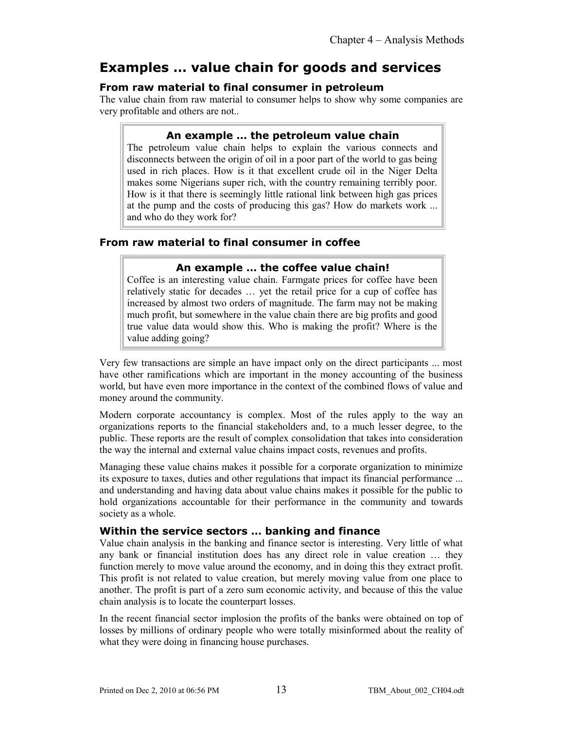## Examples … value chain for goods and services

### From raw material to final consumer in petroleum

The value chain from raw material to consumer helps to show why some companies are very profitable and others are not..

> **An example … the petroleum value chain**
>
> The petroleum value chain helps to explain the various connects and disconnects between the origin of oil in a poor part of the world to gas being used in rich places. How is it that excellent crude oil in the Niger Delta makes some Nigerians super rich, with the country remaining terribly poor. How is it that there is seemingly little rational link between high gas prices at the pump and the costs of producing this gas? How do markets work ... and who do they work for?

### From raw material to final consumer in coffee

> **An example … the coffee value chain!**
>
> Coffee is an interesting value chain. Farmgate prices for coffee have been relatively static for decades … yet the retail price for a cup of coffee has increased by almost two orders of magnitude. The farm may not be making much profit, but somewhere in the value chain there are big profits and good true value data would show this. Who is making the profit? Where is the value adding going?

Very few transactions are simple an have impact only on the direct participants ... most have other ramifications which are important in the money accounting of the business world, but have even more importance in the context of the combined flows of value and money around the community.

Modern corporate accountancy is complex. Most of the rules apply to the way an organizations reports to the financial stakeholders and, to a much lesser degree, to the public. These reports are the result of complex consolidation that takes into consideration the way the internal and external value chains impact costs, revenues and profits.

Managing these value chains makes it possible for a corporate organization to minimize its exposure to taxes, duties and other regulations that impact its financial performance ... and understanding and having data about value chains makes it possible for the public to hold organizations accountable for their performance in the community and towards society as a whole.

### Within the service sectors … banking and finance

Value chain analysis in the banking and finance sector is interesting. Very little of what any bank or financial institution does has any direct role in value creation … they function merely to move value around the economy, and in doing this they extract profit. This profit is not related to value creation, but merely moving value from one place to another. The profit is part of a zero sum economic activity, and because of this the value chain analysis is to locate the counterpart losses.

In the recent financial sector implosion the profits of the banks were obtained on top of losses by millions of ordinary people who were totally misinformed about the reality of what they were doing in financing house purchases.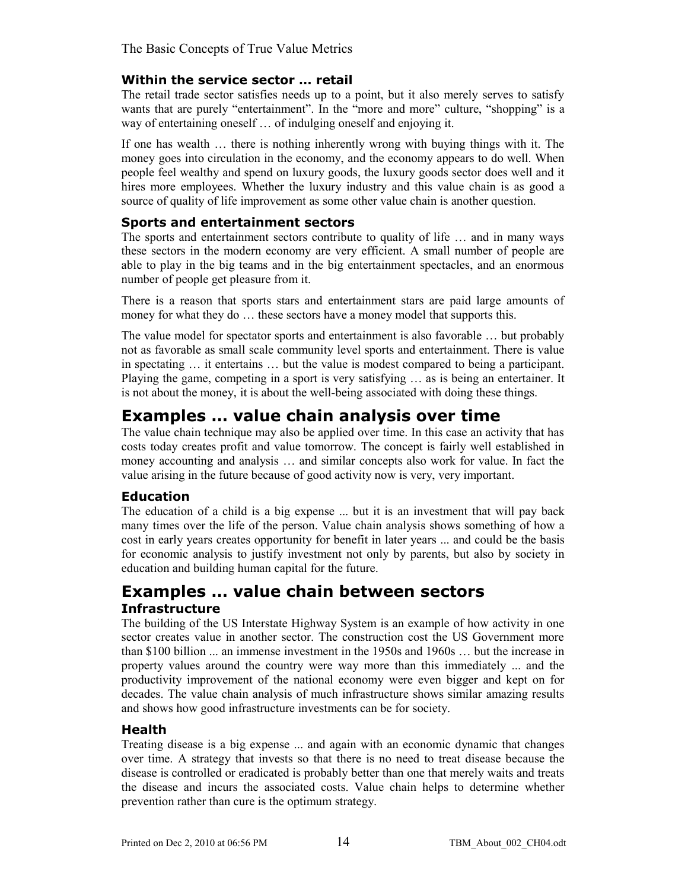### Within the service sector … retail

The retail trade sector satisfies needs up to a point, but it also merely serves to satisfy wants that are purely "entertainment". In the "more and more" culture, "shopping" is a way of entertaining oneself … of indulging oneself and enjoying it.

If one has wealth … there is nothing inherently wrong with buying things with it. The money goes into circulation in the economy, and the economy appears to do well. When people feel wealthy and spend on luxury goods, the luxury goods sector does well and it hires more employees. Whether the luxury industry and this value chain is as good a source of quality of life improvement as some other value chain is another question.

### Sports and entertainment sectors

The sports and entertainment sectors contribute to quality of life … and in many ways these sectors in the modern economy are very efficient. A small number of people are able to play in the big teams and in the big entertainment spectacles, and an enormous number of people get pleasure from it.

There is a reason that sports stars and entertainment stars are paid large amounts of money for what they do … these sectors have a money model that supports this.

The value model for spectator sports and entertainment is also favorable … but probably not as favorable as small scale community level sports and entertainment. There is value in spectating … it entertains … but the value is modest compared to being a participant. Playing the game, competing in a sport is very satisfying … as is being an entertainer. It is not about the money, it is about the well-being associated with doing these things.

## Examples … value chain analysis over time

The value chain technique may also be applied over time. In this case an activity that has costs today creates profit and value tomorrow. The concept is fairly well established in money accounting and analysis … and similar concepts also work for value. In fact the value arising in the future because of good activity now is very, very important.

### Education

The education of a child is a big expense ... but it is an investment that will pay back many times over the life of the person. Value chain analysis shows something of how a cost in early years creates opportunity for benefit in later years ... and could be the basis for economic analysis to justify investment not only by parents, but also by society in education and building human capital for the future.

## Examples … value chain between sectors

### Infrastructure

The building of the US Interstate Highway System is an example of how activity in one sector creates value in another sector. The construction cost the US Government more than \$100 billion ... an immense investment in the 1950s and 1960s … but the increase in property values around the country were way more than this immediately ... and the productivity improvement of the national economy were even bigger and kept on for decades. The value chain analysis of much infrastructure shows similar amazing results and shows how good infrastructure investments can be for society.

### Health

Treating disease is a big expense ... and again with an economic dynamic that changes over time. A strategy that invests so that there is no need to treat disease because the disease is controlled or eradicated is probably better than one that merely waits and treats the disease and incurs the associated costs. Value chain helps to determine whether prevention rather than cure is the optimum strategy.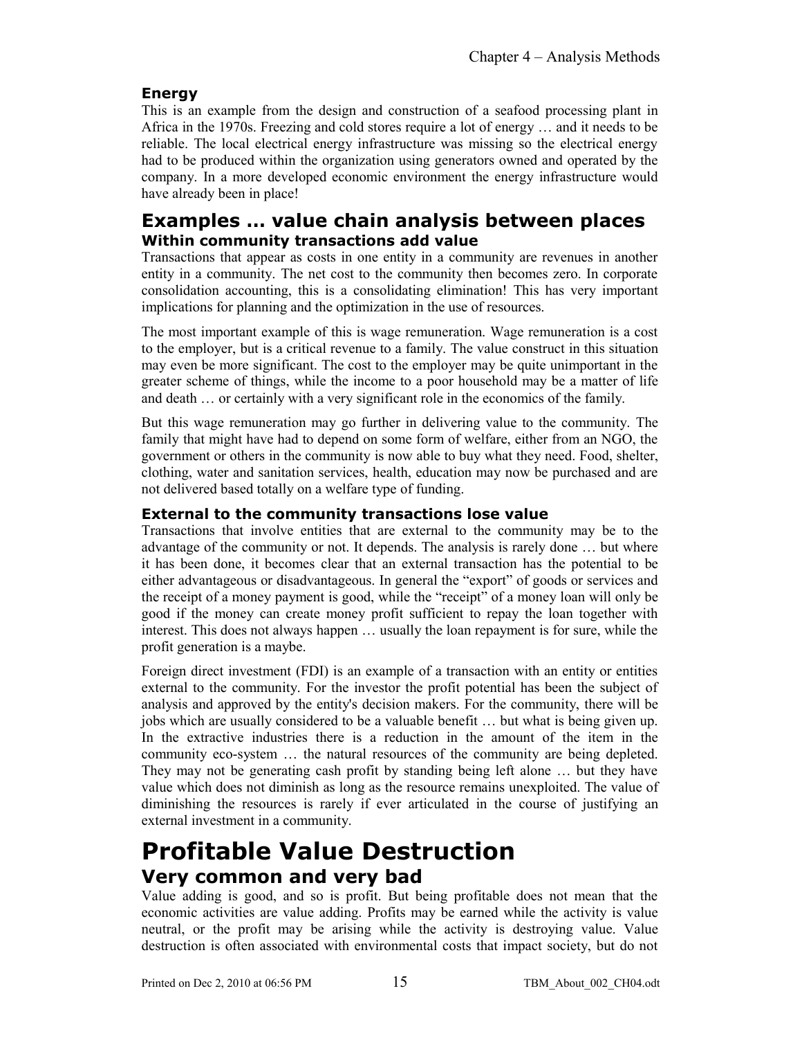### Energy

This is an example from the design and construction of a seafood processing plant in Africa in the 1970s. Freezing and cold stores require a lot of energy … and it needs to be reliable. The local electrical energy infrastructure was missing so the electrical energy had to be produced within the organization using generators owned and operated by the company. In a more developed economic environment the energy infrastructure would have already been in place!

## Examples … value chain analysis between places

### Within community transactions add value

Transactions that appear as costs in one entity in a community are revenues in another entity in a community. The net cost to the community then becomes zero. In corporate consolidation accounting, this is a consolidating elimination! This has very important implications for planning and the optimization in the use of resources.

The most important example of this is wage remuneration. Wage remuneration is a cost to the employer, but is a critical revenue to a family. The value construct in this situation may even be more significant. The cost to the employer may be quite unimportant in the greater scheme of things, while the income to a poor household may be a matter of life and death … or certainly with a very significant role in the economics of the family.

But this wage remuneration may go further in delivering value to the community. The family that might have had to depend on some form of welfare, either from an NGO, the government or others in the community is now able to buy what they need. Food, shelter, clothing, water and sanitation services, health, education may now be purchased and are not delivered based totally on a welfare type of funding.

### External to the community transactions lose value

Transactions that involve entities that are external to the community may be to the advantage of the community or not. It depends. The analysis is rarely done … but where it has been done, it becomes clear that an external transaction has the potential to be either advantageous or disadvantageous. In general the "export" of goods or services and the receipt of a money payment is good, while the "receipt" of a money loan will only be good if the money can create money profit sufficient to repay the loan together with interest. This does not always happen … usually the loan repayment is for sure, while the profit generation is a maybe.

Foreign direct investment (FDI) is an example of a transaction with an entity or entities external to the community. For the investor the profit potential has been the subject of analysis and approved by the entity's decision makers. For the community, there will be jobs which are usually considered to be a valuable benefit … but what is being given up. In the extractive industries there is a reduction in the amount of the item in the community eco-system … the natural resources of the community are being depleted. They may not be generating cash profit by standing being left alone … but they have value which does not diminish as long as the resource remains unexploited. The value of diminishing the resources is rarely if ever articulated in the course of justifying an external investment in a community.

# Profitable Value Destruction

## Very common and very bad

Value adding is good, and so is profit. But being profitable does not mean that the economic activities are value adding. Profits may be earned while the activity is value neutral, or the profit may be arising while the activity is destroying value. Value destruction is often associated with environmental costs that impact society, but do not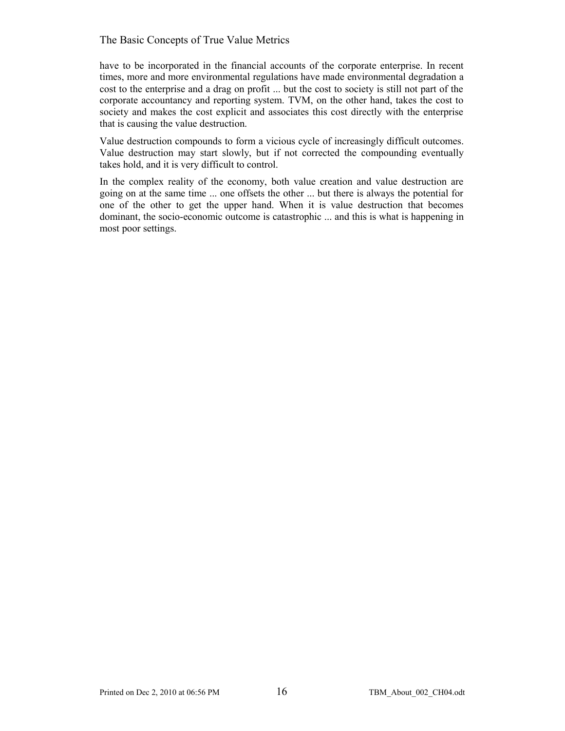have to be incorporated in the financial accounts of the corporate enterprise. In recent times, more and more environmental regulations have made environmental degradation a cost to the enterprise and a drag on profit ... but the cost to society is still not part of the corporate accountancy and reporting system. TVM, on the other hand, takes the cost to society and makes the cost explicit and associates this cost directly with the enterprise that is causing the value destruction.

Value destruction compounds to form a vicious cycle of increasingly difficult outcomes. Value destruction may start slowly, but if not corrected the compounding eventually takes hold, and it is very difficult to control.

In the complex reality of the economy, both value creation and value destruction are going on at the same time ... one offsets the other ... but there is always the potential for one of the other to get the upper hand. When it is value destruction that becomes dominant, the socio-economic outcome is catastrophic ... and this is what is happening in most poor settings.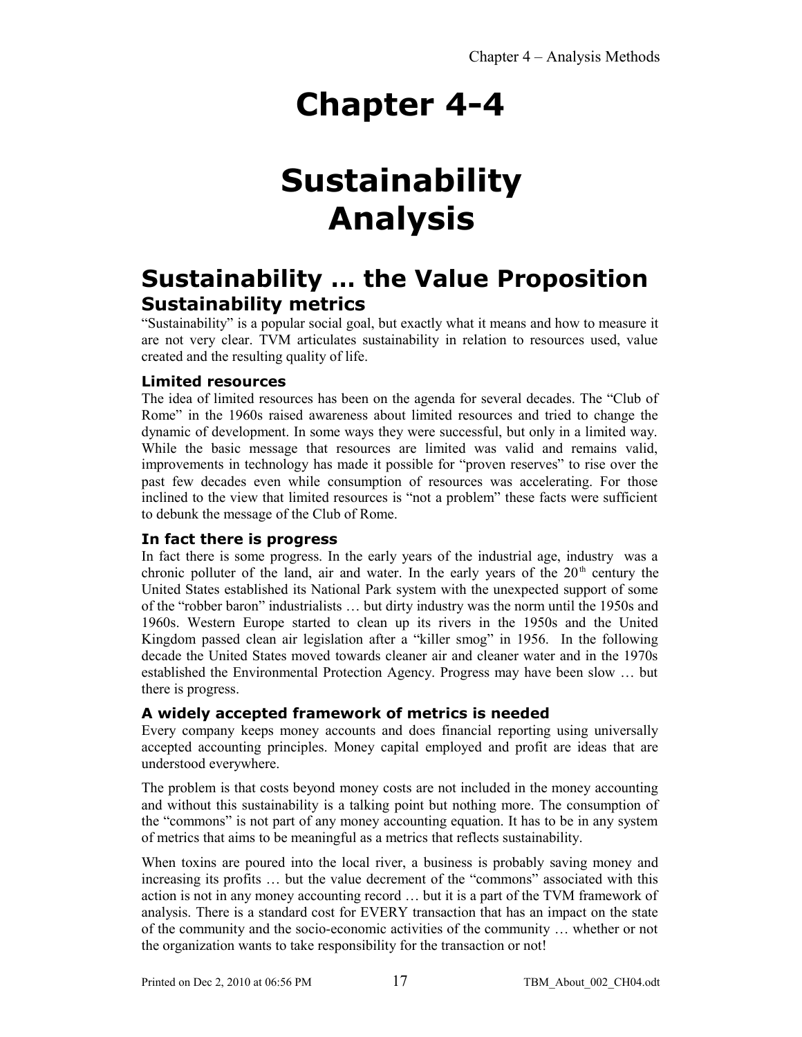# Chapter 4-4

# Sustainability Analysis

## Sustainability … the Value Proposition

### Sustainability metrics

"Sustainability" is a popular social goal, but exactly what it means and how to measure it are not very clear. TVM articulates sustainability in relation to resources used, value created and the resulting quality of life.

#### Limited resources

The idea of limited resources has been on the agenda for several decades. The "Club of Rome" in the 1960s raised awareness about limited resources and tried to change the dynamic of development. In some ways they were successful, but only in a limited way. While the basic message that resources are limited was valid and remains valid, improvements in technology has made it possible for "proven reserves" to rise over the past few decades even while consumption of resources was accelerating. For those inclined to the view that limited resources is "not a problem" these facts were sufficient to debunk the message of the Club of Rome.

#### In fact there is progress

In fact there is some progress. In the early years of the industrial age, industry was a chronic polluter of the land, air and water. In the early years of the 20th century the United States established its National Park system with the unexpected support of some of the "robber baron" industrialists … but dirty industry was the norm until the 1950s and 1960s. Western Europe started to clean up its rivers in the 1950s and the United Kingdom passed clean air legislation after a "killer smog" in 1956. In the following decade the United States moved towards cleaner air and cleaner water and in the 1970s established the Environmental Protection Agency. Progress may have been slow … but there is progress.

#### A widely accepted framework of metrics is needed

Every company keeps money accounts and does financial reporting using universally accepted accounting principles. Money capital employed and profit are ideas that are understood everywhere.

The problem is that costs beyond money costs are not included in the money accounting and without this sustainability is a talking point but nothing more. The consumption of the "commons" is not part of any money accounting equation. It has to be in any system of metrics that aims to be meaningful as a metrics that reflects sustainability.

When toxins are poured into the local river, a business is probably saving money and increasing its profits … but the value decrement of the "commons" associated with this action is not in any money accounting record … but it is a part of the TVM framework of analysis. There is a standard cost for EVERY transaction that has an impact on the state of the community and the socio-economic activities of the community … whether or not the organization wants to take responsibility for the transaction or not!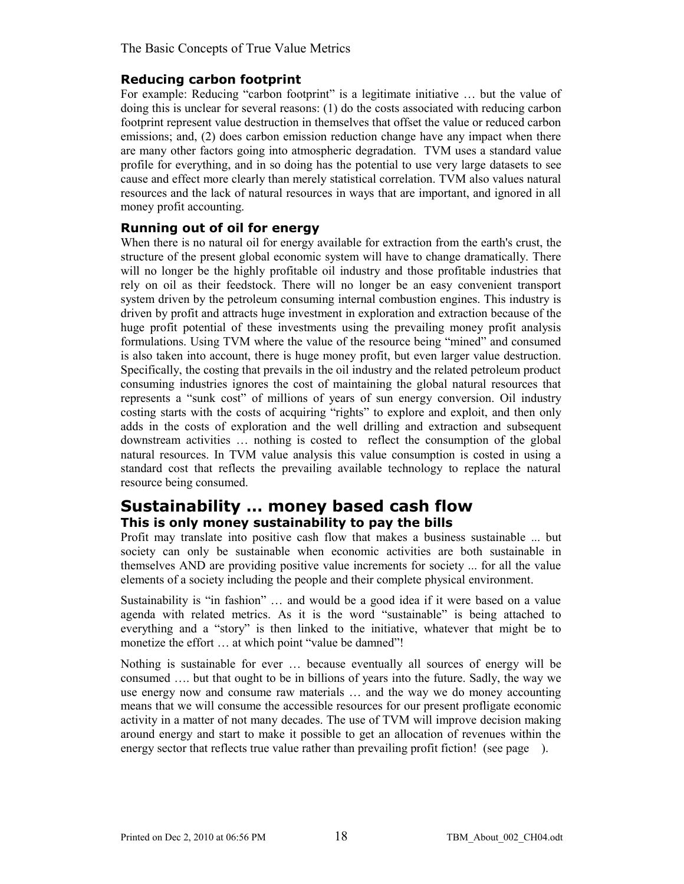### Reducing carbon footprint

For example: Reducing "carbon footprint" is a legitimate initiative … but the value of doing this is unclear for several reasons: (1) do the costs associated with reducing carbon footprint represent value destruction in themselves that offset the value or reduced carbon emissions; and, (2) does carbon emission reduction change have any impact when there are many other factors going into atmospheric degradation. TVM uses a standard value profile for everything, and in so doing has the potential to use very large datasets to see cause and effect more clearly than merely statistical correlation. TVM also values natural resources and the lack of natural resources in ways that are important, and ignored in all money profit accounting.

### Running out of oil for energy

When there is no natural oil for energy available for extraction from the earth's crust, the structure of the present global economic system will have to change dramatically. There will no longer be the highly profitable oil industry and those profitable industries that rely on oil as their feedstock. There will no longer be an easy convenient transport system driven by the petroleum consuming internal combustion engines. This industry is driven by profit and attracts huge investment in exploration and extraction because of the huge profit potential of these investments using the prevailing money profit analysis formulations. Using TVM where the value of the resource being "mined" and consumed is also taken into account, there is huge money profit, but even larger value destruction. Specifically, the costing that prevails in the oil industry and the related petroleum product consuming industries ignores the cost of maintaining the global natural resources that represents a "sunk cost" of millions of years of sun energy conversion. Oil industry costing starts with the costs of acquiring "rights" to explore and exploit, and then only adds in the costs of exploration and the well drilling and extraction and subsequent downstream activities … nothing is costed to reflect the consumption of the global natural resources. In TVM value analysis this value consumption is costed in using a standard cost that reflects the prevailing available technology to replace the natural resource being consumed.

## Sustainability … money based cash flow

### This is only money sustainability to pay the bills

Profit may translate into positive cash flow that makes a business sustainable ... but society can only be sustainable when economic activities are both sustainable in themselves AND are providing positive value increments for society ... for all the value elements of a society including the people and their complete physical environment.

Sustainability is "in fashion" … and would be a good idea if it were based on a value agenda with related metrics. As it is the word "sustainable" is being attached to everything and a "story" is then linked to the initiative, whatever that might be to monetize the effort … at which point "value be damned"!

Nothing is sustainable for ever … because eventually all sources of energy will be consumed …. but that ought to be in billions of years into the future. Sadly, the way we use energy now and consume raw materials … and the way we do money accounting means that we will consume the accessible resources for our present profligate economic activity in a matter of not many decades. The use of TVM will improve decision making around energy and start to make it possible to get an allocation of revenues within the energy sector that reflects true value rather than prevailing profit fiction! (see page ).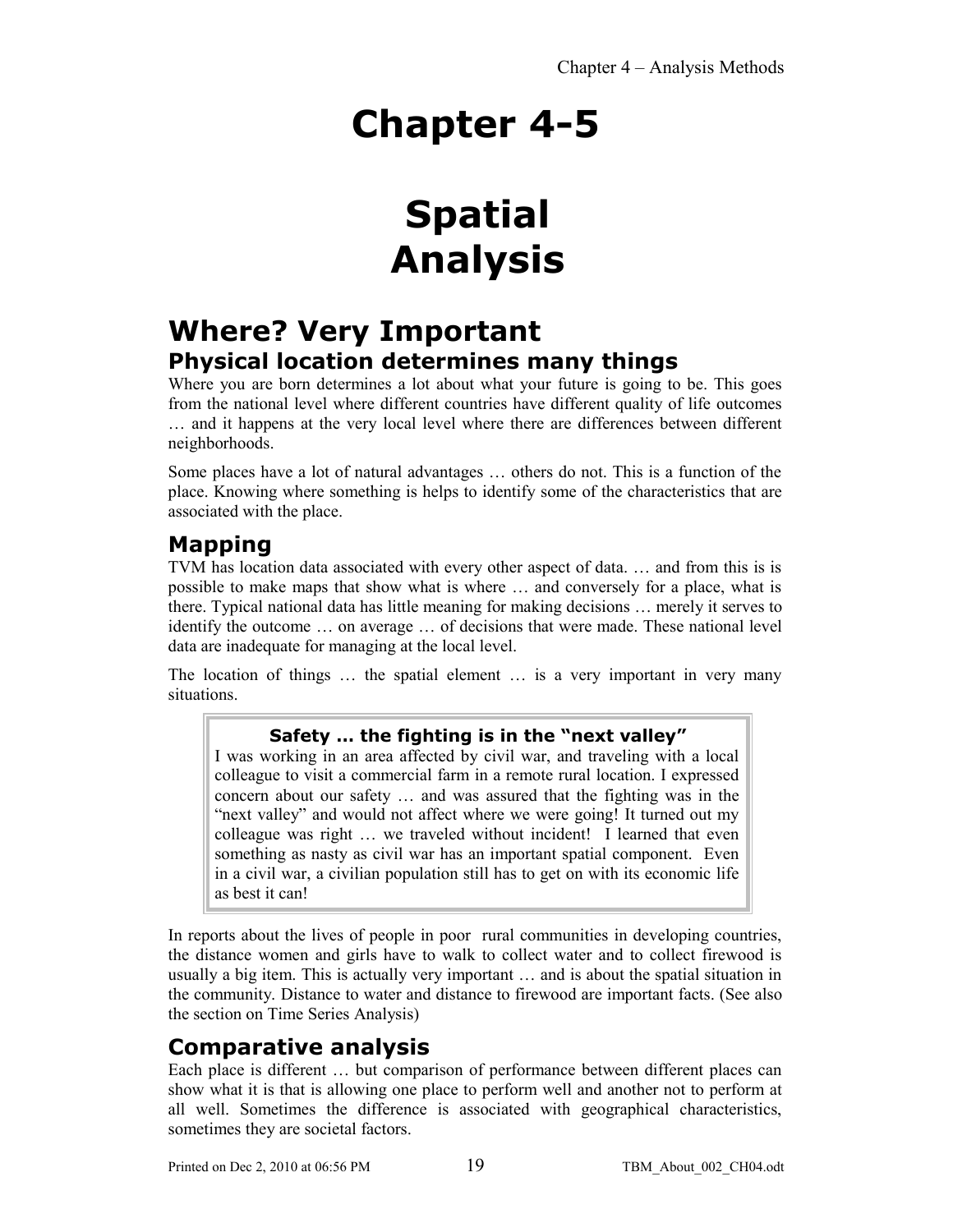# Chapter 4-5

# Spatial Analysis

## Where? Very Important

### Physical location determines many things

Where you are born determines a lot about what your future is going to be. This goes from the national level where different countries have different quality of life outcomes … and it happens at the very local level where there are differences between different neighborhoods.

Some places have a lot of natural advantages … others do not. This is a function of the place. Knowing where something is helps to identify some of the characteristics that are associated with the place.

### Mapping

TVM has location data associated with every other aspect of data. … and from this is is possible to make maps that show what is where … and conversely for a place, what is there. Typical national data has little meaning for making decisions … merely it serves to identify the outcome … on average … of decisions that were made. These national level data are inadequate for managing at the local level.

The location of things … the spatial element … is a very important in very many situations.

> **Safety … the fighting is in the "next valley"**
>
> I was working in an area affected by civil war, and traveling with a local colleague to visit a commercial farm in a remote rural location. I expressed concern about our safety … and was assured that the fighting was in the "next valley" and would not affect where we were going! It turned out my colleague was right … we traveled without incident! I learned that even something as nasty as civil war has an important spatial component. Even in a civil war, a civilian population still has to get on with its economic life as best it can!

In reports about the lives of people in poor rural communities in developing countries, the distance women and girls have to walk to collect water and to collect firewood is usually a big item. This is actually very important … and is about the spatial situation in the community. Distance to water and distance to firewood are important facts. (See also the section on Time Series Analysis)

### Comparative analysis

Each place is different … but comparison of performance between different places can show what it is that is allowing one place to perform well and another not to perform at all well. Sometimes the difference is associated with geographical characteristics, sometimes they are societal factors.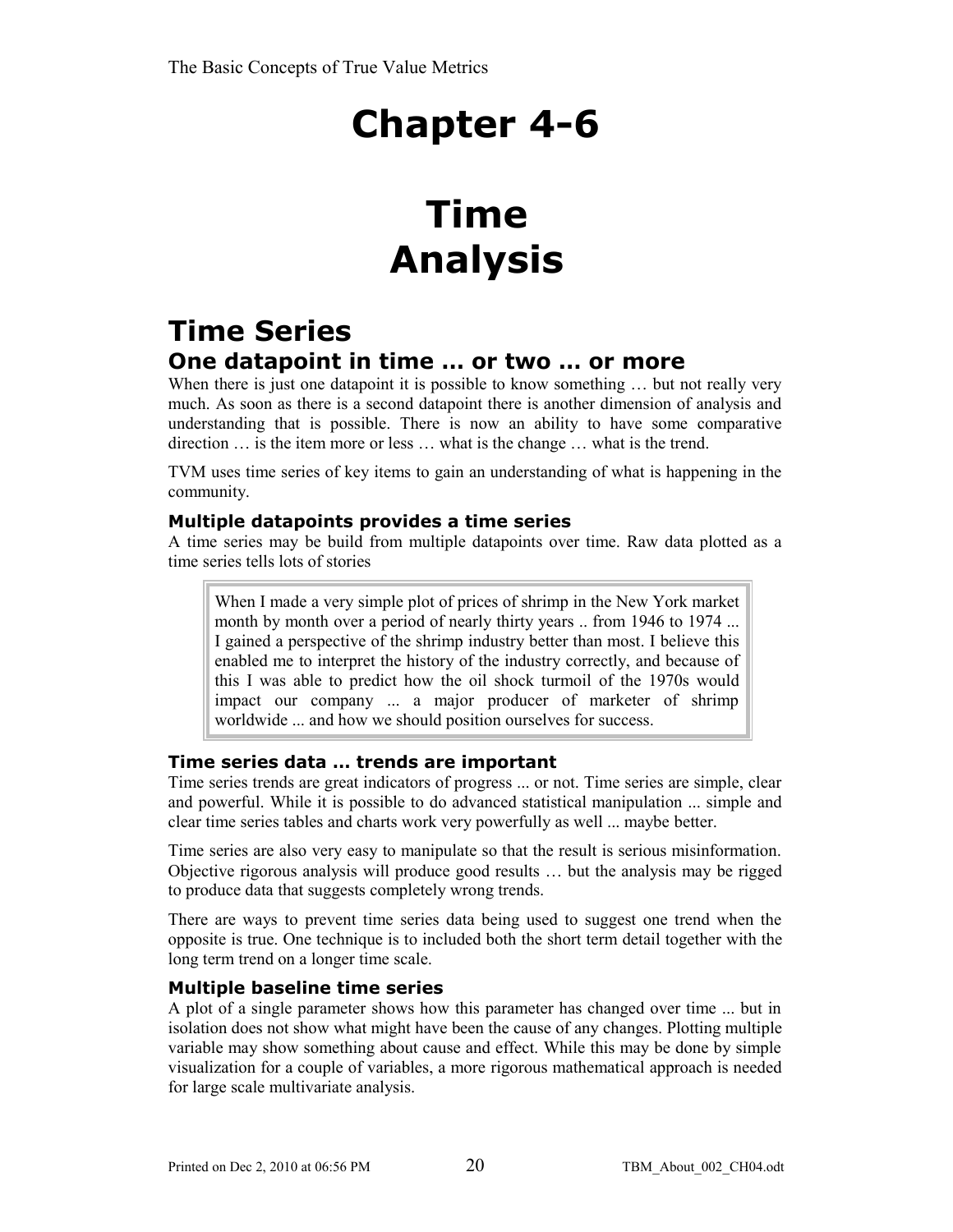# Chapter 4-6

# Time Analysis

## Time Series

### One datapoint in time … or two … or more

When there is just one datapoint it is possible to know something … but not really very much. As soon as there is a second datapoint there is another dimension of analysis and understanding that is possible. There is now an ability to have some comparative direction … is the item more or less … what is the change … what is the trend.

TVM uses time series of key items to gain an understanding of what is happening in the community.

#### Multiple datapoints provides a time series

A time series may be build from multiple datapoints over time. Raw data plotted as a time series tells lots of stories

> When I made a very simple plot of prices of shrimp in the New York market month by month over a period of nearly thirty years .. from 1946 to 1974 ... I gained a perspective of the shrimp industry better than most. I believe this enabled me to interpret the history of the industry correctly, and because of this I was able to predict how the oil shock turmoil of the 1970s would impact our company ... a major producer of marketer of shrimp worldwide ... and how we should position ourselves for success.

#### Time series data … trends are important

Time series trends are great indicators of progress ... or not. Time series are simple, clear and powerful. While it is possible to do advanced statistical manipulation ... simple and clear time series tables and charts work very powerfully as well ... maybe better.

Time series are also very easy to manipulate so that the result is serious misinformation. Objective rigorous analysis will produce good results … but the analysis may be rigged to produce data that suggests completely wrong trends.

There are ways to prevent time series data being used to suggest one trend when the opposite is true. One technique is to included both the short term detail together with the long term trend on a longer time scale.

#### Multiple baseline time series

A plot of a single parameter shows how this parameter has changed over time ... but in isolation does not show what might have been the cause of any changes. Plotting multiple variable may show something about cause and effect. While this may be done by simple visualization for a couple of variables, a more rigorous mathematical approach is needed for large scale multivariate analysis.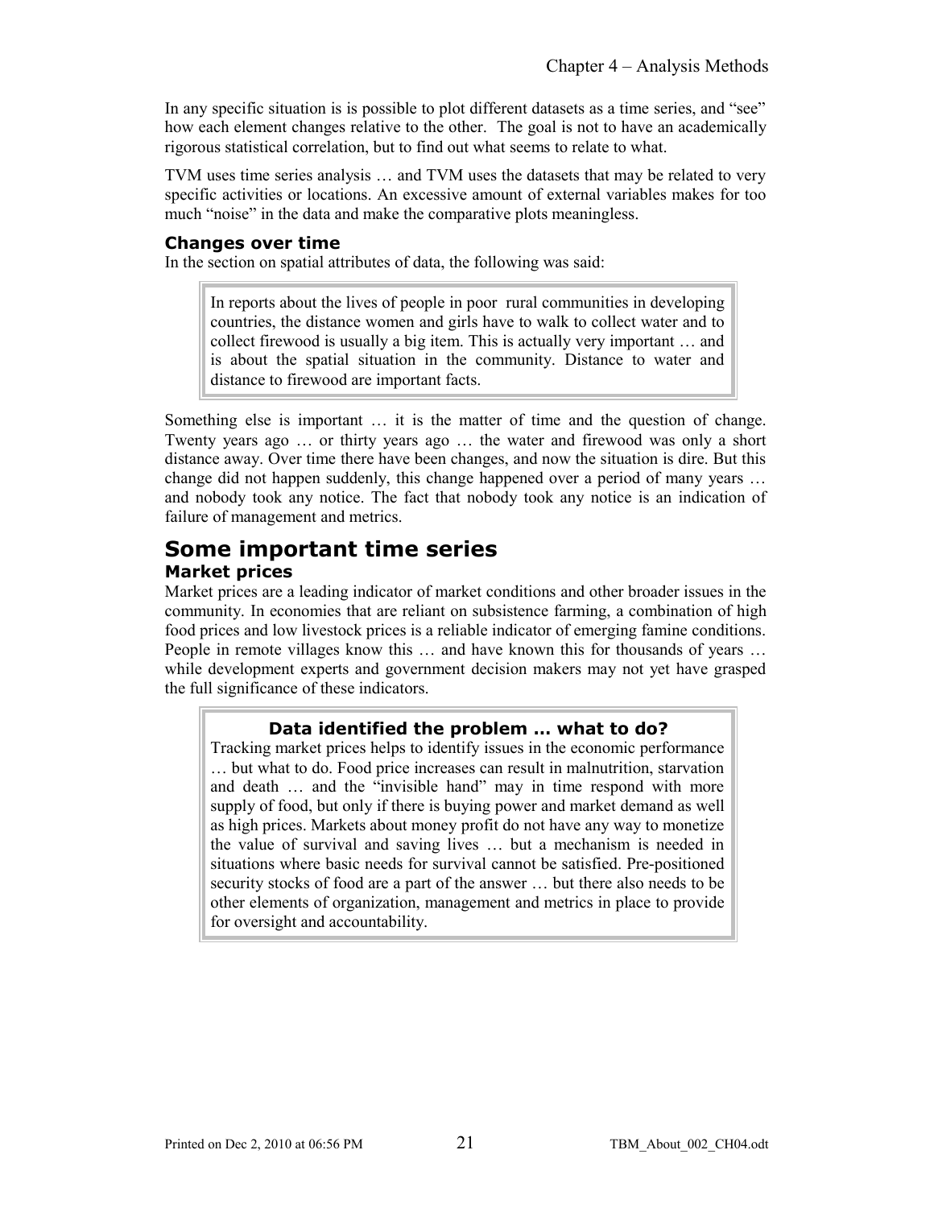In any specific situation is is possible to plot different datasets as a time series, and "see" how each element changes relative to the other. The goal is not to have an academically rigorous statistical correlation, but to find out what seems to relate to what.

TVM uses time series analysis … and TVM uses the datasets that may be related to very specific activities or locations. An excessive amount of external variables makes for too much "noise" in the data and make the comparative plots meaningless.

### Changes over time

In the section on spatial attributes of data, the following was said:

> In reports about the lives of people in poor rural communities in developing countries, the distance women and girls have to walk to collect water and to collect firewood is usually a big item. This is actually very important … and is about the spatial situation in the community. Distance to water and distance to firewood are important facts.

Something else is important … it is the matter of time and the question of change. Twenty years ago … or thirty years ago … the water and firewood was only a short distance away. Over time there have been changes, and now the situation is dire. But this change did not happen suddenly, this change happened over a period of many years … and nobody took any notice. The fact that nobody took any notice is an indication of failure of management and metrics.

## Some important time series

### Market prices

Market prices are a leading indicator of market conditions and other broader issues in the community. In economies that are reliant on subsistence farming, a combination of high food prices and low livestock prices is a reliable indicator of emerging famine conditions. People in remote villages know this … and have known this for thousands of years … while development experts and government decision makers may not yet have grasped the full significance of these indicators.

> **Data identified the problem … what to do?**
>
> Tracking market prices helps to identify issues in the economic performance … but what to do. Food price increases can result in malnutrition, starvation and death … and the "invisible hand" may in time respond with more supply of food, but only if there is buying power and market demand as well as high prices. Markets about money profit do not have any way to monetize the value of survival and saving lives … but a mechanism is needed in situations where basic needs for survival cannot be satisfied. Pre-positioned security stocks of food are a part of the answer … but there also needs to be other elements of organization, management and metrics in place to provide for oversight and accountability.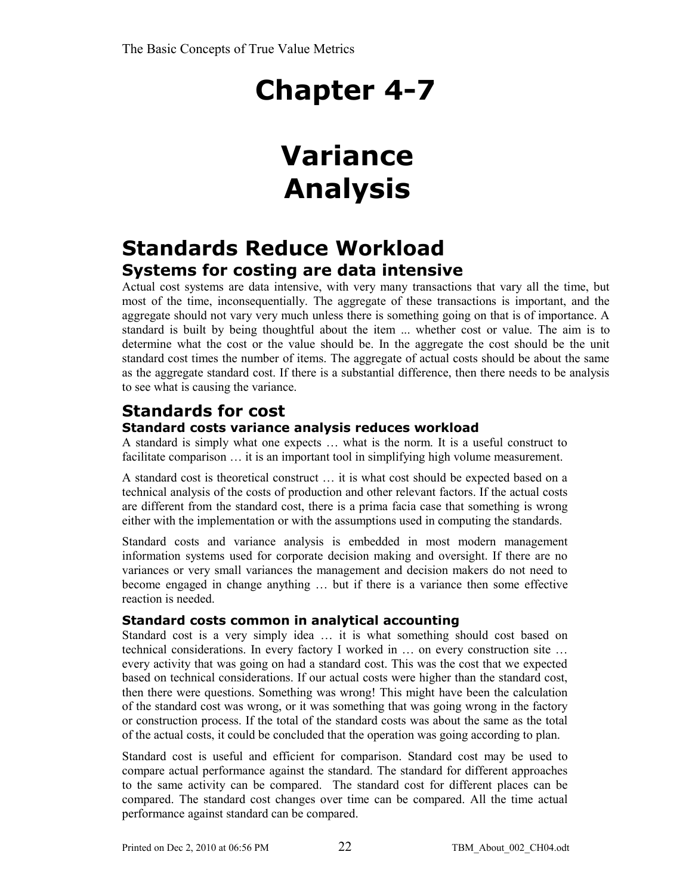# Chapter 4-7

# Variance Analysis

## Standards Reduce Workload

### Systems for costing are data intensive

Actual cost systems are data intensive, with very many transactions that vary all the time, but most of the time, inconsequentially. The aggregate of these transactions is important, and the aggregate should not vary very much unless there is something going on that is of importance. A standard is built by being thoughtful about the item ... whether cost or value. The aim is to determine what the cost or the value should be. In the aggregate the cost should be the unit standard cost times the number of items. The aggregate of actual costs should be about the same as the aggregate standard cost. If there is a substantial difference, then there needs to be analysis to see what is causing the variance.

## Standards for cost

### Standard costs variance analysis reduces workload

A standard is simply what one expects … what is the norm. It is a useful construct to facilitate comparison … it is an important tool in simplifying high volume measurement.

A standard cost is theoretical construct … it is what cost should be expected based on a technical analysis of the costs of production and other relevant factors. If the actual costs are different from the standard cost, there is a prima facia case that something is wrong either with the implementation or with the assumptions used in computing the standards.

Standard costs and variance analysis is embedded in most modern management information systems used for corporate decision making and oversight. If there are no variances or very small variances the management and decision makers do not need to become engaged in change anything … but if there is a variance then some effective reaction is needed.

### Standard costs common in analytical accounting

Standard cost is a very simply idea … it is what something should cost based on technical considerations. In every factory I worked in … on every construction site … every activity that was going on had a standard cost. This was the cost that we expected based on technical considerations. If our actual costs were higher than the standard cost, then there were questions. Something was wrong! This might have been the calculation of the standard cost was wrong, or it was something that was going wrong in the factory or construction process. If the total of the standard costs was about the same as the total of the actual costs, it could be concluded that the operation was going according to plan.

Standard cost is useful and efficient for comparison. Standard cost may be used to compare actual performance against the standard. The standard for different approaches to the same activity can be compared. The standard cost for different places can be compared. The standard cost changes over time can be compared. All the time actual performance against standard can be compared.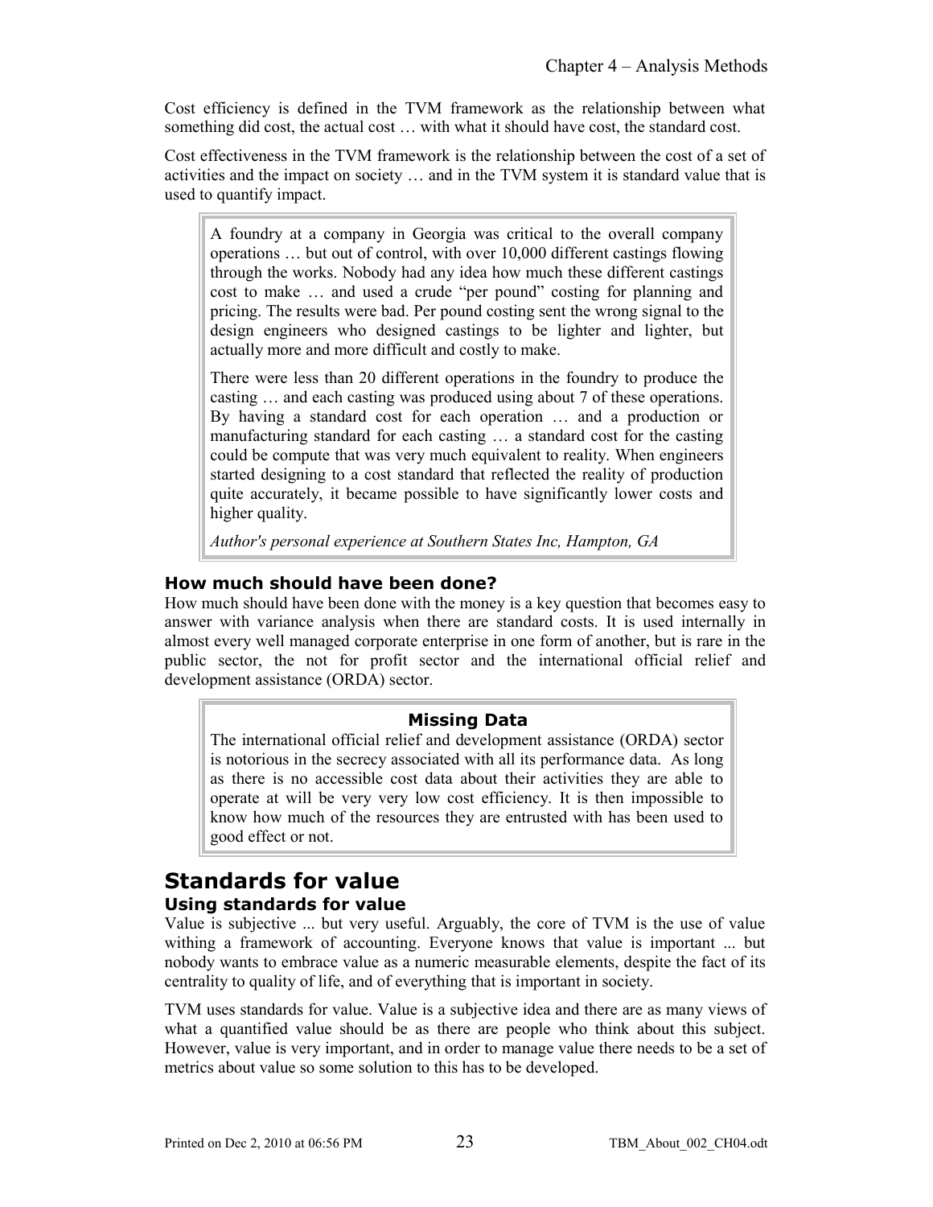Cost efficiency is defined in the TVM framework as the relationship between what something did cost, the actual cost … with what it should have cost, the standard cost.

Cost effectiveness in the TVM framework is the relationship between the cost of a set of activities and the impact on society … and in the TVM system it is standard value that is used to quantify impact.

> A foundry at a company in Georgia was critical to the overall company operations … but out of control, with over 10,000 different castings flowing through the works. Nobody had any idea how much these different castings cost to make … and used a crude "per pound" costing for planning and pricing. The results were bad. Per pound costing sent the wrong signal to the design engineers who designed castings to be lighter and lighter, but actually more and more difficult and costly to make.
>
> There were less than 20 different operations in the foundry to produce the casting … and each casting was produced using about 7 of these operations. By having a standard cost for each operation … and a production or manufacturing standard for each casting … a standard cost for the casting could be compute that was very much equivalent to reality. When engineers started designing to a cost standard that reflected the reality of production quite accurately, it became possible to have significantly lower costs and higher quality.
>
> *Author's personal experience at Southern States Inc, Hampton, GA*

### How much should have been done?

How much should have been done with the money is a key question that becomes easy to answer with variance analysis when there are standard costs. It is used internally in almost every well managed corporate enterprise in one form of another, but is rare in the public sector, the not for profit sector and the international official relief and development assistance (ORDA) sector.

> **Missing Data**
>
> The international official relief and development assistance (ORDA) sector is notorious in the secrecy associated with all its performance data. As long as there is no accessible cost data about their activities they are able to operate at will be very very low cost efficiency. It is then impossible to know how much of the resources they are entrusted with has been used to good effect or not.

## Standards for value

### Using standards for value

Value is subjective ... but very useful. Arguably, the core of TVM is the use of value withing a framework of accounting. Everyone knows that value is important ... but nobody wants to embrace value as a numeric measurable elements, despite the fact of its centrality to quality of life, and of everything that is important in society.

TVM uses standards for value. Value is a subjective idea and there are as many views of what a quantified value should be as there are people who think about this subject. However, value is very important, and in order to manage value there needs to be a set of metrics about value so some solution to this has to be developed.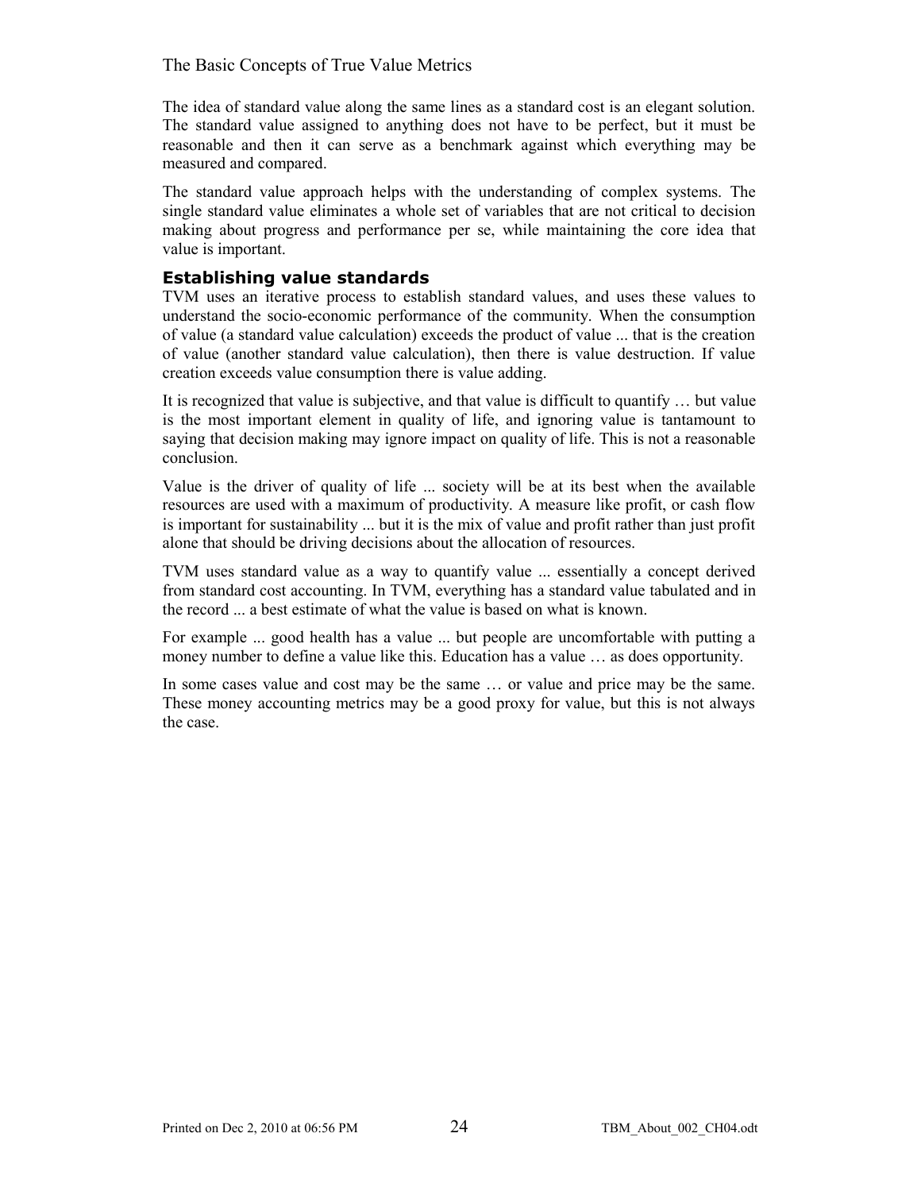The idea of standard value along the same lines as a standard cost is an elegant solution. The standard value assigned to anything does not have to be perfect, but it must be reasonable and then it can serve as a benchmark against which everything may be measured and compared.

The standard value approach helps with the understanding of complex systems. The single standard value eliminates a whole set of variables that are not critical to decision making about progress and performance per se, while maintaining the core idea that value is important.

## Establishing value standards

TVM uses an iterative process to establish standard values, and uses these values to understand the socio-economic performance of the community. When the consumption of value (a standard value calculation) exceeds the product of value ... that is the creation of value (another standard value calculation), then there is value destruction. If value creation exceeds value consumption there is value adding.

It is recognized that value is subjective, and that value is difficult to quantify … but value is the most important element in quality of life, and ignoring value is tantamount to saying that decision making may ignore impact on quality of life. This is not a reasonable conclusion.

Value is the driver of quality of life ... society will be at its best when the available resources are used with a maximum of productivity. A measure like profit, or cash flow is important for sustainability ... but it is the mix of value and profit rather than just profit alone that should be driving decisions about the allocation of resources.

TVM uses standard value as a way to quantify value ... essentially a concept derived from standard cost accounting. In TVM, everything has a standard value tabulated and in the record ... a best estimate of what the value is based on what is known.

For example ... good health has a value ... but people are uncomfortable with putting a money number to define a value like this. Education has a value … as does opportunity.

In some cases value and cost may be the same … or value and price may be the same. These money accounting metrics may be a good proxy for value, but this is not always the case.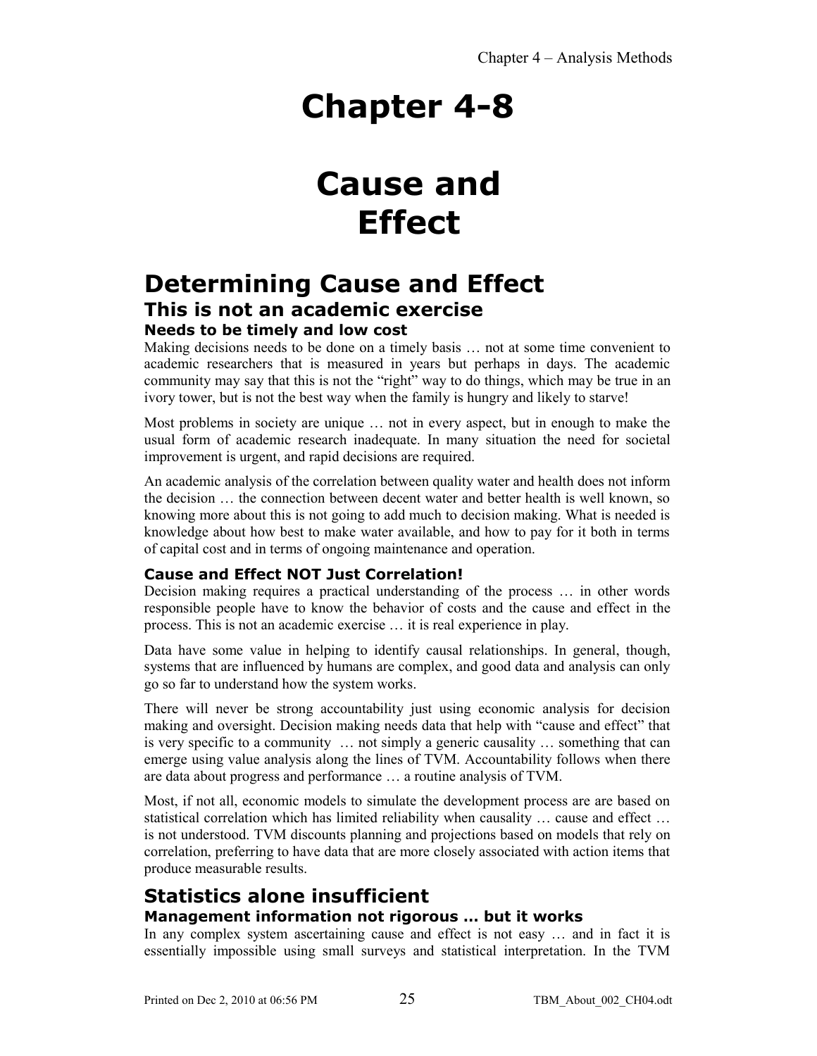# Chapter 4-8

# Cause and Effect

## Determining Cause and Effect

### This is not an academic exercise

#### Needs to be timely and low cost

Making decisions needs to be done on a timely basis … not at some time convenient to academic researchers that is measured in years but perhaps in days. The academic community may say that this is not the "right" way to do things, which may be true in an ivory tower, but is not the best way when the family is hungry and likely to starve!

Most problems in society are unique … not in every aspect, but in enough to make the usual form of academic research inadequate. In many situation the need for societal improvement is urgent, and rapid decisions are required.

An academic analysis of the correlation between quality water and health does not inform the decision … the connection between decent water and better health is well known, so knowing more about this is not going to add much to decision making. What is needed is knowledge about how best to make water available, and how to pay for it both in terms of capital cost and in terms of ongoing maintenance and operation.

#### Cause and Effect NOT Just Correlation!

Decision making requires a practical understanding of the process … in other words responsible people have to know the behavior of costs and the cause and effect in the process. This is not an academic exercise … it is real experience in play.

Data have some value in helping to identify causal relationships. In general, though, systems that are influenced by humans are complex, and good data and analysis can only go so far to understand how the system works.

There will never be strong accountability just using economic analysis for decision making and oversight. Decision making needs data that help with "cause and effect" that is very specific to a community … not simply a generic causality … something that can emerge using value analysis along the lines of TVM. Accountability follows when there are data about progress and performance … a routine analysis of TVM.

Most, if not all, economic models to simulate the development process are are based on statistical correlation which has limited reliability when causality … cause and effect … is not understood. TVM discounts planning and projections based on models that rely on correlation, preferring to have data that are more closely associated with action items that produce measurable results.

## Statistics alone insufficient

#### Management information not rigorous … but it works

In any complex system ascertaining cause and effect is not easy … and in fact it is essentially impossible using small surveys and statistical interpretation. In the TVM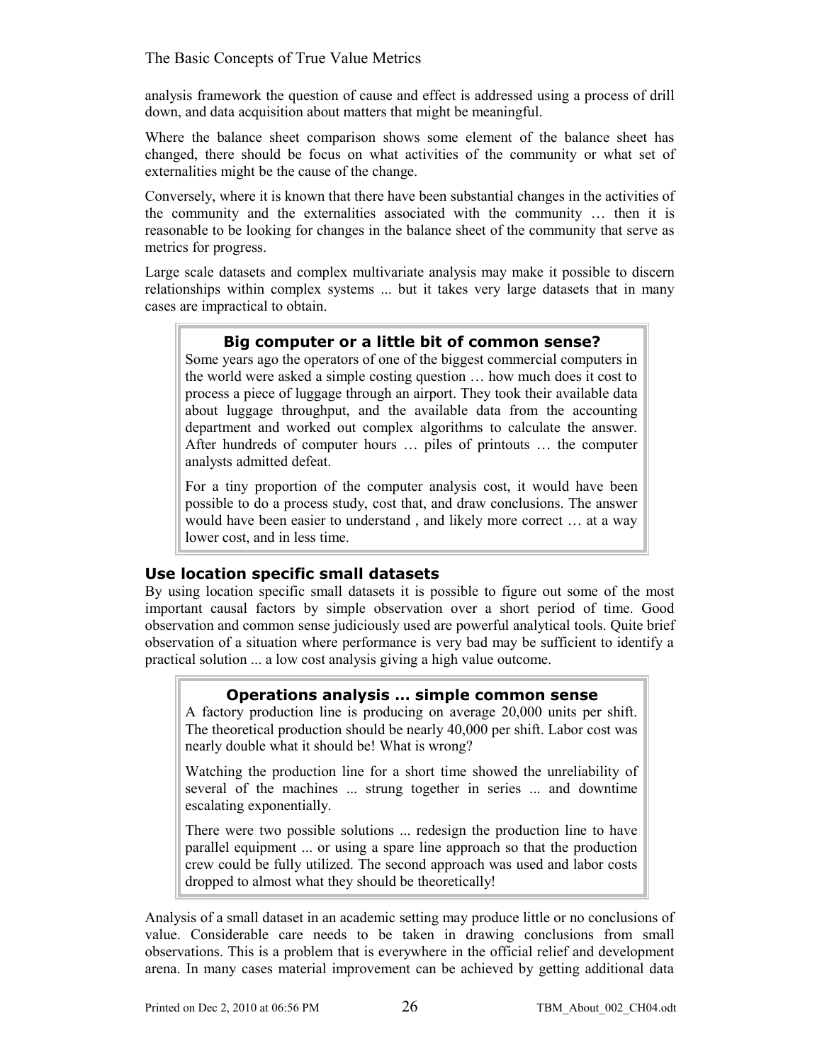analysis framework the question of cause and effect is addressed using a process of drill down, and data acquisition about matters that might be meaningful.

Where the balance sheet comparison shows some element of the balance sheet has changed, there should be focus on what activities of the community or what set of externalities might be the cause of the change.

Conversely, where it is known that there have been substantial changes in the activities of the community and the externalities associated with the community … then it is reasonable to be looking for changes in the balance sheet of the community that serve as metrics for progress.

Large scale datasets and complex multivariate analysis may make it possible to discern relationships within complex systems ... but it takes very large datasets that in many cases are impractical to obtain.

> **Big computer or a little bit of common sense?**
>
> Some years ago the operators of one of the biggest commercial computers in the world were asked a simple costing question … how much does it cost to process a piece of luggage through an airport. They took their available data about luggage throughput, and the available data from the accounting department and worked out complex algorithms to calculate the answer. After hundreds of computer hours … piles of printouts … the computer analysts admitted defeat.
>
> For a tiny proportion of the computer analysis cost, it would have been possible to do a process study, cost that, and draw conclusions. The answer would have been easier to understand , and likely more correct … at a way lower cost, and in less time.

### Use location specific small datasets

By using location specific small datasets it is possible to figure out some of the most important causal factors by simple observation over a short period of time. Good observation and common sense judiciously used are powerful analytical tools. Quite brief observation of a situation where performance is very bad may be sufficient to identify a practical solution ... a low cost analysis giving a high value outcome.

> **Operations analysis ... simple common sense**
>
> A factory production line is producing on average 20,000 units per shift. The theoretical production should be nearly 40,000 per shift. Labor cost was nearly double what it should be! What is wrong?
>
> Watching the production line for a short time showed the unreliability of several of the machines ... strung together in series ... and downtime escalating exponentially.
>
> There were two possible solutions ... redesign the production line to have parallel equipment ... or using a spare line approach so that the production crew could be fully utilized. The second approach was used and labor costs dropped to almost what they should be theoretically!

Analysis of a small dataset in an academic setting may produce little or no conclusions of value. Considerable care needs to be taken in drawing conclusions from small observations. This is a problem that is everywhere in the official relief and development arena. In many cases material improvement can be achieved by getting additional data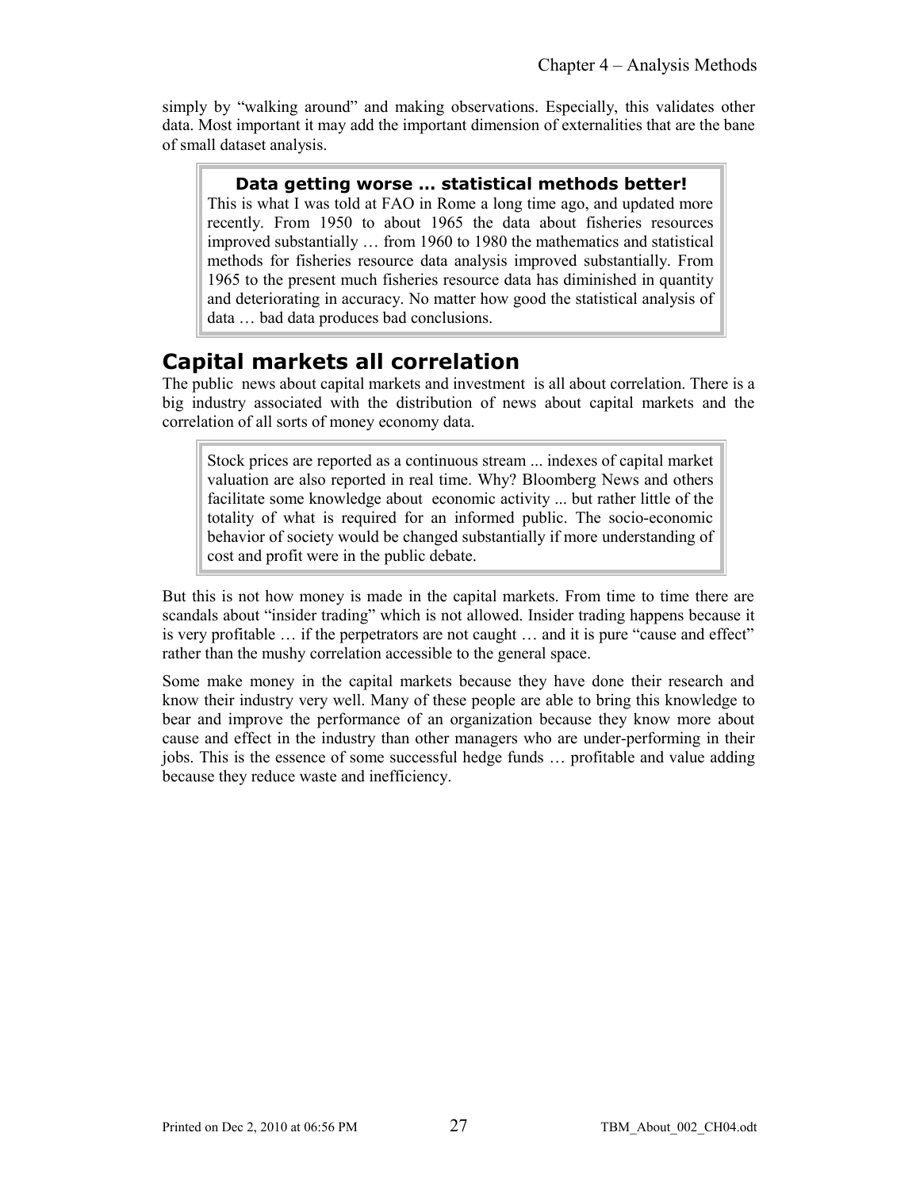simply by "walking around" and making observations. Especially, this validates other data. Most important it may add the important dimension of externalities that are the bane of small dataset analysis.

> **Data getting worse … statistical methods better!**
> This is what I was told at FAO in Rome a long time ago, and updated more recently. From 1950 to about 1965 the data about fisheries resources improved substantially … from 1960 to 1980 the mathematics and statistical methods for fisheries resource data analysis improved substantially. From 1965 to the present much fisheries resource data has diminished in quantity and deteriorating in accuracy. No matter how good the statistical analysis of data … bad data produces bad conclusions.

## Capital markets all correlation

The public news about capital markets and investment is all about correlation. There is a big industry associated with the distribution of news about capital markets and the correlation of all sorts of money economy data.

> Stock prices are reported as a continuous stream ... indexes of capital market valuation are also reported in real time. Why? Bloomberg News and others facilitate some knowledge about economic activity ... but rather little of the totality of what is required for an informed public. The socio-economic behavior of society would be changed substantially if more understanding of cost and profit were in the public debate.

But this is not how money is made in the capital markets. From time to time there are scandals about "insider trading" which is not allowed. Insider trading happens because it is very profitable … if the perpetrators are not caught … and it is pure "cause and effect" rather than the mushy correlation accessible to the general space.

Some make money in the capital markets because they have done their research and know their industry very well. Many of these people are able to bring this knowledge to bear and improve the performance of an organization because they know more about cause and effect in the industry than other managers who are under-performing in their jobs. This is the essence of some successful hedge funds … profitable and value adding because they reduce waste and inefficiency.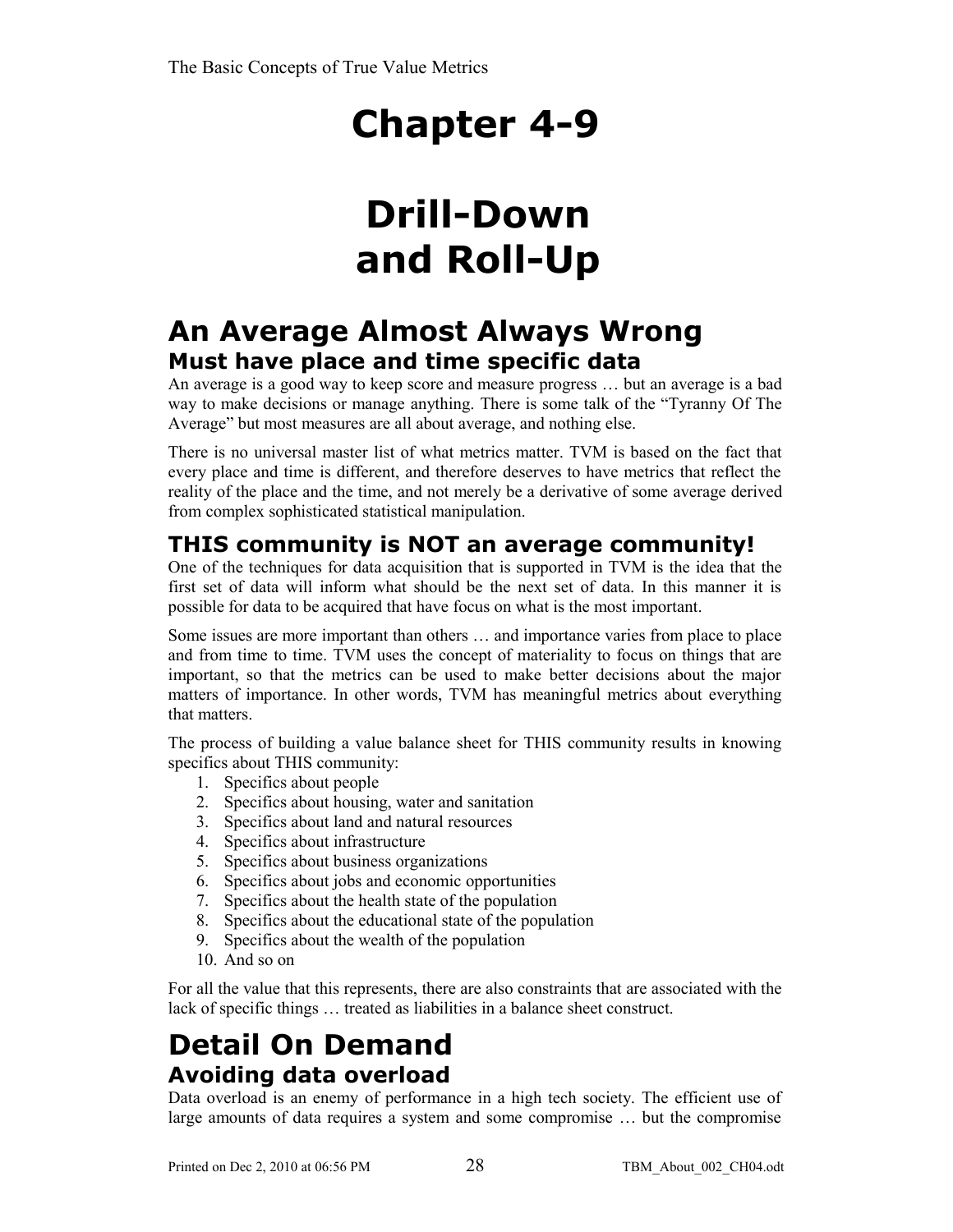# Chapter 4-9

# Drill-Down and Roll-Up

## An Average Almost Always Wrong

### Must have place and time specific data

An average is a good way to keep score and measure progress … but an average is a bad way to make decisions or manage anything. There is some talk of the "Tyranny Of The Average" but most measures are all about average, and nothing else.

There is no universal master list of what metrics matter. TVM is based on the fact that every place and time is different, and therefore deserves to have metrics that reflect the reality of the place and the time, and not merely be a derivative of some average derived from complex sophisticated statistical manipulation.

### THIS community is NOT an average community!

One of the techniques for data acquisition that is supported in TVM is the idea that the first set of data will inform what should be the next set of data. In this manner it is possible for data to be acquired that have focus on what is the most important.

Some issues are more important than others … and importance varies from place to place and from time to time. TVM uses the concept of materiality to focus on things that are important, so that the metrics can be used to make better decisions about the major matters of importance. In other words, TVM has meaningful metrics about everything that matters.

The process of building a value balance sheet for THIS community results in knowing specifics about THIS community:

1. Specifics about people
2. Specifics about housing, water and sanitation
3. Specifics about land and natural resources
4. Specifics about infrastructure
5. Specifics about business organizations
6. Specifics about jobs and economic opportunities
7. Specifics about the health state of the population
8. Specifics about the educational state of the population
9. Specifics about the wealth of the population
10. And so on

For all the value that this represents, there are also constraints that are associated with the lack of specific things … treated as liabilities in a balance sheet construct.

## Detail On Demand

### Avoiding data overload

Data overload is an enemy of performance in a high tech society. The efficient use of large amounts of data requires a system and some compromise … but the compromise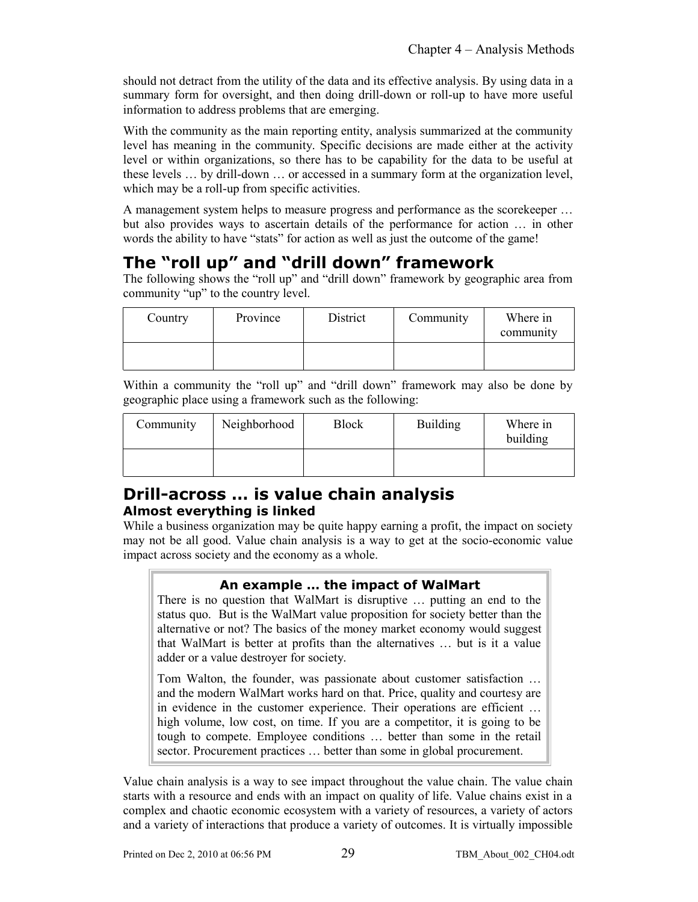should not detract from the utility of the data and its effective analysis. By using data in a summary form for oversight, and then doing drill-down or roll-up to have more useful information to address problems that are emerging.

With the community as the main reporting entity, analysis summarized at the community level has meaning in the community. Specific decisions are made either at the activity level or within organizations, so there has to be capability for the data to be useful at these levels … by drill-down … or accessed in a summary form at the organization level, which may be a roll-up from specific activities.

A management system helps to measure progress and performance as the scorekeeper … but also provides ways to ascertain details of the performance for action … in other words the ability to have "stats" for action as well as just the outcome of the game!

## The "roll up" and "drill down" framework

The following shows the "roll up" and "drill down" framework by geographic area from community "up" to the country level.

| Country | Province | District | Community | Where in community |
|---|---|---|---|---|
| | | | | |

Within a community the "roll up" and "drill down" framework may also be done by geographic place using a framework such as the following:

| Community | Neighborhood | Block | Building | Where in building |
|---|---|---|---|---|
| | | | | |

## Drill-across … is value chain analysis

### Almost everything is linked

While a business organization may be quite happy earning a profit, the impact on society may not be all good. Value chain analysis is a way to get at the socio-economic value impact across society and the economy as a whole.

> **An example … the impact of WalMart**
>
> There is no question that WalMart is disruptive … putting an end to the status quo. But is the WalMart value proposition for society better than the alternative or not? The basics of the money market economy would suggest that WalMart is better at profits than the alternatives … but is it a value adder or a value destroyer for society.
>
> Tom Walton, the founder, was passionate about customer satisfaction … and the modern WalMart works hard on that. Price, quality and courtesy are in evidence in the customer experience. Their operations are efficient … high volume, low cost, on time. If you are a competitor, it is going to be tough to compete. Employee conditions … better than some in the retail sector. Procurement practices … better than some in global procurement.

Value chain analysis is a way to see impact throughout the value chain. The value chain starts with a resource and ends with an impact on quality of life. Value chains exist in a complex and chaotic economic ecosystem with a variety of resources, a variety of actors and a variety of interactions that produce a variety of outcomes. It is virtually impossible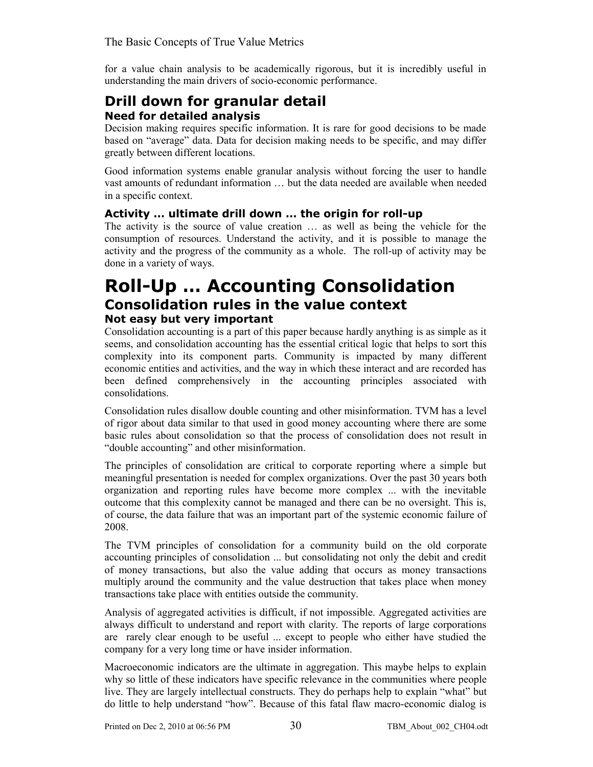for a value chain analysis to be academically rigorous, but it is incredibly useful in understanding the main drivers of socio-economic performance.

## Drill down for granular detail

### Need for detailed analysis

Decision making requires specific information. It is rare for good decisions to be made based on "average" data. Data for decision making needs to be specific, and may differ greatly between different locations.

Good information systems enable granular analysis without forcing the user to handle vast amounts of redundant information … but the data needed are available when needed in a specific context.

### Activity … ultimate drill down … the origin for roll-up

The activity is the source of value creation … as well as being the vehicle for the consumption of resources. Understand the activity, and it is possible to manage the activity and the progress of the community as a whole. The roll-up of activity may be done in a variety of ways.

# Roll-Up … Accounting Consolidation

## Consolidation rules in the value context

### Not easy but very important

Consolidation accounting is a part of this paper because hardly anything is as simple as it seems, and consolidation accounting has the essential critical logic that helps to sort this complexity into its component parts. Community is impacted by many different economic entities and activities, and the way in which these interact and are recorded has been defined comprehensively in the accounting principles associated with consolidations.

Consolidation rules disallow double counting and other misinformation. TVM has a level of rigor about data similar to that used in good money accounting where there are some basic rules about consolidation so that the process of consolidation does not result in "double accounting" and other misinformation.

The principles of consolidation are critical to corporate reporting where a simple but meaningful presentation is needed for complex organizations. Over the past 30 years both organization and reporting rules have become more complex ... with the inevitable outcome that this complexity cannot be managed and there can be no oversight. This is, of course, the data failure that was an important part of the systemic economic failure of 2008.

The TVM principles of consolidation for a community build on the old corporate accounting principles of consolidation ... but consolidating not only the debit and credit of money transactions, but also the value adding that occurs as money transactions multiply around the community and the value destruction that takes place when money transactions take place with entities outside the community.

Analysis of aggregated activities is difficult, if not impossible. Aggregated activities are always difficult to understand and report with clarity. The reports of large corporations are rarely clear enough to be useful ... except to people who either have studied the company for a very long time or have insider information.

Macroeconomic indicators are the ultimate in aggregation. This maybe helps to explain why so little of these indicators have specific relevance in the communities where people live. They are largely intellectual constructs. They do perhaps help to explain "what" but do little to help understand "how". Because of this fatal flaw macro-economic dialog is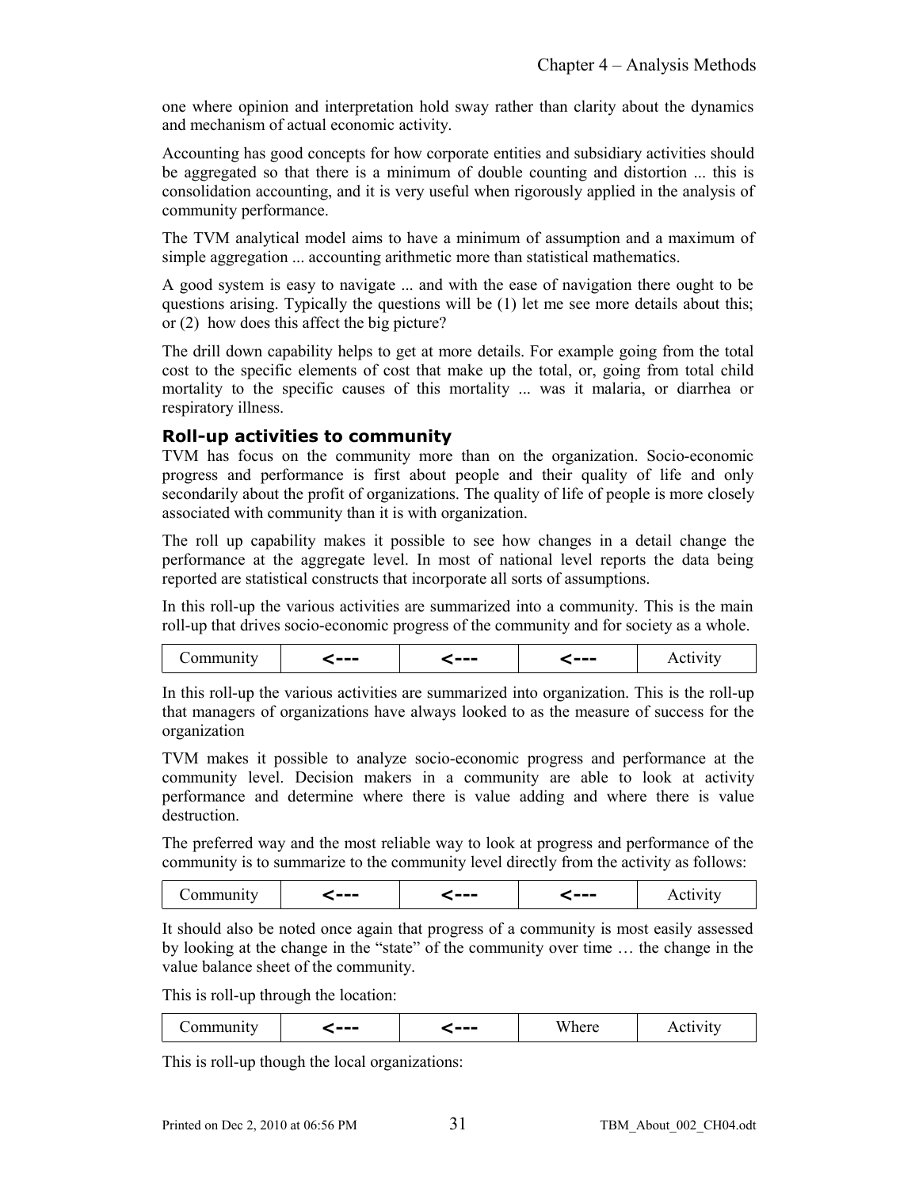one where opinion and interpretation hold sway rather than clarity about the dynamics and mechanism of actual economic activity.

Accounting has good concepts for how corporate entities and subsidiary activities should be aggregated so that there is a minimum of double counting and distortion ... this is consolidation accounting, and it is very useful when rigorously applied in the analysis of community performance.

The TVM analytical model aims to have a minimum of assumption and a maximum of simple aggregation ... accounting arithmetic more than statistical mathematics.

A good system is easy to navigate ... and with the ease of navigation there ought to be questions arising. Typically the questions will be (1) let me see more details about this; or (2) how does this affect the big picture?

The drill down capability helps to get at more details. For example going from the total cost to the specific elements of cost that make up the total, or, going from total child mortality to the specific causes of this mortality ... was it malaria, or diarrhea or respiratory illness.

### Roll-up activities to community

TVM has focus on the community more than on the organization. Socio-economic progress and performance is first about people and their quality of life and only secondarily about the profit of organizations. The quality of life of people is more closely associated with community than it is with organization.

The roll up capability makes it possible to see how changes in a detail change the performance at the aggregate level. In most of national level reports the data being reported are statistical constructs that incorporate all sorts of assumptions.

In this roll-up the various activities are summarized into a community. This is the main roll-up that drives socio-economic progress of the community and for society as a whole.

| Community | <--- | <--- | <--- | Activity |
|---|---|---|---|---|

In this roll-up the various activities are summarized into organization. This is the roll-up that managers of organizations have always looked to as the measure of success for the organization

TVM makes it possible to analyze socio-economic progress and performance at the community level. Decision makers in a community are able to look at activity performance and determine where there is value adding and where there is value destruction.

The preferred way and the most reliable way to look at progress and performance of the community is to summarize to the community level directly from the activity as follows:

| Community | <--- | <--- | <--- | Activity |
|---|---|---|---|---|

It should also be noted once again that progress of a community is most easily assessed by looking at the change in the "state" of the community over time … the change in the value balance sheet of the community.

This is roll-up through the location:

| Community | <--- | <--- | Where | Activity |
|---|---|---|---|---|

This is roll-up though the local organizations: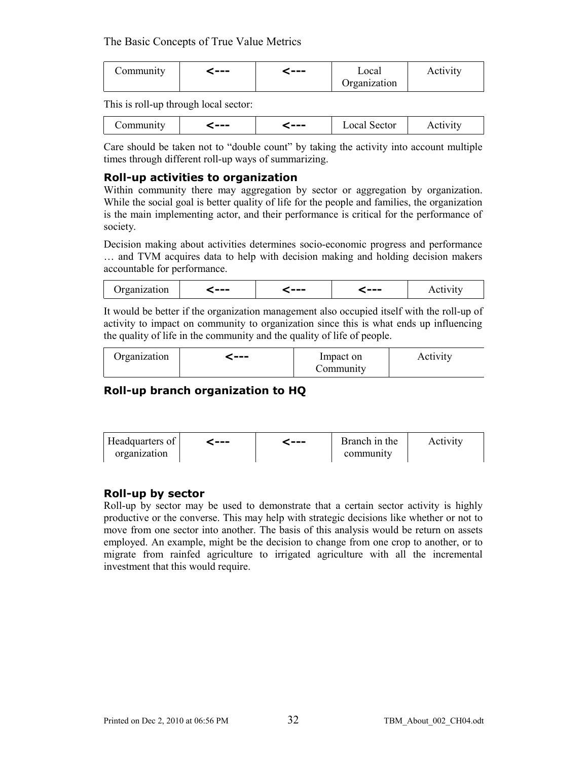| Community | <--- | <--- | Local Organization | Activity |
|---|---|---|---|---|

This is roll-up through local sector:

| Community | <--- | <--- | Local Sector | Activity |
|---|---|---|---|---|

Care should be taken not to "double count" by taking the activity into account multiple times through different roll-up ways of summarizing.

### Roll-up activities to organization

Within community there may aggregation by sector or aggregation by organization. While the social goal is better quality of life for the people and families, the organization is the main implementing actor, and their performance is critical for the performance of society.

Decision making about activities determines socio-economic progress and performance … and TVM acquires data to help with decision making and holding decision makers accountable for performance.

| Organization | <--- | <--- | <--- | Activity |
|---|---|---|---|---|

It would be better if the organization management also occupied itself with the roll-up of activity to impact on community to organization since this is what ends up influencing the quality of life in the community and the quality of life of people.

| Organization | <--- | Impact on Community | Activity |
|---|---|---|---|

### Roll-up branch organization to HQ

| Headquarters of organization | <--- | <--- | Branch in the community | Activity |
|---|---|---|---|---|

### Roll-up by sector

Roll-up by sector may be used to demonstrate that a certain sector activity is highly productive or the converse. This may help with strategic decisions like whether or not to move from one sector into another. The basis of this analysis would be return on assets employed. An example, might be the decision to change from one crop to another, or to migrate from rainfed agriculture to irrigated agriculture with all the incremental investment that this would require.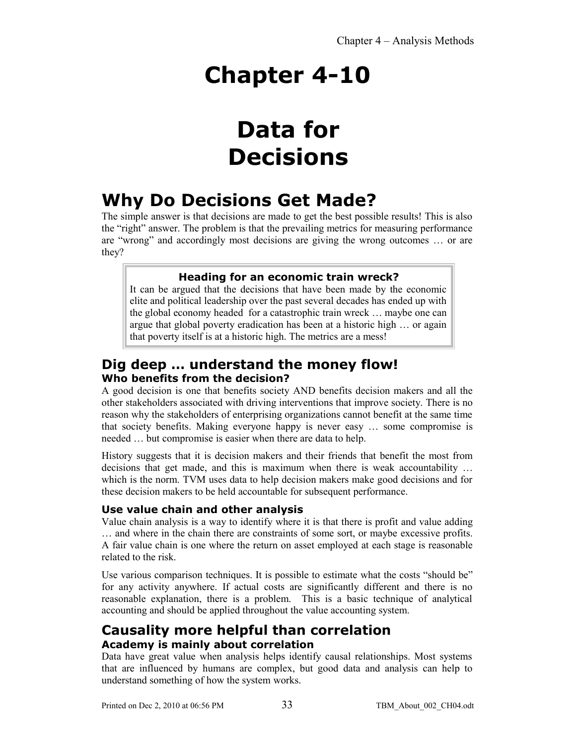# Chapter 4-10

# Data for Decisions

## Why Do Decisions Get Made?

The simple answer is that decisions are made to get the best possible results! This is also the "right" answer. The problem is that the prevailing metrics for measuring performance are "wrong" and accordingly most decisions are giving the wrong outcomes … or are they?

> **Heading for an economic train wreck?**
>
> It can be argued that the decisions that have been made by the economic elite and political leadership over the past several decades has ended up with the global economy headed for a catastrophic train wreck … maybe one can argue that global poverty eradication has been at a historic high … or again that poverty itself is at a historic high. The metrics are a mess!

## Dig deep … understand the money flow!

### Who benefits from the decision?

A good decision is one that benefits society AND benefits decision makers and all the other stakeholders associated with driving interventions that improve society. There is no reason why the stakeholders of enterprising organizations cannot benefit at the same time that society benefits. Making everyone happy is never easy … some compromise is needed … but compromise is easier when there are data to help.

History suggests that it is decision makers and their friends that benefit the most from decisions that get made, and this is maximum when there is weak accountability … which is the norm. TVM uses data to help decision makers make good decisions and for these decision makers to be held accountable for subsequent performance.

### Use value chain and other analysis

Value chain analysis is a way to identify where it is that there is profit and value adding … and where in the chain there are constraints of some sort, or maybe excessive profits. A fair value chain is one where the return on asset employed at each stage is reasonable related to the risk.

Use various comparison techniques. It is possible to estimate what the costs "should be" for any activity anywhere. If actual costs are significantly different and there is no reasonable explanation, there is a problem. This is a basic technique of analytical accounting and should be applied throughout the value accounting system.

## Causality more helpful than correlation

### Academy is mainly about correlation

Data have great value when analysis helps identify causal relationships. Most systems that are influenced by humans are complex, but good data and analysis can help to understand something of how the system works.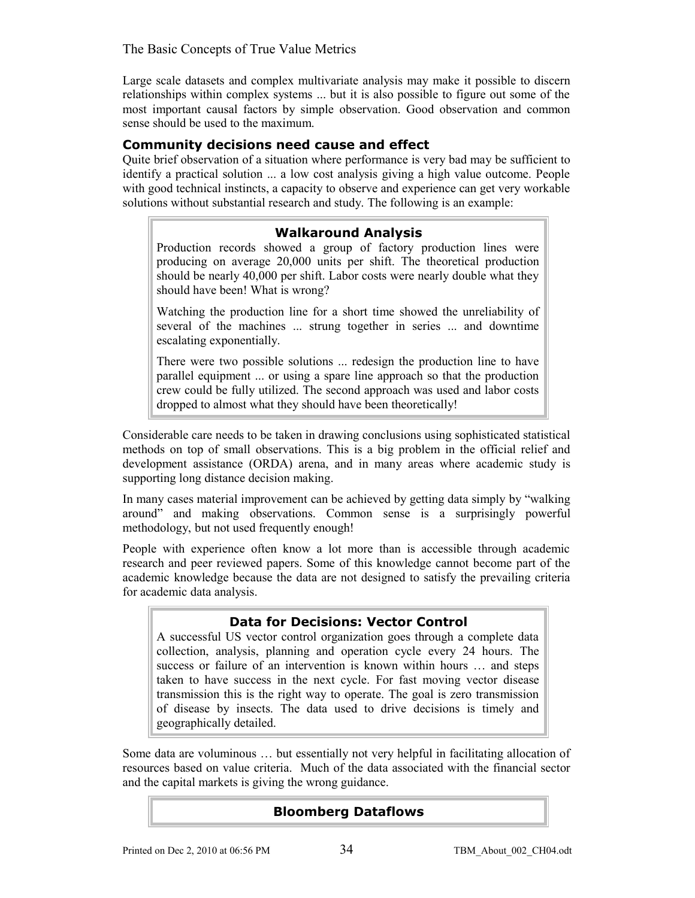Large scale datasets and complex multivariate analysis may make it possible to discern relationships within complex systems ... but it is also possible to figure out some of the most important causal factors by simple observation. Good observation and common sense should be used to the maximum.

### Community decisions need cause and effect

Quite brief observation of a situation where performance is very bad may be sufficient to identify a practical solution ... a low cost analysis giving a high value outcome. People with good technical instincts, a capacity to observe and experience can get very workable solutions without substantial research and study. The following is an example:

> **Walkaround Analysis**
>
> Production records showed a group of factory production lines were producing on average 20,000 units per shift. The theoretical production should be nearly 40,000 per shift. Labor costs were nearly double what they should have been! What is wrong?
>
> Watching the production line for a short time showed the unreliability of several of the machines ... strung together in series ... and downtime escalating exponentially.
>
> There were two possible solutions ... redesign the production line to have parallel equipment ... or using a spare line approach so that the production crew could be fully utilized. The second approach was used and labor costs dropped to almost what they should have been theoretically!

Considerable care needs to be taken in drawing conclusions using sophisticated statistical methods on top of small observations. This is a big problem in the official relief and development assistance (ORDA) arena, and in many areas where academic study is supporting long distance decision making.

In many cases material improvement can be achieved by getting data simply by "walking around" and making observations. Common sense is a surprisingly powerful methodology, but not used frequently enough!

People with experience often know a lot more than is accessible through academic research and peer reviewed papers. Some of this knowledge cannot become part of the academic knowledge because the data are not designed to satisfy the prevailing criteria for academic data analysis.

> **Data for Decisions: Vector Control**
>
> A successful US vector control organization goes through a complete data collection, analysis, planning and operation cycle every 24 hours. The success or failure of an intervention is known within hours … and steps taken to have success in the next cycle. For fast moving vector disease transmission this is the right way to operate. The goal is zero transmission of disease by insects. The data used to drive decisions is timely and geographically detailed.

Some data are voluminous … but essentially not very helpful in facilitating allocation of resources based on value criteria. Much of the data associated with the financial sector and the capital markets is giving the wrong guidance.

> **Bloomberg Dataflows**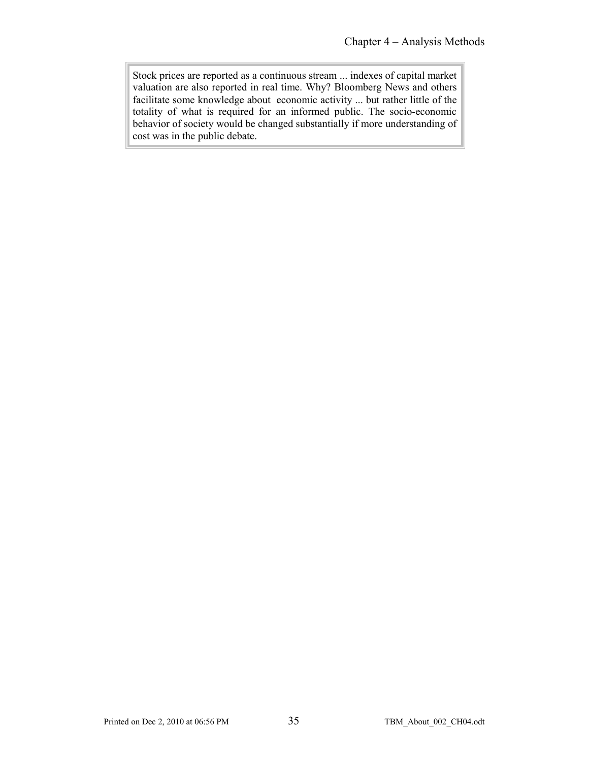> Stock prices are reported as a continuous stream ... indexes of capital market valuation are also reported in real time. Why? Bloomberg News and others facilitate some knowledge about economic activity ... but rather little of the totality of what is required for an informed public. The socio-economic behavior of society would be changed substantially if more understanding of cost was in the public debate.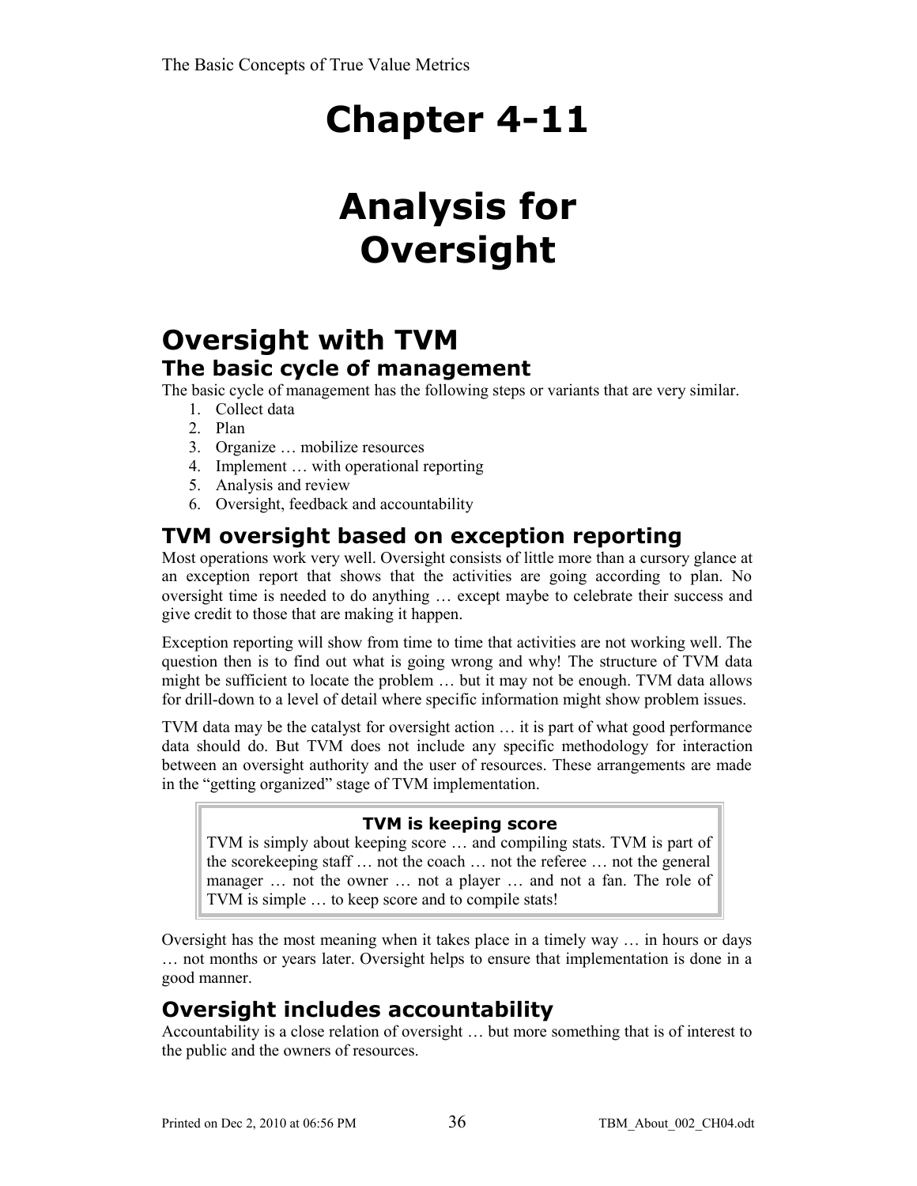# Chapter 4-11

# Analysis for Oversight

## Oversight with TVM

### The basic cycle of management

The basic cycle of management has the following steps or variants that are very similar.

1. Collect data
2. Plan
3. Organize … mobilize resources
4. Implement … with operational reporting
5. Analysis and review
6. Oversight, feedback and accountability

### TVM oversight based on exception reporting

Most operations work very well. Oversight consists of little more than a cursory glance at an exception report that shows that the activities are going according to plan. No oversight time is needed to do anything … except maybe to celebrate their success and give credit to those that are making it happen.

Exception reporting will show from time to time that activities are not working well. The question then is to find out what is going wrong and why! The structure of TVM data might be sufficient to locate the problem … but it may not be enough. TVM data allows for drill-down to a level of detail where specific information might show problem issues.

TVM data may be the catalyst for oversight action … it is part of what good performance data should do. But TVM does not include any specific methodology for interaction between an oversight authority and the user of resources. These arrangements are made in the "getting organized" stage of TVM implementation.

> **TVM is keeping score**
>
> TVM is simply about keeping score … and compiling stats. TVM is part of the scorekeeping staff … not the coach … not the referee … not the general manager … not the owner … not a player … and not a fan. The role of TVM is simple … to keep score and to compile stats!

Oversight has the most meaning when it takes place in a timely way … in hours or days … not months or years later. Oversight helps to ensure that implementation is done in a good manner.

### Oversight includes accountability

Accountability is a close relation of oversight … but more something that is of interest to the public and the owners of resources.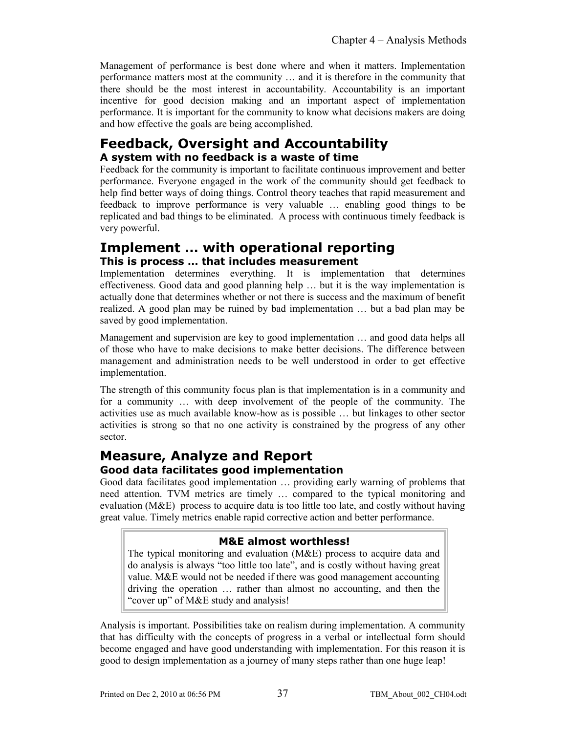Management of performance is best done where and when it matters. Implementation performance matters most at the community … and it is therefore in the community that there should be the most interest in accountability. Accountability is an important incentive for good decision making and an important aspect of implementation performance. It is important for the community to know what decisions makers are doing and how effective the goals are being accomplished.

## Feedback, Oversight and Accountability

### A system with no feedback is a waste of time

Feedback for the community is important to facilitate continuous improvement and better performance. Everyone engaged in the work of the community should get feedback to help find better ways of doing things. Control theory teaches that rapid measurement and feedback to improve performance is very valuable … enabling good things to be replicated and bad things to be eliminated. A process with continuous timely feedback is very powerful.

## Implement … with operational reporting

### This is process … that includes measurement

Implementation determines everything. It is implementation that determines effectiveness. Good data and good planning help … but it is the way implementation is actually done that determines whether or not there is success and the maximum of benefit realized. A good plan may be ruined by bad implementation … but a bad plan may be saved by good implementation.

Management and supervision are key to good implementation … and good data helps all of those who have to make decisions to make better decisions. The difference between management and administration needs to be well understood in order to get effective implementation.

The strength of this community focus plan is that implementation is in a community and for a community … with deep involvement of the people of the community. The activities use as much available know-how as is possible … but linkages to other sector activities is strong so that no one activity is constrained by the progress of any other sector.

## Measure, Analyze and Report

### Good data facilitates good implementation

Good data facilitates good implementation … providing early warning of problems that need attention. TVM metrics are timely … compared to the typical monitoring and evaluation (M&E) process to acquire data is too little too late, and costly without having great value. Timely metrics enable rapid corrective action and better performance.

> **M&E almost worthless!**
>
> The typical monitoring and evaluation (M&E) process to acquire data and do analysis is always "too little too late", and is costly without having great value. M&E would not be needed if there was good management accounting driving the operation … rather than almost no accounting, and then the "cover up" of M&E study and analysis!

Analysis is important. Possibilities take on realism during implementation. A community that has difficulty with the concepts of progress in a verbal or intellectual form should become engaged and have good understanding with implementation. For this reason it is good to design implementation as a journey of many steps rather than one huge leap!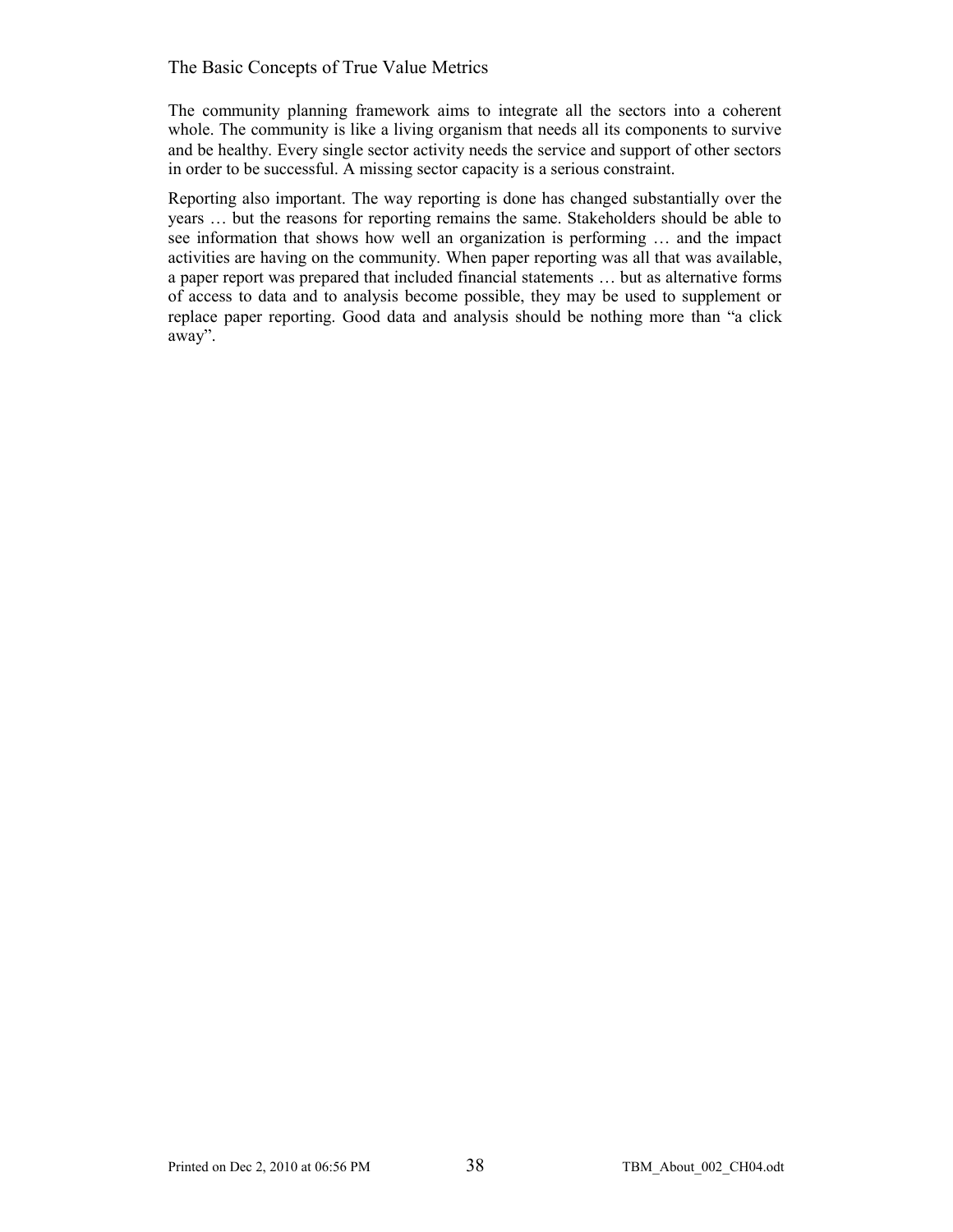The community planning framework aims to integrate all the sectors into a coherent whole. The community is like a living organism that needs all its components to survive and be healthy. Every single sector activity needs the service and support of other sectors in order to be successful. A missing sector capacity is a serious constraint.

Reporting also important. The way reporting is done has changed substantially over the years … but the reasons for reporting remains the same. Stakeholders should be able to see information that shows how well an organization is performing … and the impact activities are having on the community. When paper reporting was all that was available, a paper report was prepared that included financial statements … but as alternative forms of access to data and to analysis become possible, they may be used to supplement or replace paper reporting. Good data and analysis should be nothing more than "a click away".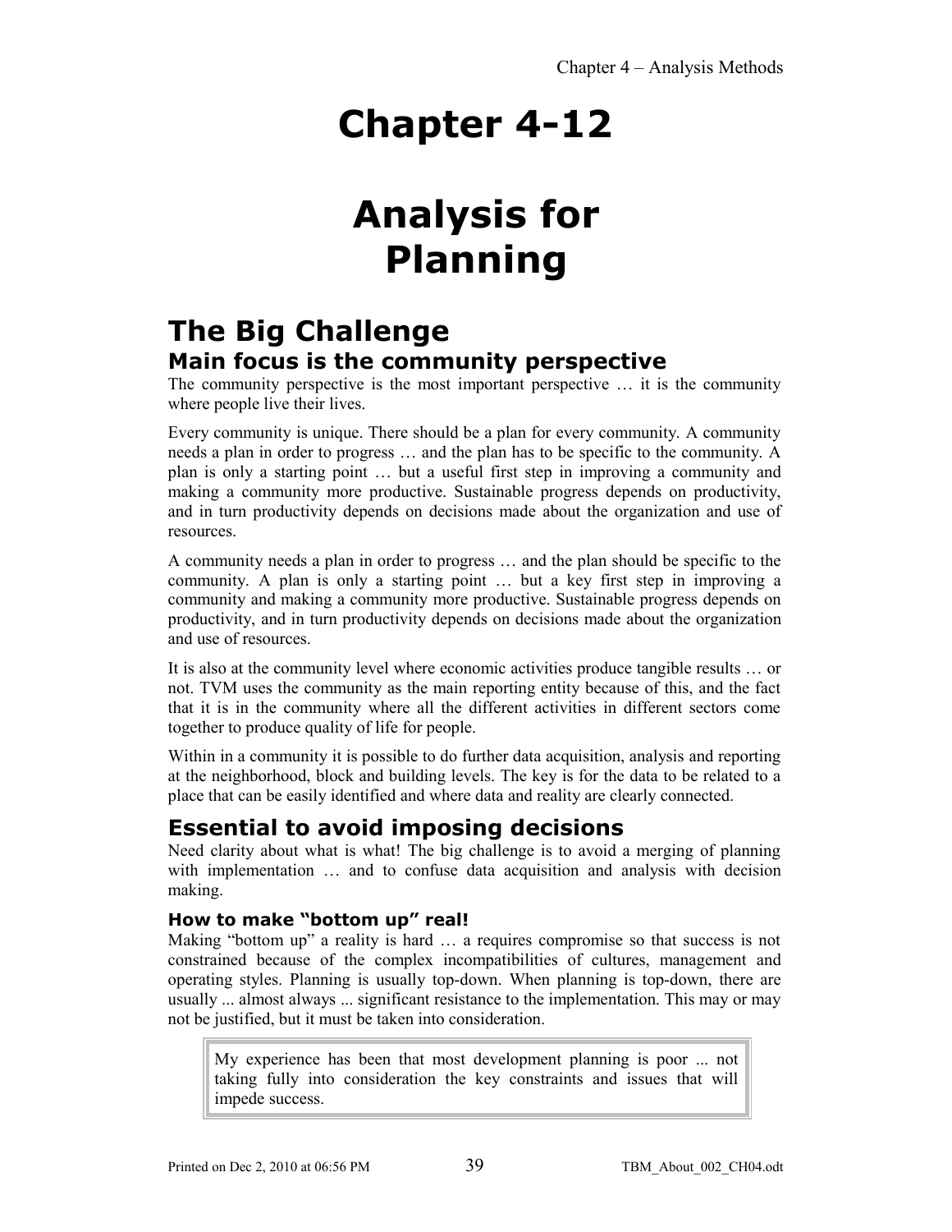# Chapter 4-12

# Analysis for Planning

## The Big Challenge

### Main focus is the community perspective

The community perspective is the most important perspective … it is the community where people live their lives.

Every community is unique. There should be a plan for every community. A community needs a plan in order to progress … and the plan has to be specific to the community. A plan is only a starting point … but a useful first step in improving a community and making a community more productive. Sustainable progress depends on productivity, and in turn productivity depends on decisions made about the organization and use of resources.

A community needs a plan in order to progress … and the plan should be specific to the community. A plan is only a starting point … but a key first step in improving a community and making a community more productive. Sustainable progress depends on productivity, and in turn productivity depends on decisions made about the organization and use of resources.

It is also at the community level where economic activities produce tangible results … or not. TVM uses the community as the main reporting entity because of this, and the fact that it is in the community where all the different activities in different sectors come together to produce quality of life for people.

Within in a community it is possible to do further data acquisition, analysis and reporting at the neighborhood, block and building levels. The key is for the data to be related to a place that can be easily identified and where data and reality are clearly connected.

### Essential to avoid imposing decisions

Need clarity about what is what! The big challenge is to avoid a merging of planning with implementation … and to confuse data acquisition and analysis with decision making.

#### How to make "bottom up" real!

Making "bottom up" a reality is hard … a requires compromise so that success is not constrained because of the complex incompatibilities of cultures, management and operating styles. Planning is usually top-down. When planning is top-down, there are usually ... almost always ... significant resistance to the implementation. This may or may not be justified, but it must be taken into consideration.

> My experience has been that most development planning is poor ... not taking fully into consideration the key constraints and issues that will impede success.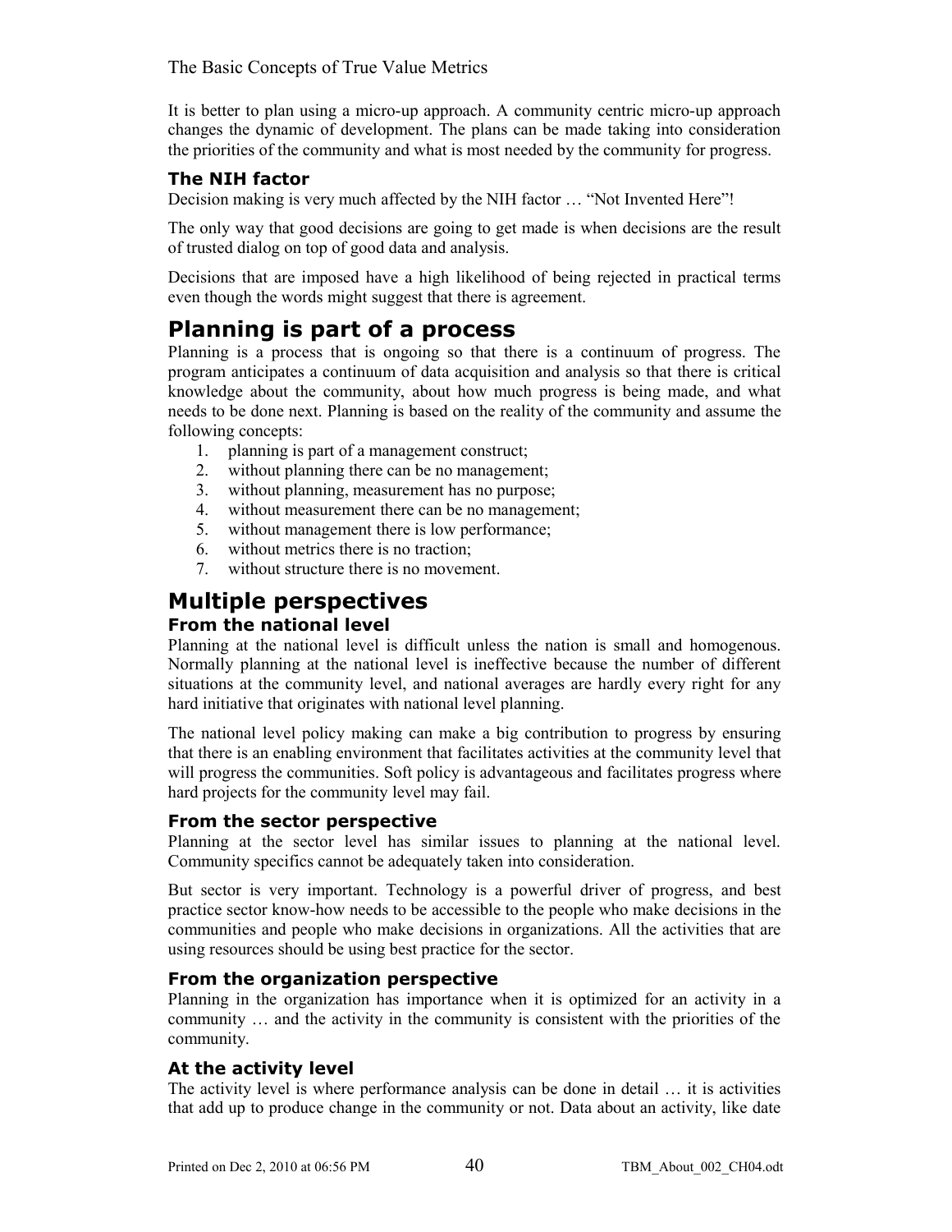It is better to plan using a micro-up approach. A community centric micro-up approach changes the dynamic of development. The plans can be made taking into consideration the priorities of the community and what is most needed by the community for progress.

### The NIH factor

Decision making is very much affected by the NIH factor … "Not Invented Here"!

The only way that good decisions are going to get made is when decisions are the result of trusted dialog on top of good data and analysis.

Decisions that are imposed have a high likelihood of being rejected in practical terms even though the words might suggest that there is agreement.

## Planning is part of a process

Planning is a process that is ongoing so that there is a continuum of progress. The program anticipates a continuum of data acquisition and analysis so that there is critical knowledge about the community, about how much progress is being made, and what needs to be done next. Planning is based on the reality of the community and assume the following concepts:

1. planning is part of a management construct;
2. without planning there can be no management;
3. without planning, measurement has no purpose;
4. without measurement there can be no management;
5. without management there is low performance;
6. without metrics there is no traction;
7. without structure there is no movement.

## Multiple perspectives

### From the national level

Planning at the national level is difficult unless the nation is small and homogenous. Normally planning at the national level is ineffective because the number of different situations at the community level, and national averages are hardly every right for any hard initiative that originates with national level planning.

The national level policy making can make a big contribution to progress by ensuring that there is an enabling environment that facilitates activities at the community level that will progress the communities. Soft policy is advantageous and facilitates progress where hard projects for the community level may fail.

### From the sector perspective

Planning at the sector level has similar issues to planning at the national level. Community specifics cannot be adequately taken into consideration.

But sector is very important. Technology is a powerful driver of progress, and best practice sector know-how needs to be accessible to the people who make decisions in the communities and people who make decisions in organizations. All the activities that are using resources should be using best practice for the sector.

### From the organization perspective

Planning in the organization has importance when it is optimized for an activity in a community … and the activity in the community is consistent with the priorities of the community.

### At the activity level

The activity level is where performance analysis can be done in detail … it is activities that add up to produce change in the community or not. Data about an activity, like date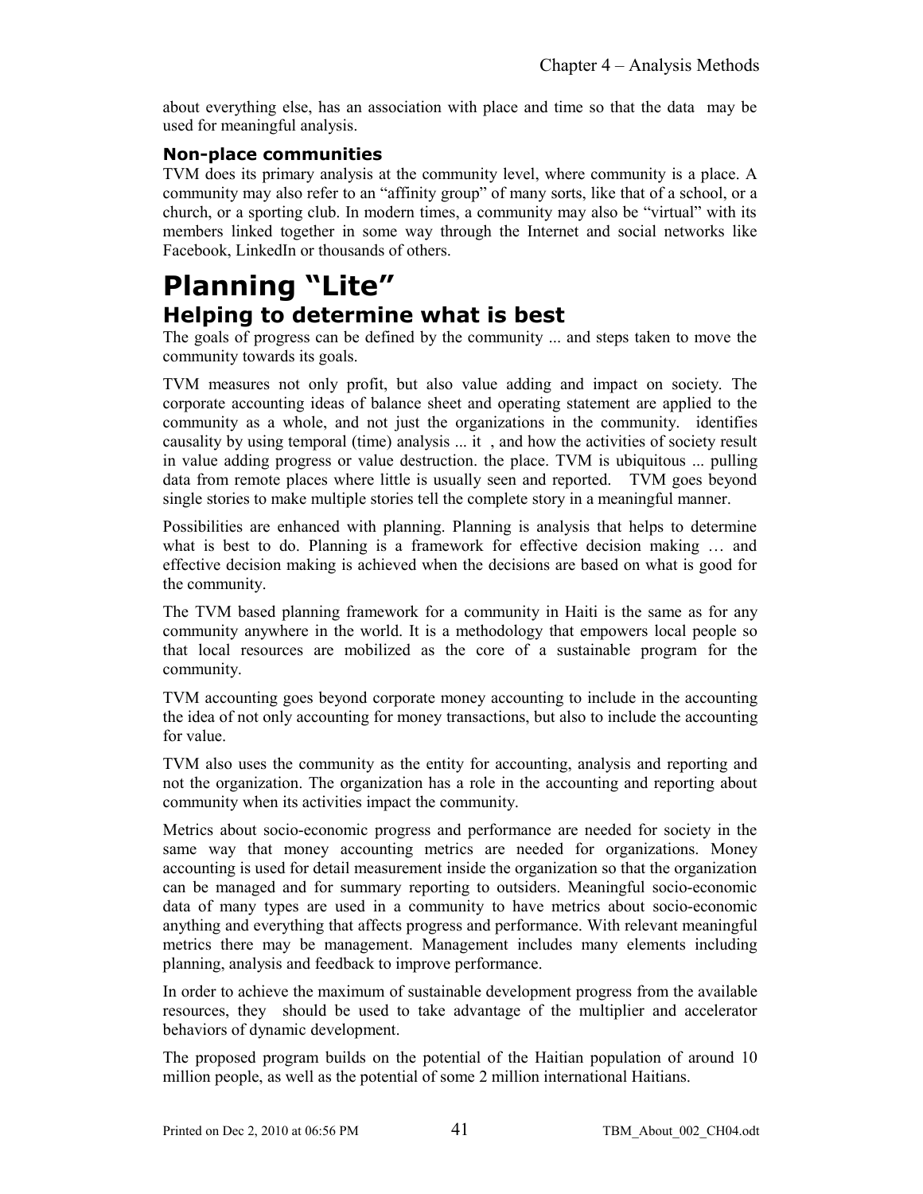about everything else, has an association with place and time so that the data may be used for meaningful analysis.

### Non-place communities

TVM does its primary analysis at the community level, where community is a place. A community may also refer to an "affinity group" of many sorts, like that of a school, or a church, or a sporting club. In modern times, a community may also be "virtual" with its members linked together in some way through the Internet and social networks like Facebook, LinkedIn or thousands of others.

# Planning "Lite"

## Helping to determine what is best

The goals of progress can be defined by the community ... and steps taken to move the community towards its goals.

TVM measures not only profit, but also value adding and impact on society. The corporate accounting ideas of balance sheet and operating statement are applied to the community as a whole, and not just the organizations in the community. identifies causality by using temporal (time) analysis ... it , and how the activities of society result in value adding progress or value destruction. the place. TVM is ubiquitous ... pulling data from remote places where little is usually seen and reported. TVM goes beyond single stories to make multiple stories tell the complete story in a meaningful manner.

Possibilities are enhanced with planning. Planning is analysis that helps to determine what is best to do. Planning is a framework for effective decision making … and effective decision making is achieved when the decisions are based on what is good for the community.

The TVM based planning framework for a community in Haiti is the same as for any community anywhere in the world. It is a methodology that empowers local people so that local resources are mobilized as the core of a sustainable program for the community.

TVM accounting goes beyond corporate money accounting to include in the accounting the idea of not only accounting for money transactions, but also to include the accounting for value.

TVM also uses the community as the entity for accounting, analysis and reporting and not the organization. The organization has a role in the accounting and reporting about community when its activities impact the community.

Metrics about socio-economic progress and performance are needed for society in the same way that money accounting metrics are needed for organizations. Money accounting is used for detail measurement inside the organization so that the organization can be managed and for summary reporting to outsiders. Meaningful socio-economic data of many types are used in a community to have metrics about socio-economic anything and everything that affects progress and performance. With relevant meaningful metrics there may be management. Management includes many elements including planning, analysis and feedback to improve performance.

In order to achieve the maximum of sustainable development progress from the available resources, they should be used to take advantage of the multiplier and accelerator behaviors of dynamic development.

The proposed program builds on the potential of the Haitian population of around 10 million people, as well as the potential of some 2 million international Haitians.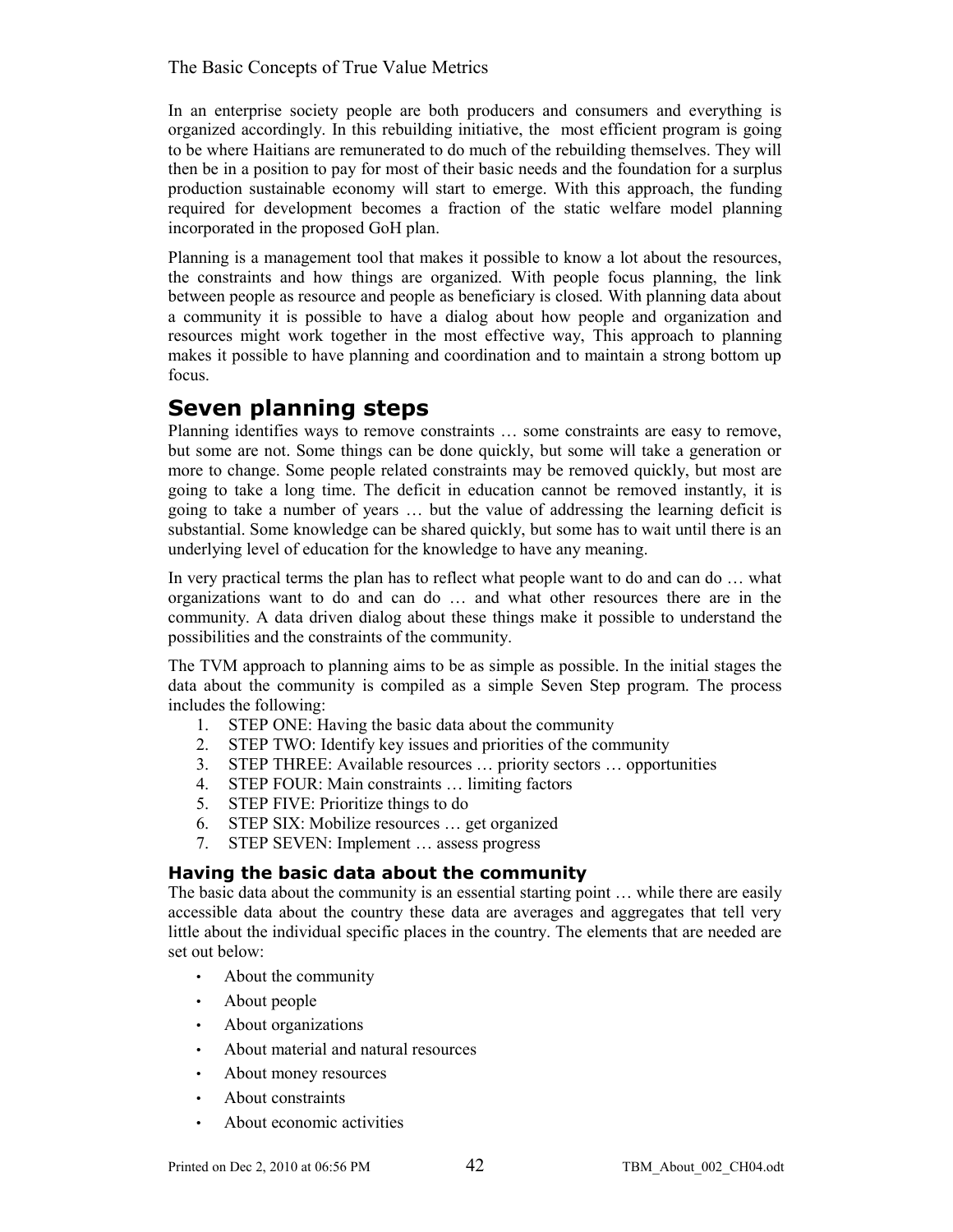In an enterprise society people are both producers and consumers and everything is organized accordingly. In this rebuilding initiative, the most efficient program is going to be where Haitians are remunerated to do much of the rebuilding themselves. They will then be in a position to pay for most of their basic needs and the foundation for a surplus production sustainable economy will start to emerge. With this approach, the funding required for development becomes a fraction of the static welfare model planning incorporated in the proposed GoH plan.

Planning is a management tool that makes it possible to know a lot about the resources, the constraints and how things are organized. With people focus planning, the link between people as resource and people as beneficiary is closed. With planning data about a community it is possible to have a dialog about how people and organization and resources might work together in the most effective way, This approach to planning makes it possible to have planning and coordination and to maintain a strong bottom up focus.

## Seven planning steps

Planning identifies ways to remove constraints … some constraints are easy to remove, but some are not. Some things can be done quickly, but some will take a generation or more to change. Some people related constraints may be removed quickly, but most are going to take a long time. The deficit in education cannot be removed instantly, it is going to take a number of years … but the value of addressing the learning deficit is substantial. Some knowledge can be shared quickly, but some has to wait until there is an underlying level of education for the knowledge to have any meaning.

In very practical terms the plan has to reflect what people want to do and can do … what organizations want to do and can do … and what other resources there are in the community. A data driven dialog about these things make it possible to understand the possibilities and the constraints of the community.

The TVM approach to planning aims to be as simple as possible. In the initial stages the data about the community is compiled as a simple Seven Step program. The process includes the following:

1. STEP ONE: Having the basic data about the community
2. STEP TWO: Identify key issues and priorities of the community
3. STEP THREE: Available resources … priority sectors … opportunities
4. STEP FOUR: Main constraints … limiting factors
5. STEP FIVE: Prioritize things to do
6. STEP SIX: Mobilize resources … get organized
7. STEP SEVEN: Implement … assess progress

### Having the basic data about the community

The basic data about the community is an essential starting point … while there are easily accessible data about the country these data are averages and aggregates that tell very little about the individual specific places in the country. The elements that are needed are set out below:

- About the community
- About people
- About organizations
- About material and natural resources
- About money resources
- About constraints
- About economic activities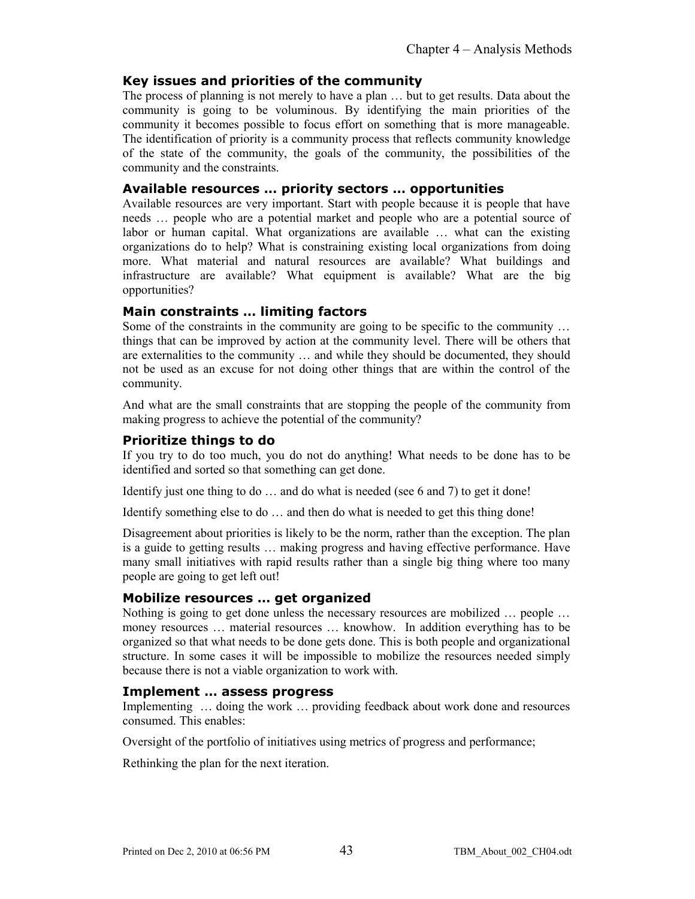## Key issues and priorities of the community

The process of planning is not merely to have a plan … but to get results. Data about the community is going to be voluminous. By identifying the main priorities of the community it becomes possible to focus effort on something that is more manageable. The identification of priority is a community process that reflects community knowledge of the state of the community, the goals of the community, the possibilities of the community and the constraints.

## Available resources … priority sectors … opportunities

Available resources are very important. Start with people because it is people that have needs … people who are a potential market and people who are a potential source of labor or human capital. What organizations are available … what can the existing organizations do to help? What is constraining existing local organizations from doing more. What material and natural resources are available? What buildings and infrastructure are available? What equipment is available? What are the big opportunities?

## Main constraints … limiting factors

Some of the constraints in the community are going to be specific to the community … things that can be improved by action at the community level. There will be others that are externalities to the community … and while they should be documented, they should not be used as an excuse for not doing other things that are within the control of the community.

And what are the small constraints that are stopping the people of the community from making progress to achieve the potential of the community?

## Prioritize things to do

If you try to do too much, you do not do anything! What needs to be done has to be identified and sorted so that something can get done.

Identify just one thing to do … and do what is needed (see 6 and 7) to get it done!

Identify something else to do … and then do what is needed to get this thing done!

Disagreement about priorities is likely to be the norm, rather than the exception. The plan is a guide to getting results … making progress and having effective performance. Have many small initiatives with rapid results rather than a single big thing where too many people are going to get left out!

## Mobilize resources … get organized

Nothing is going to get done unless the necessary resources are mobilized … people … money resources … material resources … knowhow. In addition everything has to be organized so that what needs to be done gets done. This is both people and organizational structure. In some cases it will be impossible to mobilize the resources needed simply because there is not a viable organization to work with.

## Implement … assess progress

Implementing … doing the work … providing feedback about work done and resources consumed. This enables:

Oversight of the portfolio of initiatives using metrics of progress and performance;

Rethinking the plan for the next iteration.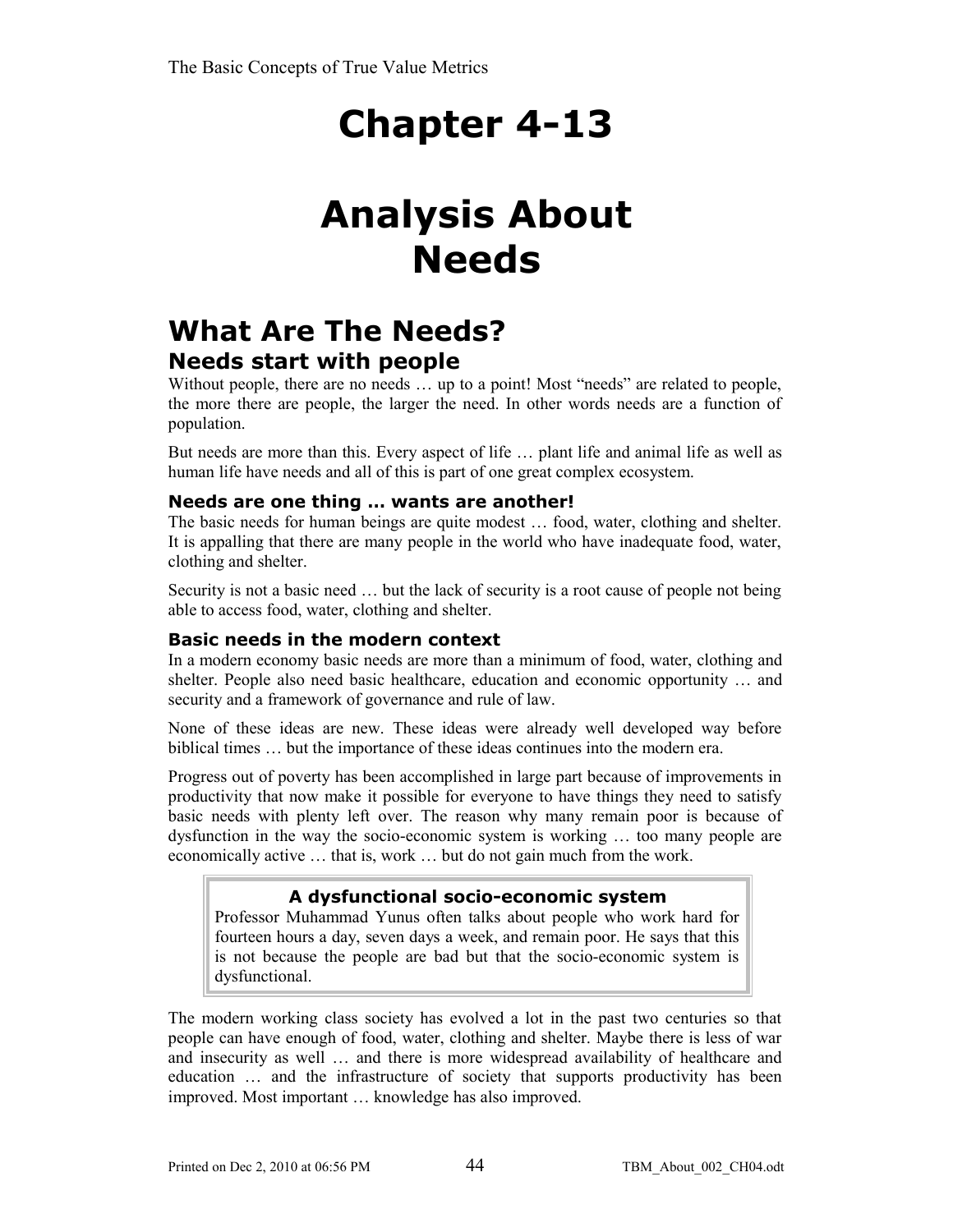# Chapter 4-13

# Analysis About Needs

## What Are The Needs?

### Needs start with people

Without people, there are no needs … up to a point! Most "needs" are related to people, the more there are people, the larger the need. In other words needs are a function of population.

But needs are more than this. Every aspect of life … plant life and animal life as well as human life have needs and all of this is part of one great complex ecosystem.

#### Needs are one thing … wants are another!

The basic needs for human beings are quite modest … food, water, clothing and shelter. It is appalling that there are many people in the world who have inadequate food, water, clothing and shelter.

Security is not a basic need … but the lack of security is a root cause of people not being able to access food, water, clothing and shelter.

#### Basic needs in the modern context

In a modern economy basic needs are more than a minimum of food, water, clothing and shelter. People also need basic healthcare, education and economic opportunity … and security and a framework of governance and rule of law.

None of these ideas are new. These ideas were already well developed way before biblical times … but the importance of these ideas continues into the modern era.

Progress out of poverty has been accomplished in large part because of improvements in productivity that now make it possible for everyone to have things they need to satisfy basic needs with plenty left over. The reason why many remain poor is because of dysfunction in the way the socio-economic system is working … too many people are economically active … that is, work … but do not gain much from the work.

> **A dysfunctional socio-economic system**
>
> Professor Muhammad Yunus often talks about people who work hard for fourteen hours a day, seven days a week, and remain poor. He says that this is not because the people are bad but that the socio-economic system is dysfunctional.

The modern working class society has evolved a lot in the past two centuries so that people can have enough of food, water, clothing and shelter. Maybe there is less of war and insecurity as well … and there is more widespread availability of healthcare and education … and the infrastructure of society that supports productivity has been improved. Most important … knowledge has also improved.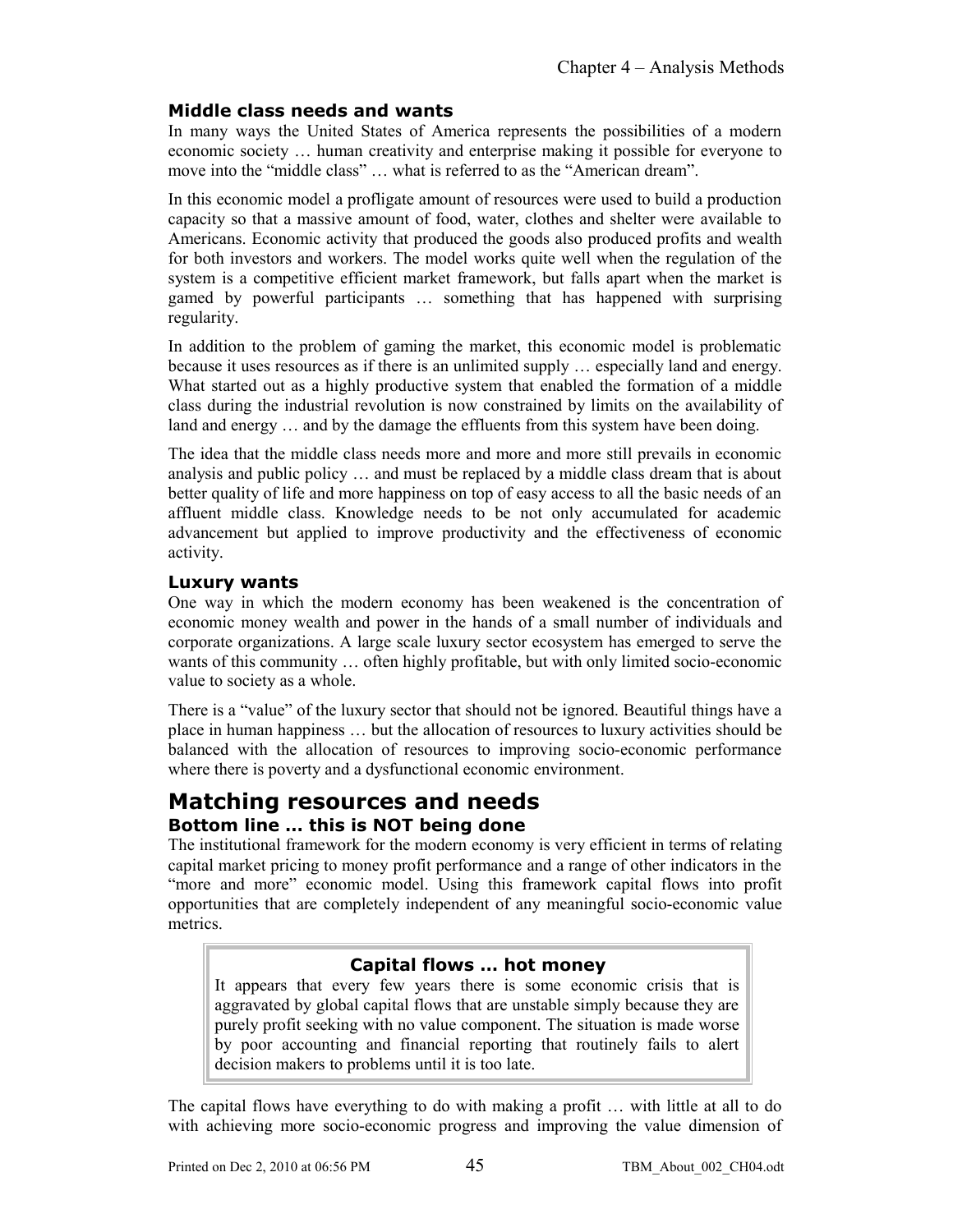### Middle class needs and wants

In many ways the United States of America represents the possibilities of a modern economic society … human creativity and enterprise making it possible for everyone to move into the "middle class" … what is referred to as the "American dream".

In this economic model a profligate amount of resources were used to build a production capacity so that a massive amount of food, water, clothes and shelter were available to Americans. Economic activity that produced the goods also produced profits and wealth for both investors and workers. The model works quite well when the regulation of the system is a competitive efficient market framework, but falls apart when the market is gamed by powerful participants … something that has happened with surprising regularity.

In addition to the problem of gaming the market, this economic model is problematic because it uses resources as if there is an unlimited supply … especially land and energy. What started out as a highly productive system that enabled the formation of a middle class during the industrial revolution is now constrained by limits on the availability of land and energy … and by the damage the effluents from this system have been doing.

The idea that the middle class needs more and more and more still prevails in economic analysis and public policy … and must be replaced by a middle class dream that is about better quality of life and more happiness on top of easy access to all the basic needs of an affluent middle class. Knowledge needs to be not only accumulated for academic advancement but applied to improve productivity and the effectiveness of economic activity.

### Luxury wants

One way in which the modern economy has been weakened is the concentration of economic money wealth and power in the hands of a small number of individuals and corporate organizations. A large scale luxury sector ecosystem has emerged to serve the wants of this community … often highly profitable, but with only limited socio-economic value to society as a whole.

There is a "value" of the luxury sector that should not be ignored. Beautiful things have a place in human happiness … but the allocation of resources to luxury activities should be balanced with the allocation of resources to improving socio-economic performance where there is poverty and a dysfunctional economic environment.

## Matching resources and needs

### Bottom line … this is NOT being done

The institutional framework for the modern economy is very efficient in terms of relating capital market pricing to money profit performance and a range of other indicators in the "more and more" economic model. Using this framework capital flows into profit opportunities that are completely independent of any meaningful socio-economic value metrics.

> **Capital flows … hot money**
>
> It appears that every few years there is some economic crisis that is aggravated by global capital flows that are unstable simply because they are purely profit seeking with no value component. The situation is made worse by poor accounting and financial reporting that routinely fails to alert decision makers to problems until it is too late.

The capital flows have everything to do with making a profit … with little at all to do with achieving more socio-economic progress and improving the value dimension of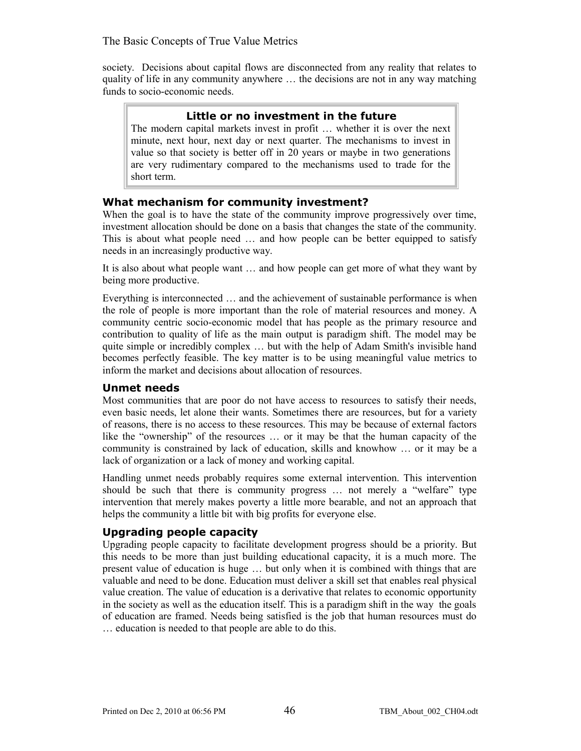society. Decisions about capital flows are disconnected from any reality that relates to quality of life in any community anywhere … the decisions are not in any way matching funds to socio-economic needs.

> **Little or no investment in the future**
>
> The modern capital markets invest in profit … whether it is over the next minute, next hour, next day or next quarter. The mechanisms to invest in value so that society is better off in 20 years or maybe in two generations are very rudimentary compared to the mechanisms used to trade for the short term.

### What mechanism for community investment?

When the goal is to have the state of the community improve progressively over time, investment allocation should be done on a basis that changes the state of the community. This is about what people need … and how people can be better equipped to satisfy needs in an increasingly productive way.

It is also about what people want … and how people can get more of what they want by being more productive.

Everything is interconnected … and the achievement of sustainable performance is when the role of people is more important than the role of material resources and money. A community centric socio-economic model that has people as the primary resource and contribution to quality of life as the main output is paradigm shift. The model may be quite simple or incredibly complex … but with the help of Adam Smith's invisible hand becomes perfectly feasible. The key matter is to be using meaningful value metrics to inform the market and decisions about allocation of resources.

### Unmet needs

Most communities that are poor do not have access to resources to satisfy their needs, even basic needs, let alone their wants. Sometimes there are resources, but for a variety of reasons, there is no access to these resources. This may be because of external factors like the "ownership" of the resources … or it may be that the human capacity of the community is constrained by lack of education, skills and knowhow … or it may be a lack of organization or a lack of money and working capital.

Handling unmet needs probably requires some external intervention. This intervention should be such that there is community progress … not merely a "welfare" type intervention that merely makes poverty a little more bearable, and not an approach that helps the community a little bit with big profits for everyone else.

### Upgrading people capacity

Upgrading people capacity to facilitate development progress should be a priority. But this needs to be more than just building educational capacity, it is a much more. The present value of education is huge … but only when it is combined with things that are valuable and need to be done. Education must deliver a skill set that enables real physical value creation. The value of education is a derivative that relates to economic opportunity in the society as well as the education itself. This is a paradigm shift in the way the goals of education are framed. Needs being satisfied is the job that human resources must do … education is needed to that people are able to do this.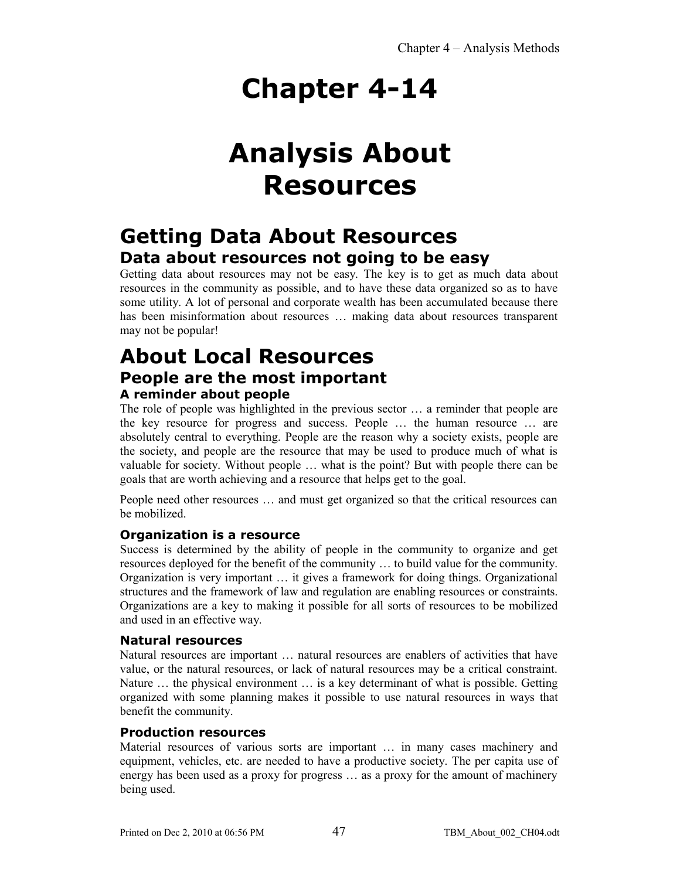# Chapter 4-14

# Analysis About Resources

## Getting Data About Resources

### Data about resources not going to be easy

Getting data about resources may not be easy. The key is to get as much data about resources in the community as possible, and to have these data organized so as to have some utility. A lot of personal and corporate wealth has been accumulated because there has been misinformation about resources … making data about resources transparent may not be popular!

## About Local Resources

### People are the most important

#### A reminder about people

The role of people was highlighted in the previous sector … a reminder that people are the key resource for progress and success. People … the human resource … are absolutely central to everything. People are the reason why a society exists, people are the society, and people are the resource that may be used to produce much of what is valuable for society. Without people … what is the point? But with people there can be goals that are worth achieving and a resource that helps get to the goal.

People need other resources … and must get organized so that the critical resources can be mobilized.

#### Organization is a resource

Success is determined by the ability of people in the community to organize and get resources deployed for the benefit of the community … to build value for the community. Organization is very important … it gives a framework for doing things. Organizational structures and the framework of law and regulation are enabling resources or constraints. Organizations are a key to making it possible for all sorts of resources to be mobilized and used in an effective way.

#### Natural resources

Natural resources are important … natural resources are enablers of activities that have value, or the natural resources, or lack of natural resources may be a critical constraint. Nature … the physical environment … is a key determinant of what is possible. Getting organized with some planning makes it possible to use natural resources in ways that benefit the community.

#### Production resources

Material resources of various sorts are important … in many cases machinery and equipment, vehicles, etc. are needed to have a productive society. The per capita use of energy has been used as a proxy for progress … as a proxy for the amount of machinery being used.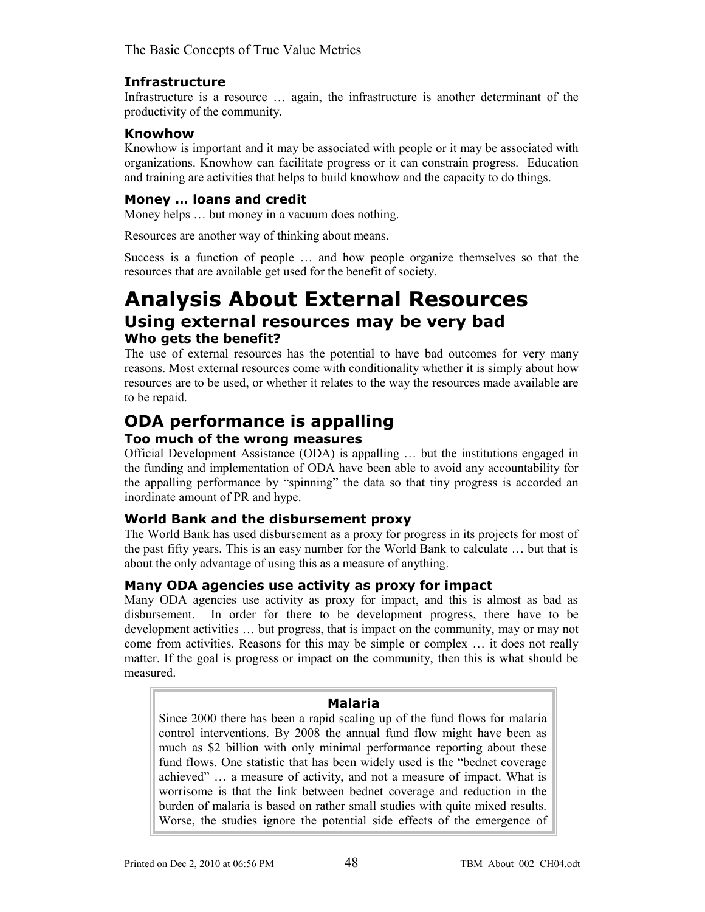### Infrastructure

Infrastructure is a resource … again, the infrastructure is another determinant of the productivity of the community.

### Knowhow

Knowhow is important and it may be associated with people or it may be associated with organizations. Knowhow can facilitate progress or it can constrain progress. Education and training are activities that helps to build knowhow and the capacity to do things.

### Money … loans and credit

Money helps … but money in a vacuum does nothing.

Resources are another way of thinking about means.

Success is a function of people … and how people organize themselves so that the resources that are available get used for the benefit of society.

# Analysis About External Resources

## Using external resources may be very bad

### Who gets the benefit?

The use of external resources has the potential to have bad outcomes for very many reasons. Most external resources come with conditionality whether it is simply about how resources are to be used, or whether it relates to the way the resources made available are to be repaid.

## ODA performance is appalling

### Too much of the wrong measures

Official Development Assistance (ODA) is appalling … but the institutions engaged in the funding and implementation of ODA have been able to avoid any accountability for the appalling performance by "spinning" the data so that tiny progress is accorded an inordinate amount of PR and hype.

### World Bank and the disbursement proxy

The World Bank has used disbursement as a proxy for progress in its projects for most of the past fifty years. This is an easy number for the World Bank to calculate … but that is about the only advantage of using this as a measure of anything.

### Many ODA agencies use activity as proxy for impact

Many ODA agencies use activity as proxy for impact, and this is almost as bad as disbursement. In order for there to be development progress, there have to be development activities … but progress, that is impact on the community, may or may not come from activities. Reasons for this may be simple or complex … it does not really matter. If the goal is progress or impact on the community, then this is what should be measured.

> **Malaria**
>
> Since 2000 there has been a rapid scaling up of the fund flows for malaria control interventions. By 2008 the annual fund flow might have been as much as $2 billion with only minimal performance reporting about these fund flows. One statistic that has been widely used is the "bednet coverage achieved" … a measure of activity, and not a measure of impact. What is worrisome is that the link between bednet coverage and reduction in the burden of malaria is based on rather small studies with quite mixed results. Worse, the studies ignore the potential side effects of the emergence of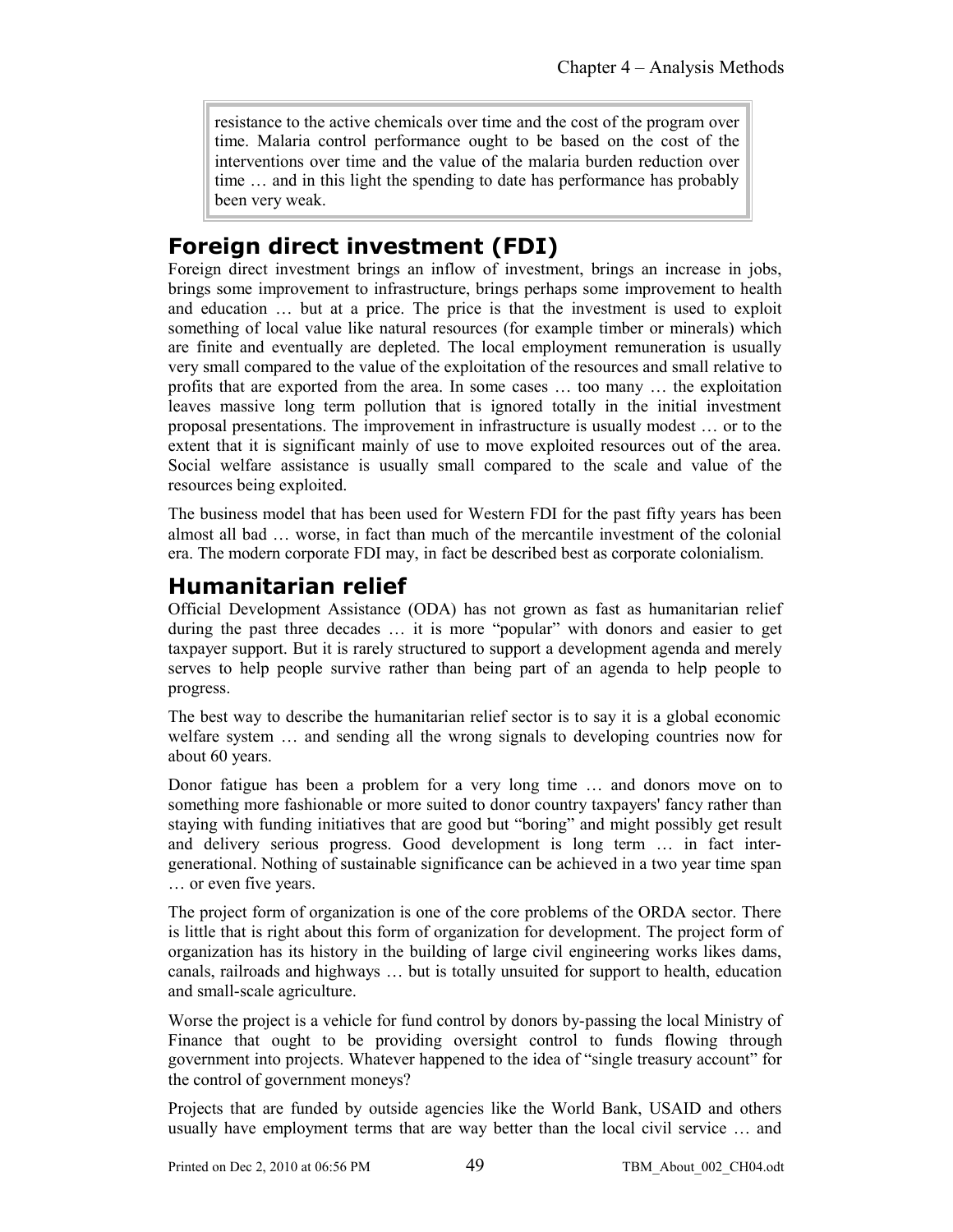> resistance to the active chemicals over time and the cost of the program over time. Malaria control performance ought to be based on the cost of the interventions over time and the value of the malaria burden reduction over time … and in this light the spending to date has performance has probably been very weak.

## Foreign direct investment (FDI)

Foreign direct investment brings an inflow of investment, brings an increase in jobs, brings some improvement to infrastructure, brings perhaps some improvement to health and education … but at a price. The price is that the investment is used to exploit something of local value like natural resources (for example timber or minerals) which are finite and eventually are depleted. The local employment remuneration is usually very small compared to the value of the exploitation of the resources and small relative to profits that are exported from the area. In some cases … too many … the exploitation leaves massive long term pollution that is ignored totally in the initial investment proposal presentations. The improvement in infrastructure is usually modest … or to the extent that it is significant mainly of use to move exploited resources out of the area. Social welfare assistance is usually small compared to the scale and value of the resources being exploited.

The business model that has been used for Western FDI for the past fifty years has been almost all bad … worse, in fact than much of the mercantile investment of the colonial era. The modern corporate FDI may, in fact be described best as corporate colonialism.

## Humanitarian relief

Official Development Assistance (ODA) has not grown as fast as humanitarian relief during the past three decades … it is more "popular" with donors and easier to get taxpayer support. But it is rarely structured to support a development agenda and merely serves to help people survive rather than being part of an agenda to help people to progress.

The best way to describe the humanitarian relief sector is to say it is a global economic welfare system … and sending all the wrong signals to developing countries now for about 60 years.

Donor fatigue has been a problem for a very long time … and donors move on to something more fashionable or more suited to donor country taxpayers' fancy rather than staying with funding initiatives that are good but "boring" and might possibly get result and delivery serious progress. Good development is long term … in fact inter-generational. Nothing of sustainable significance can be achieved in a two year time span … or even five years.

The project form of organization is one of the core problems of the ORDA sector. There is little that is right about this form of organization for development. The project form of organization has its history in the building of large civil engineering works likes dams, canals, railroads and highways … but is totally unsuited for support to health, education and small-scale agriculture.

Worse the project is a vehicle for fund control by donors by-passing the local Ministry of Finance that ought to be providing oversight control to funds flowing through government into projects. Whatever happened to the idea of "single treasury account" for the control of government moneys?

Projects that are funded by outside agencies like the World Bank, USAID and others usually have employment terms that are way better than the local civil service … and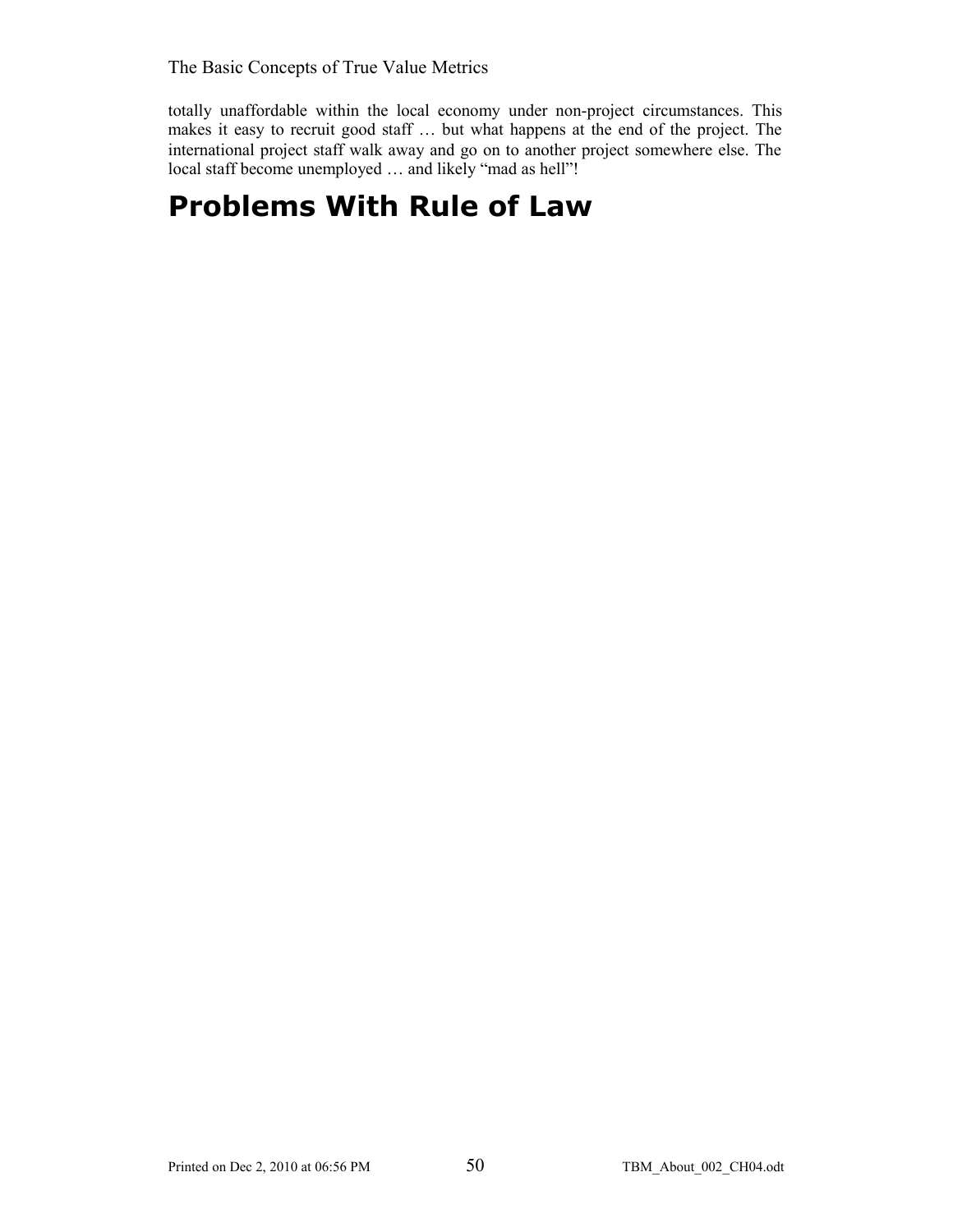totally unaffordable within the local economy under non-project circumstances. This makes it easy to recruit good staff … but what happens at the end of the project. The international project staff walk away and go on to another project somewhere else. The local staff become unemployed … and likely "mad as hell"!

# Problems With Rule of Law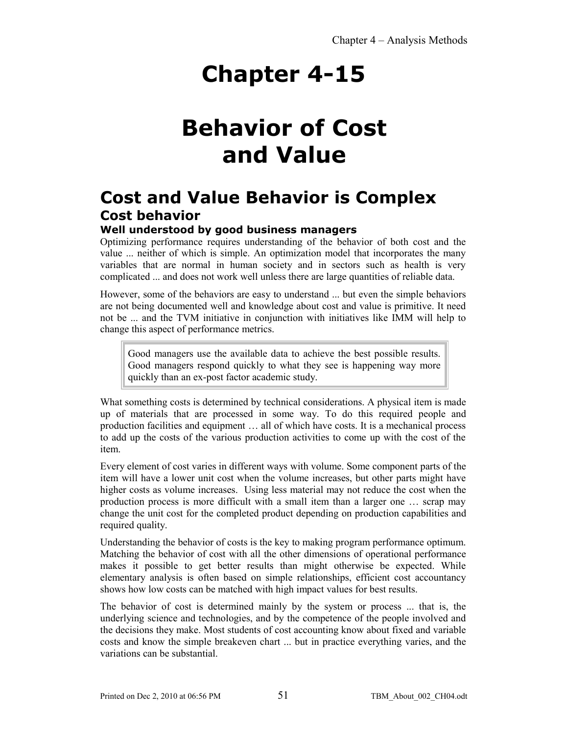# Chapter 4-15

# Behavior of Cost and Value

## Cost and Value Behavior is Complex

### Cost behavior

#### Well understood by good business managers

Optimizing performance requires understanding of the behavior of both cost and the value ... neither of which is simple. An optimization model that incorporates the many variables that are normal in human society and in sectors such as health is very complicated ... and does not work well unless there are large quantities of reliable data.

However, some of the behaviors are easy to understand ... but even the simple behaviors are not being documented well and knowledge about cost and value is primitive. It need not be ... and the TVM initiative in conjunction with initiatives like IMM will help to change this aspect of performance metrics.

> Good managers use the available data to achieve the best possible results. Good managers respond quickly to what they see is happening way more quickly than an ex-post factor academic study.

What something costs is determined by technical considerations. A physical item is made up of materials that are processed in some way. To do this required people and production facilities and equipment … all of which have costs. It is a mechanical process to add up the costs of the various production activities to come up with the cost of the item.

Every element of cost varies in different ways with volume. Some component parts of the item will have a lower unit cost when the volume increases, but other parts might have higher costs as volume increases. Using less material may not reduce the cost when the production process is more difficult with a small item than a larger one … scrap may change the unit cost for the completed product depending on production capabilities and required quality.

Understanding the behavior of costs is the key to making program performance optimum. Matching the behavior of cost with all the other dimensions of operational performance makes it possible to get better results than might otherwise be expected. While elementary analysis is often based on simple relationships, efficient cost accountancy shows how low costs can be matched with high impact values for best results.

The behavior of cost is determined mainly by the system or process ... that is, the underlying science and technologies, and by the competence of the people involved and the decisions they make. Most students of cost accounting know about fixed and variable costs and know the simple breakeven chart ... but in practice everything varies, and the variations can be substantial.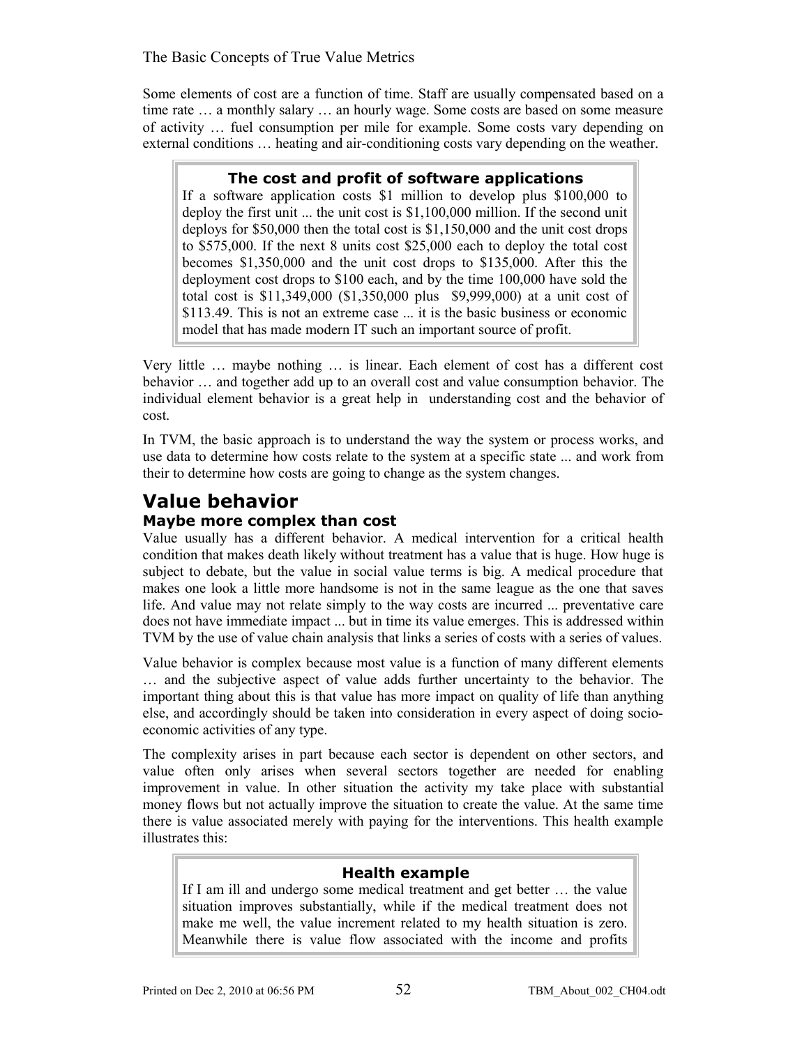Some elements of cost are a function of time. Staff are usually compensated based on a time rate … a monthly salary … an hourly wage. Some costs are based on some measure of activity … fuel consumption per mile for example. Some costs vary depending on external conditions … heating and air-conditioning costs vary depending on the weather.

> **The cost and profit of software applications**
>
> If a software application costs $1 million to develop plus $100,000 to deploy the first unit ... the unit cost is $1,100,000 million. If the second unit deploys for $50,000 then the total cost is $1,150,000 and the unit cost drops to $575,000. If the next 8 units cost $25,000 each to deploy the total cost becomes $1,350,000 and the unit cost drops to $135,000. After this the deployment cost drops to $100 each, and by the time 100,000 have sold the total cost is $11,349,000 ($1,350,000 plus $9,999,000) at a unit cost of $113.49. This is not an extreme case ... it is the basic business or economic model that has made modern IT such an important source of profit.

Very little … maybe nothing … is linear. Each element of cost has a different cost behavior … and together add up to an overall cost and value consumption behavior. The individual element behavior is a great help in understanding cost and the behavior of cost.

In TVM, the basic approach is to understand the way the system or process works, and use data to determine how costs relate to the system at a specific state ... and work from their to determine how costs are going to change as the system changes.

# Value behavior

### Maybe more complex than cost

Value usually has a different behavior. A medical intervention for a critical health condition that makes death likely without treatment has a value that is huge. How huge is subject to debate, but the value in social value terms is big. A medical procedure that makes one look a little more handsome is not in the same league as the one that saves life. And value may not relate simply to the way costs are incurred ... preventative care does not have immediate impact ... but in time its value emerges. This is addressed within TVM by the use of value chain analysis that links a series of costs with a series of values.

Value behavior is complex because most value is a function of many different elements … and the subjective aspect of value adds further uncertainty to the behavior. The important thing about this is that value has more impact on quality of life than anything else, and accordingly should be taken into consideration in every aspect of doing socio-economic activities of any type.

The complexity arises in part because each sector is dependent on other sectors, and value often only arises when several sectors together are needed for enabling improvement in value. In other situation the activity my take place with substantial money flows but not actually improve the situation to create the value. At the same time there is value associated merely with paying for the interventions. This health example illustrates this:

> **Health example**
>
> If I am ill and undergo some medical treatment and get better … the value situation improves substantially, while if the medical treatment does not make me well, the value increment related to my health situation is zero. Meanwhile there is value flow associated with the income and profits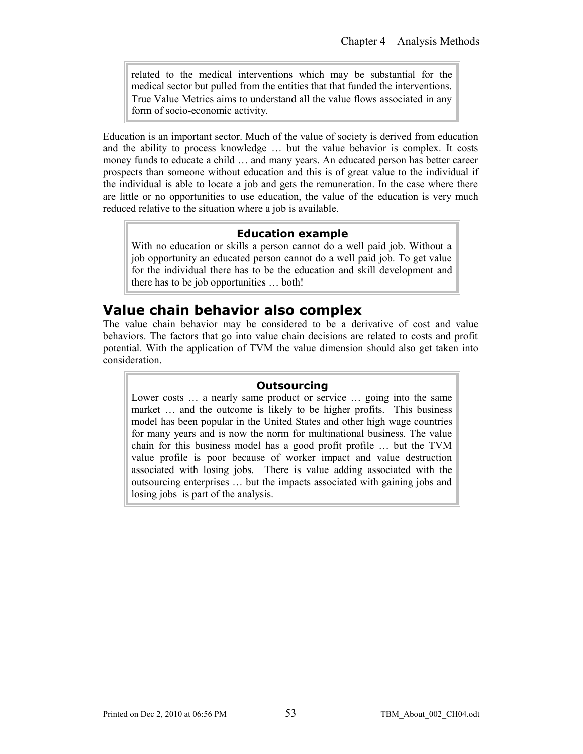related to the medical interventions which may be substantial for the medical sector but pulled from the entities that that funded the interventions. True Value Metrics aims to understand all the value flows associated in any form of socio-economic activity.

Education is an important sector. Much of the value of society is derived from education and the ability to process knowledge … but the value behavior is complex. It costs money funds to educate a child … and many years. An educated person has better career prospects than someone without education and this is of great value to the individual if the individual is able to locate a job and gets the remuneration. In the case where there are little or no opportunities to use education, the value of the education is very much reduced relative to the situation where a job is available.

**Education example**

With no education or skills a person cannot do a well paid job. Without a job opportunity an educated person cannot do a well paid job. To get value for the individual there has to be the education and skill development and there has to be job opportunities … both!

## Value chain behavior also complex

The value chain behavior may be considered to be a derivative of cost and value behaviors. The factors that go into value chain decisions are related to costs and profit potential. With the application of TVM the value dimension should also get taken into consideration.

**Outsourcing**

Lower costs … a nearly same product or service … going into the same market … and the outcome is likely to be higher profits. This business model has been popular in the United States and other high wage countries for many years and is now the norm for multinational business. The value chain for this business model has a good profit profile … but the TVM value profile is poor because of worker impact and value destruction associated with losing jobs. There is value adding associated with the outsourcing enterprises … but the impacts associated with gaining jobs and losing jobs is part of the analysis.